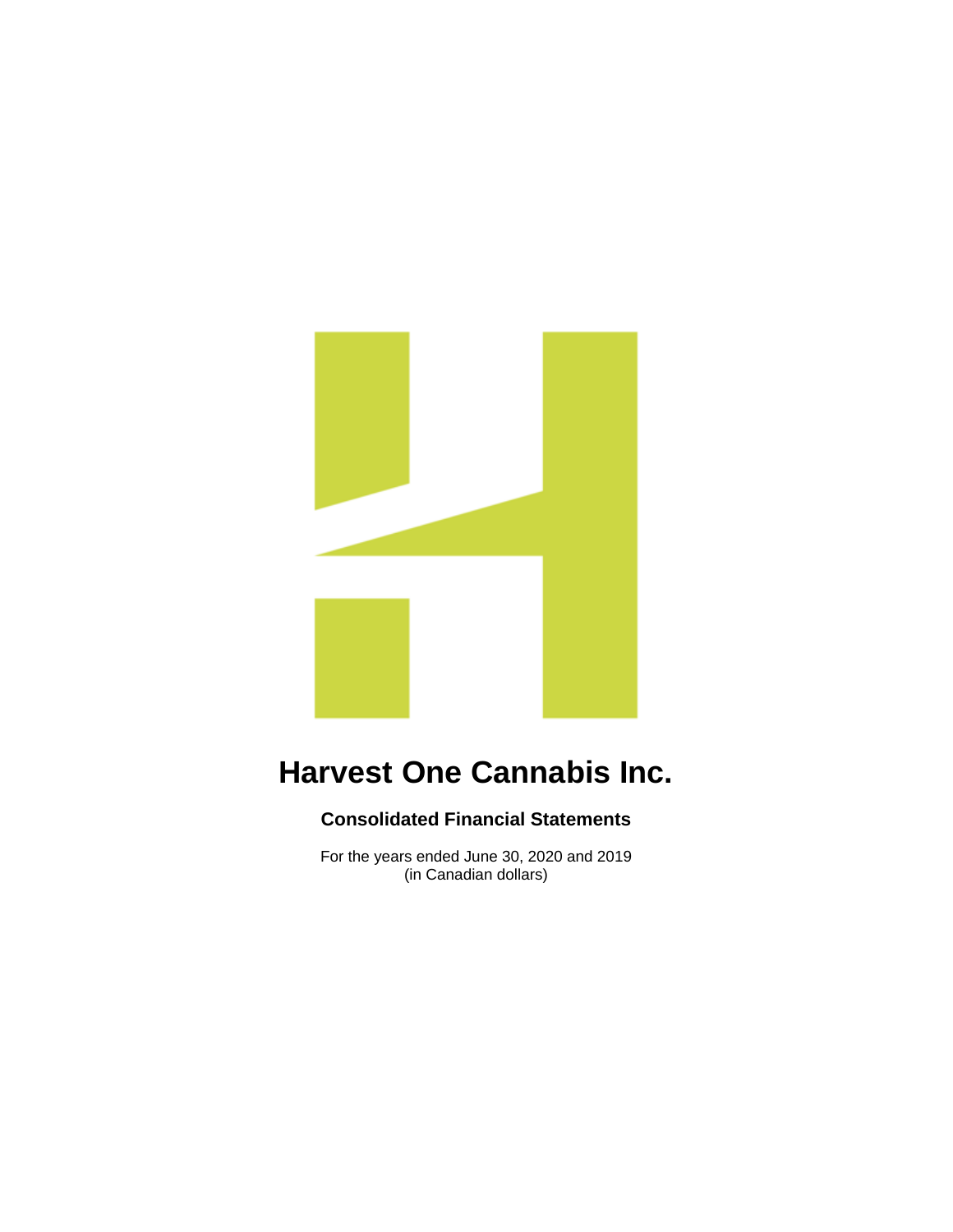# Harvest One Cannabis Inc.

## Consolidated Financial Statements

For the years ended June 30, 2020 and 2019
(in Canadian dollars)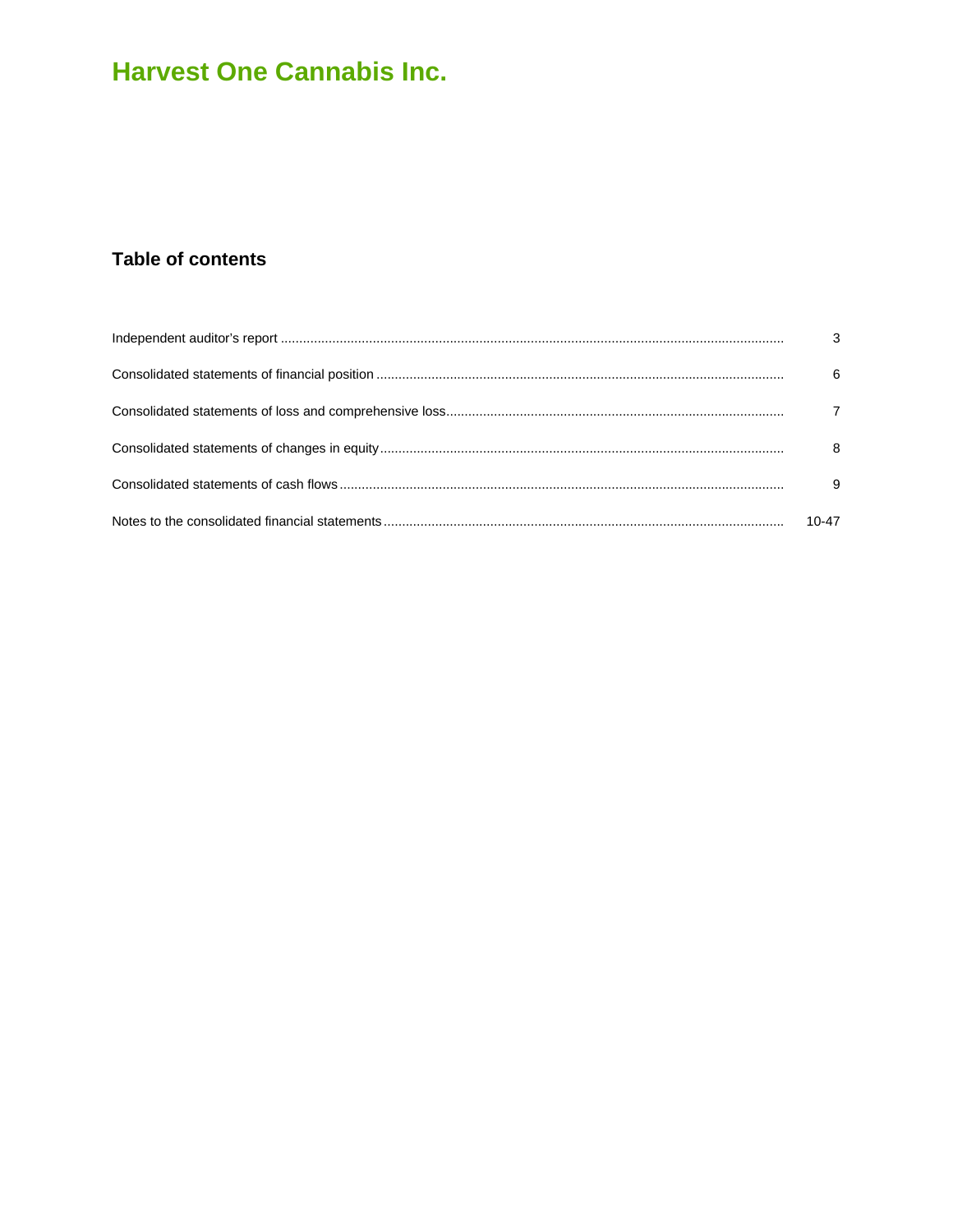# Harvest One Cannabis Inc.

## Table of contents

| | |
|---|---|
| Independent auditor's report | 3 |
| Consolidated statements of financial position | 6 |
| Consolidated statements of loss and comprehensive loss | 7 |
| Consolidated statements of changes in equity | 8 |
| Consolidated statements of cash flows | 9 |
| Notes to the consolidated financial statements | 10-47 |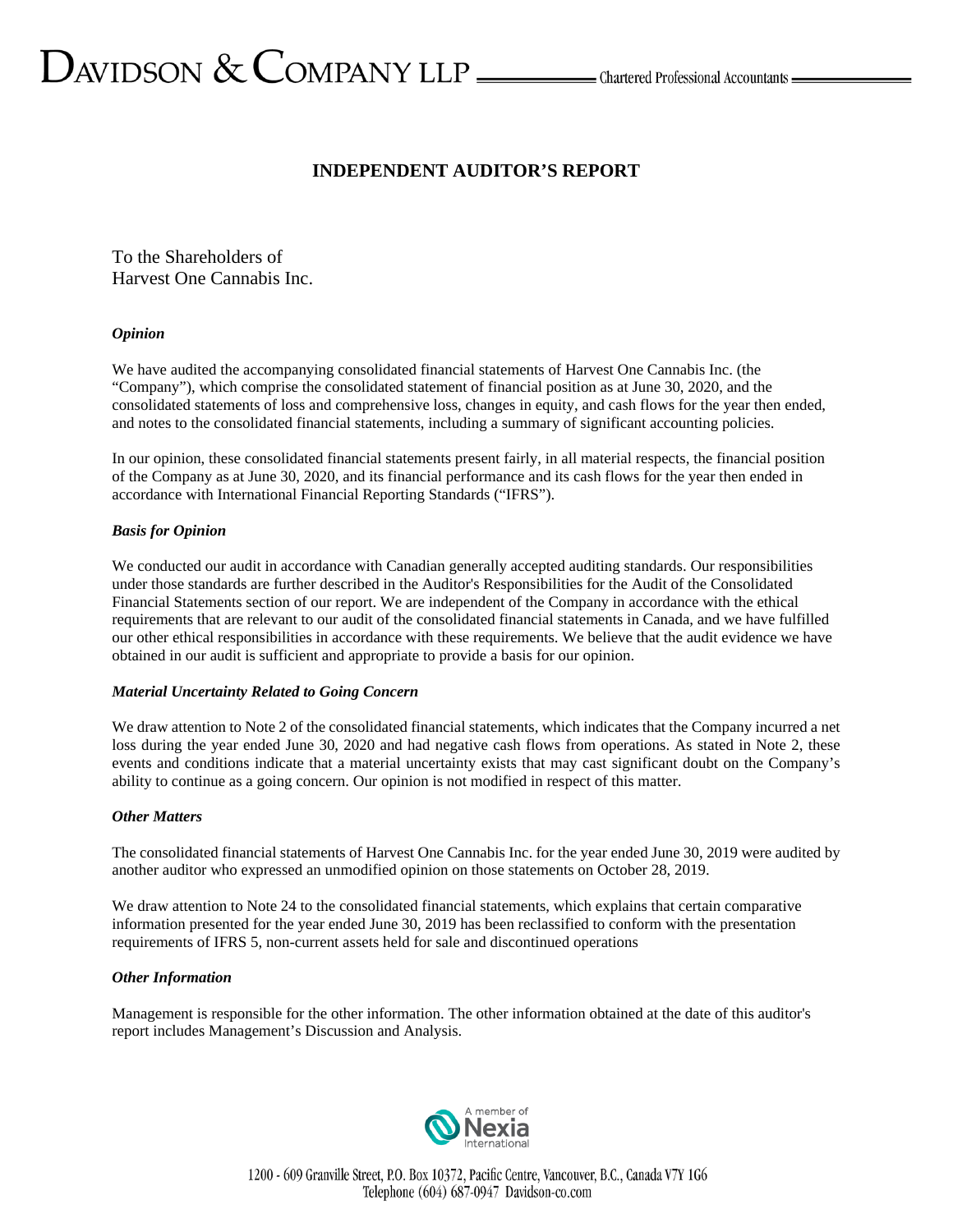# INDEPENDENT AUDITOR'S REPORT

To the Shareholders of
Harvest One Cannabis Inc.

### *Opinion*

We have audited the accompanying consolidated financial statements of Harvest One Cannabis Inc. (the "Company"), which comprise the consolidated statement of financial position as at June 30, 2020, and the consolidated statements of loss and comprehensive loss, changes in equity, and cash flows for the year then ended, and notes to the consolidated financial statements, including a summary of significant accounting policies.

In our opinion, these consolidated financial statements present fairly, in all material respects, the financial position of the Company as at June 30, 2020, and its financial performance and its cash flows for the year then ended in accordance with International Financial Reporting Standards ("IFRS").

### *Basis for Opinion*

We conducted our audit in accordance with Canadian generally accepted auditing standards. Our responsibilities under those standards are further described in the Auditor's Responsibilities for the Audit of the Consolidated Financial Statements section of our report. We are independent of the Company in accordance with the ethical requirements that are relevant to our audit of the consolidated financial statements in Canada, and we have fulfilled our other ethical responsibilities in accordance with these requirements. We believe that the audit evidence we have obtained in our audit is sufficient and appropriate to provide a basis for our opinion.

### *Material Uncertainty Related to Going Concern*

We draw attention to Note 2 of the consolidated financial statements, which indicates that the Company incurred a net loss during the year ended June 30, 2020 and had negative cash flows from operations. As stated in Note 2, these events and conditions indicate that a material uncertainty exists that may cast significant doubt on the Company's ability to continue as a going concern. Our opinion is not modified in respect of this matter.

### *Other Matters*

The consolidated financial statements of Harvest One Cannabis Inc. for the year ended June 30, 2019 were audited by another auditor who expressed an unmodified opinion on those statements on October 28, 2019.

We draw attention to Note 24 to the consolidated financial statements, which explains that certain comparative information presented for the year ended June 30, 2019 has been reclassified to conform with the presentation requirements of IFRS 5, non-current assets held for sale and discontinued operations

### *Other Information*

Management is responsible for the other information. The other information obtained at the date of this auditor's report includes Management's Discussion and Analysis.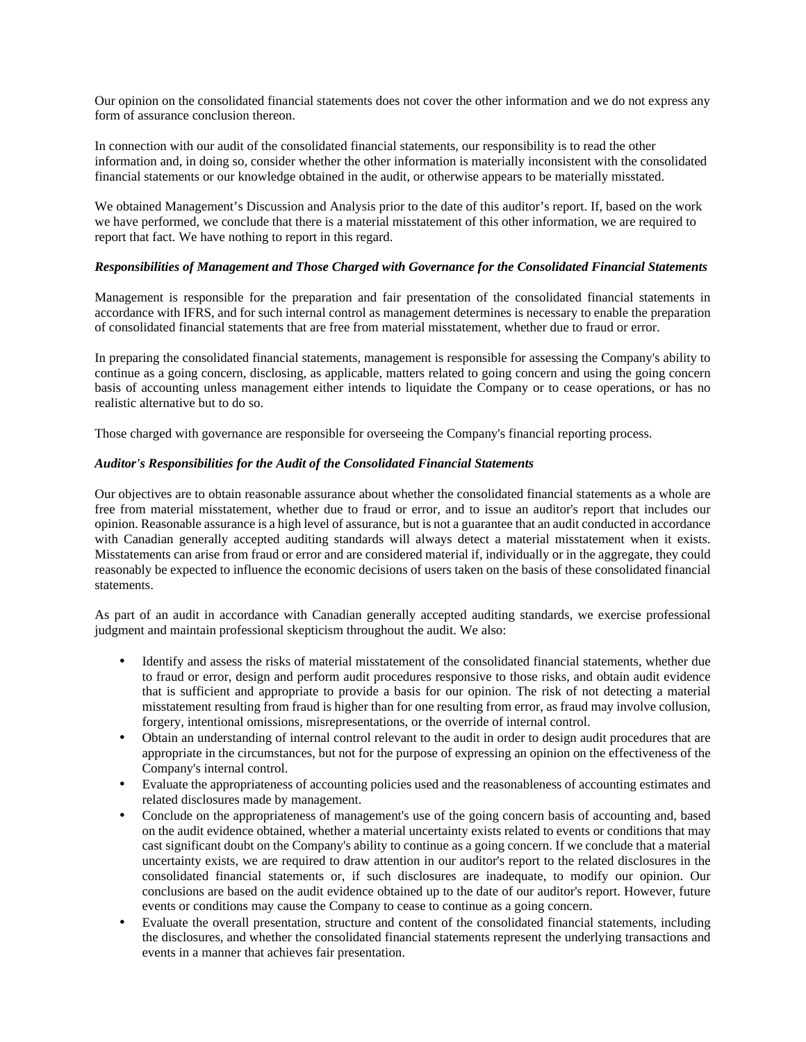Our opinion on the consolidated financial statements does not cover the other information and we do not express any form of assurance conclusion thereon.

In connection with our audit of the consolidated financial statements, our responsibility is to read the other information and, in doing so, consider whether the other information is materially inconsistent with the consolidated financial statements or our knowledge obtained in the audit, or otherwise appears to be materially misstated.

We obtained Management's Discussion and Analysis prior to the date of this auditor's report. If, based on the work we have performed, we conclude that there is a material misstatement of this other information, we are required to report that fact. We have nothing to report in this regard.

***Responsibilities of Management and Those Charged with Governance for the Consolidated Financial Statements***

Management is responsible for the preparation and fair presentation of the consolidated financial statements in accordance with IFRS, and for such internal control as management determines is necessary to enable the preparation of consolidated financial statements that are free from material misstatement, whether due to fraud or error.

In preparing the consolidated financial statements, management is responsible for assessing the Company's ability to continue as a going concern, disclosing, as applicable, matters related to going concern and using the going concern basis of accounting unless management either intends to liquidate the Company or to cease operations, or has no realistic alternative but to do so.

Those charged with governance are responsible for overseeing the Company's financial reporting process.

***Auditor's Responsibilities for the Audit of the Consolidated Financial Statements***

Our objectives are to obtain reasonable assurance about whether the consolidated financial statements as a whole are free from material misstatement, whether due to fraud or error, and to issue an auditor's report that includes our opinion. Reasonable assurance is a high level of assurance, but is not a guarantee that an audit conducted in accordance with Canadian generally accepted auditing standards will always detect a material misstatement when it exists. Misstatements can arise from fraud or error and are considered material if, individually or in the aggregate, they could reasonably be expected to influence the economic decisions of users taken on the basis of these consolidated financial statements.

As part of an audit in accordance with Canadian generally accepted auditing standards, we exercise professional judgment and maintain professional skepticism throughout the audit. We also:

- Identify and assess the risks of material misstatement of the consolidated financial statements, whether due to fraud or error, design and perform audit procedures responsive to those risks, and obtain audit evidence that is sufficient and appropriate to provide a basis for our opinion. The risk of not detecting a material misstatement resulting from fraud is higher than for one resulting from error, as fraud may involve collusion, forgery, intentional omissions, misrepresentations, or the override of internal control.
- Obtain an understanding of internal control relevant to the audit in order to design audit procedures that are appropriate in the circumstances, but not for the purpose of expressing an opinion on the effectiveness of the Company's internal control.
- Evaluate the appropriateness of accounting policies used and the reasonableness of accounting estimates and related disclosures made by management.
- Conclude on the appropriateness of management's use of the going concern basis of accounting and, based on the audit evidence obtained, whether a material uncertainty exists related to events or conditions that may cast significant doubt on the Company's ability to continue as a going concern. If we conclude that a material uncertainty exists, we are required to draw attention in our auditor's report to the related disclosures in the consolidated financial statements or, if such disclosures are inadequate, to modify our opinion. Our conclusions are based on the audit evidence obtained up to the date of our auditor's report. However, future events or conditions may cause the Company to cease to continue as a going concern.
- Evaluate the overall presentation, structure and content of the consolidated financial statements, including the disclosures, and whether the consolidated financial statements represent the underlying transactions and events in a manner that achieves fair presentation.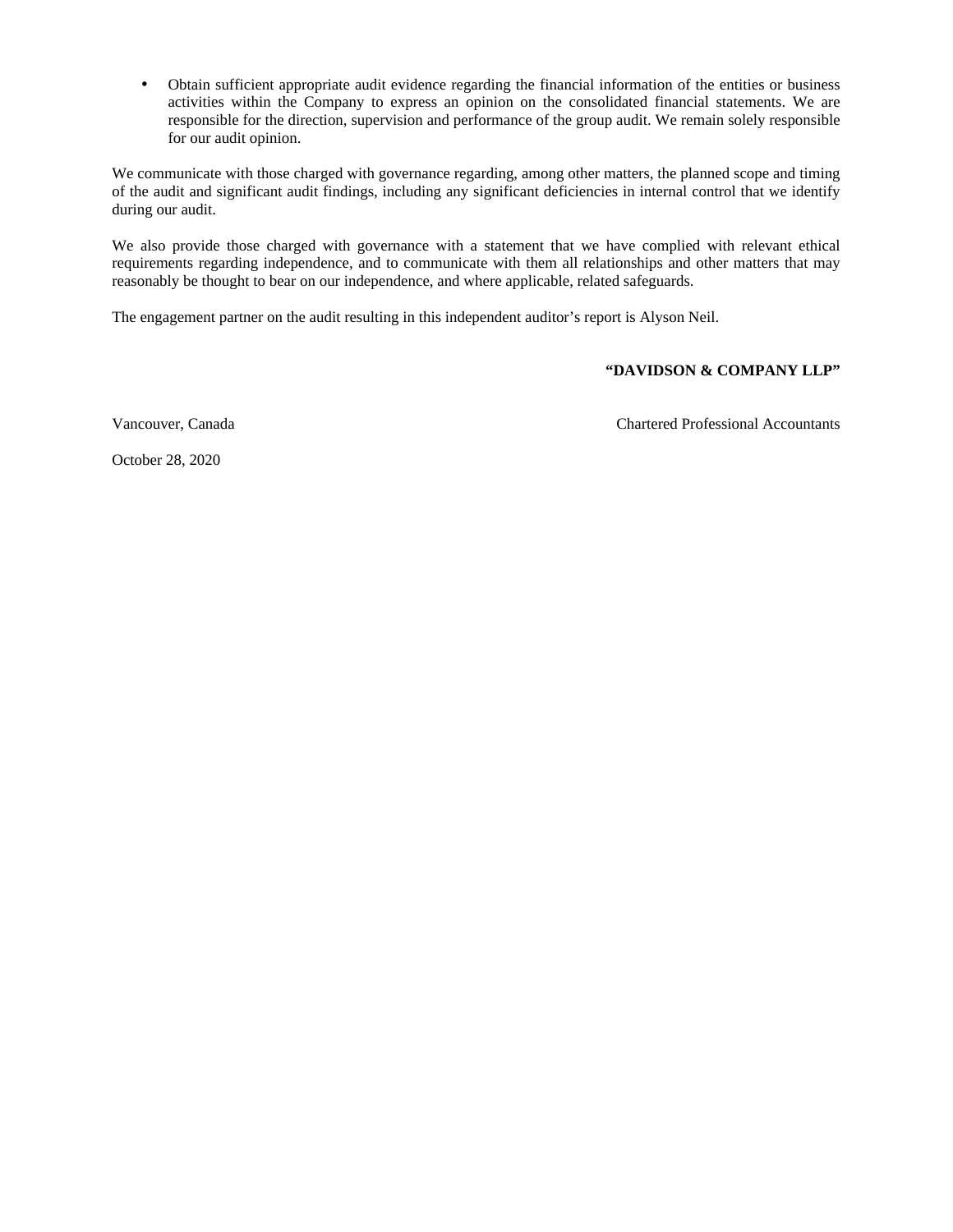- Obtain sufficient appropriate audit evidence regarding the financial information of the entities or business activities within the Company to express an opinion on the consolidated financial statements. We are responsible for the direction, supervision and performance of the group audit. We remain solely responsible for our audit opinion.

We communicate with those charged with governance regarding, among other matters, the planned scope and timing of the audit and significant audit findings, including any significant deficiencies in internal control that we identify during our audit.

We also provide those charged with governance with a statement that we have complied with relevant ethical requirements regarding independence, and to communicate with them all relationships and other matters that may reasonably be thought to bear on our independence, and where applicable, related safeguards.

The engagement partner on the audit resulting in this independent auditor's report is Alyson Neil.

**"DAVIDSON & COMPANY LLP"**

Vancouver, Canada

Chartered Professional Accountants

October 28, 2020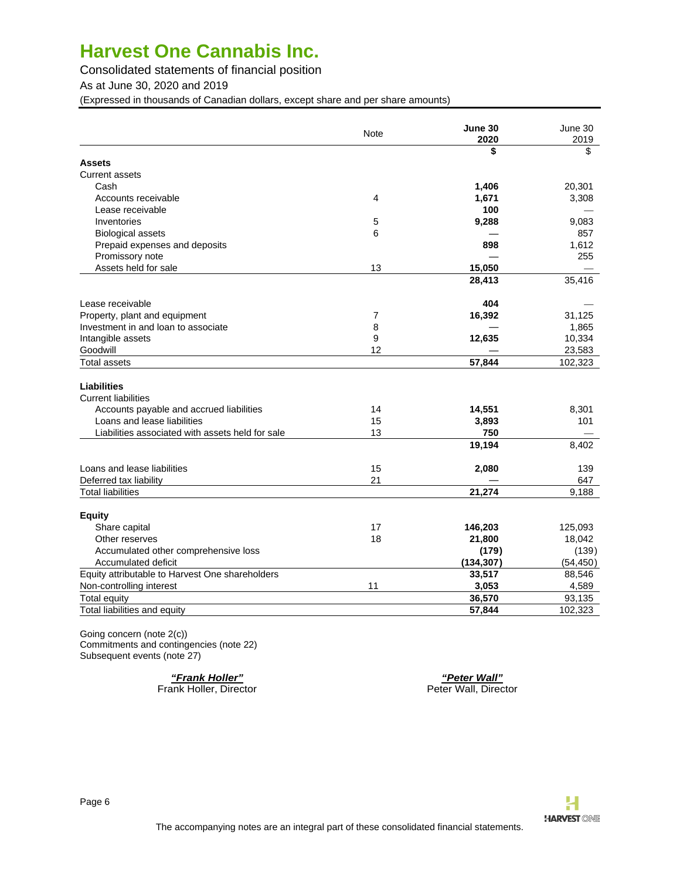# Harvest One Cannabis Inc.

Consolidated statements of financial position

As at June 30, 2020 and 2019

(Expressed in thousands of Canadian dollars, except share and per share amounts)

| | Note | June 30 2020 | June 30 2019 |
|---|---|---|---|
| | | **$** | $ |
| **Assets** | | | |
| Current assets | | | |
| Cash | | **1,406** | 20,301 |
| Accounts receivable | 4 | **1,671** | 3,308 |
| Lease receivable | | **100** | — |
| Inventories | 5 | **9,288** | 9,083 |
| Biological assets | 6 | — | 857 |
| Prepaid expenses and deposits | | **898** | 1,612 |
| Promissory note | | — | 255 |
| Assets held for sale | 13 | **15,050** | — |
| | | **28,413** | 35,416 |
| Lease receivable | | **404** | — |
| Property, plant and equipment | 7 | **16,392** | 31,125 |
| Investment in and loan to associate | 8 | — | 1,865 |
| Intangible assets | 9 | **12,635** | 10,334 |
| Goodwill | 12 | — | 23,583 |
| Total assets | | **57,844** | 102,323 |
| **Liabilities** | | | |
| Current liabilities | | | |
| Accounts payable and accrued liabilities | 14 | **14,551** | 8,301 |
| Loans and lease liabilities | 15 | **3,893** | 101 |
| Liabilities associated with assets held for sale | 13 | **750** | — |
| | | **19,194** | 8,402 |
| Loans and lease liabilities | 15 | **2,080** | 139 |
| Deferred tax liability | 21 | — | 647 |
| Total liabilities | | **21,274** | 9,188 |
| **Equity** | | | |
| Share capital | 17 | **146,203** | 125,093 |
| Other reserves | 18 | **21,800** | 18,042 |
| Accumulated other comprehensive loss | | **(179)** | (139) |
| Accumulated deficit | | **(134,307)** | (54,450) |
| Equity attributable to Harvest One shareholders | | **33,517** | 88,546 |
| Non-controlling interest | 11 | **3,053** | 4,589 |
| Total equity | | **36,570** | 93,135 |
| Total liabilities and equity | | **57,844** | 102,323 |

Going concern (note 2(c))
Commitments and contingencies (note 22)
Subsequent events (note 27)

***"Frank Holler"***
Frank Holler, Director

***"Peter Wall"***
Peter Wall, Director

The accompanying notes are an integral part of these consolidated financial statements.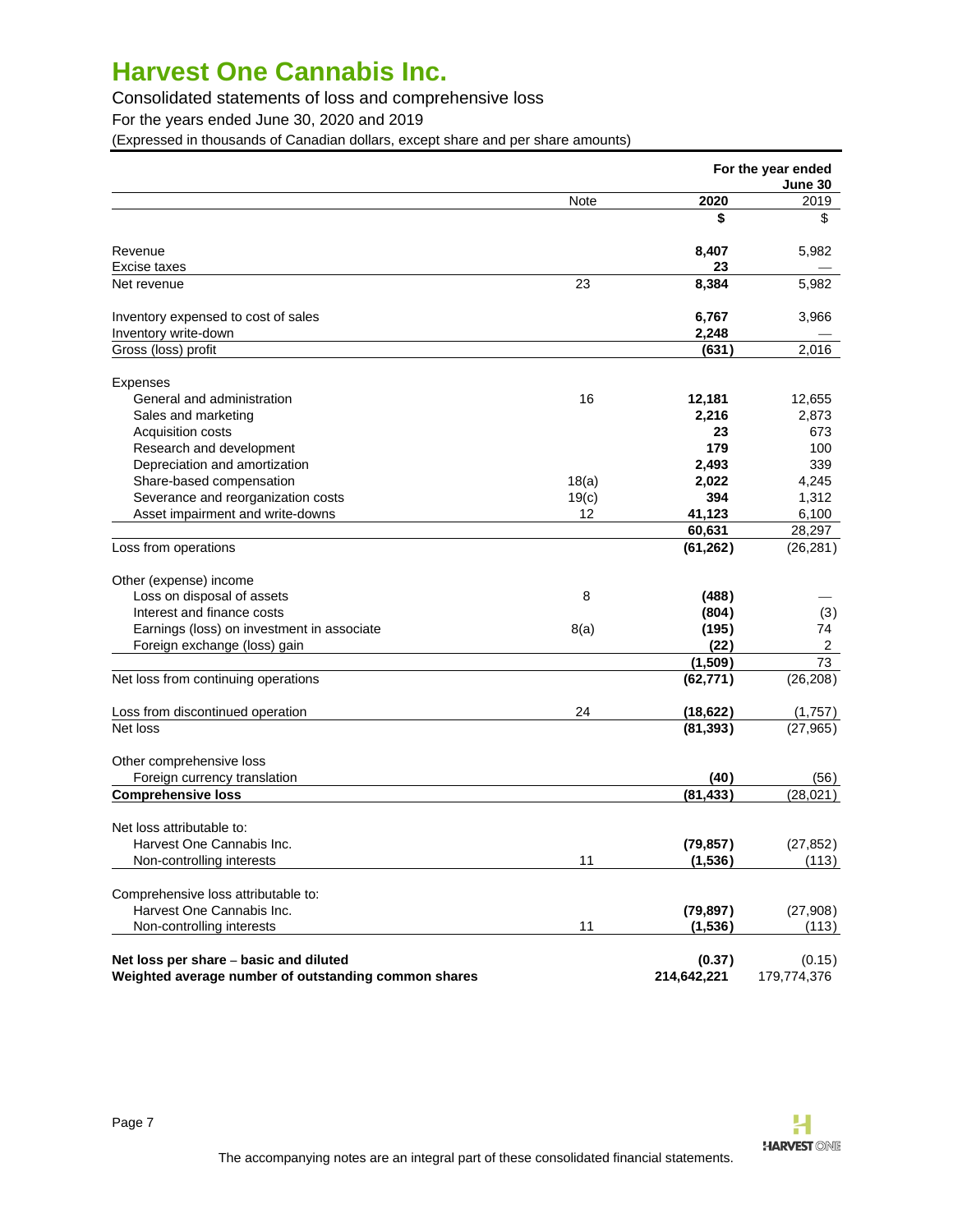# Harvest One Cannabis Inc.

Consolidated statements of loss and comprehensive loss

For the years ended June 30, 2020 and 2019

(Expressed in thousands of Canadian dollars, except share and per share amounts)

| | | For the year ended June 30 | |
|---|---|---|---|
| | Note | **2020** | 2019 |
| | | **$** | $ |
| Revenue | | **8,407** | 5,982 |
| Excise taxes | | **23** | — |
| Net revenue | 23 | **8,384** | 5,982 |
| Inventory expensed to cost of sales | | **6,767** | 3,966 |
| Inventory write-down | | **2,248** | — |
| Gross (loss) profit | | **(631)** | 2,016 |
| Expenses | | | |
| General and administration | 16 | **12,181** | 12,655 |
| Sales and marketing | | **2,216** | 2,873 |
| Acquisition costs | | **23** | 673 |
| Research and development | | **179** | 100 |
| Depreciation and amortization | | **2,493** | 339 |
| Share-based compensation | 18(a) | **2,022** | 4,245 |
| Severance and reorganization costs | 19(c) | **394** | 1,312 |
| Asset impairment and write-downs | 12 | **41,123** | 6,100 |
| | | **60,631** | 28,297 |
| Loss from operations | | **(61,262)** | (26,281) |
| Other (expense) income | | | |
| Loss on disposal of assets | 8 | **(488)** | — |
| Interest and finance costs | | **(804)** | (3) |
| Earnings (loss) on investment in associate | 8(a) | **(195)** | 74 |
| Foreign exchange (loss) gain | | **(22)** | 2 |
| | | **(1,509)** | 73 |
| Net loss from continuing operations | | **(62,771)** | (26,208) |
| Loss from discontinued operation | 24 | **(18,622)** | (1,757) |
| Net loss | | **(81,393)** | (27,965) |
| Other comprehensive loss | | | |
| Foreign currency translation | | **(40)** | (56) |
| **Comprehensive loss** | | **(81,433)** | (28,021) |
| Net loss attributable to: | | | |
| Harvest One Cannabis Inc. | | **(79,857)** | (27,852) |
| Non-controlling interests | 11 | **(1,536)** | (113) |
| Comprehensive loss attributable to: | | | |
| Harvest One Cannabis Inc. | | **(79,897)** | (27,908) |
| Non-controlling interests | 11 | **(1,536)** | (113) |
| **Net loss per share – basic and diluted** | | **(0.37)** | (0.15) |
| **Weighted average number of outstanding common shares** | | **214,642,221** | 179,774,376 |

The accompanying notes are an integral part of these consolidated financial statements.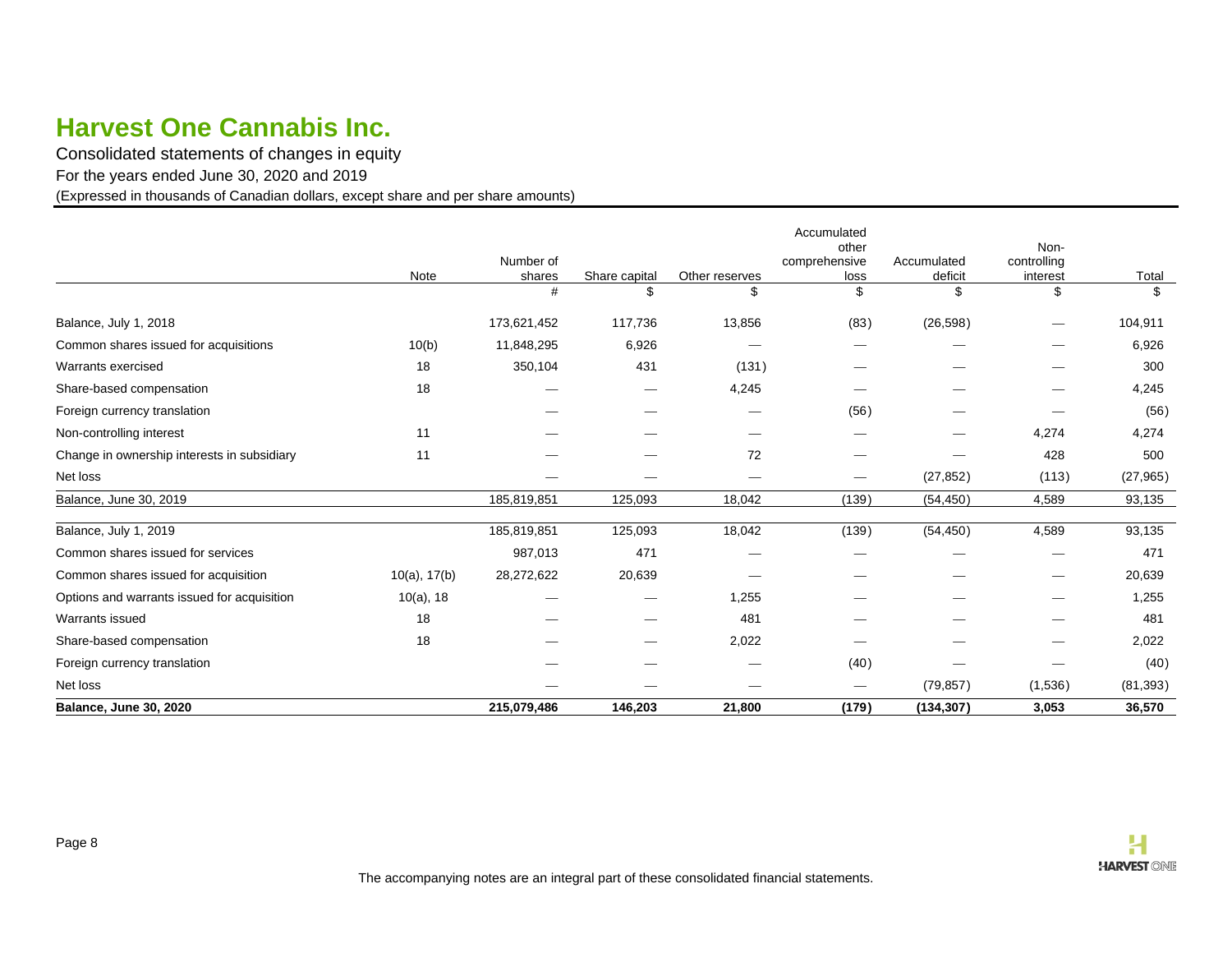# Harvest One Cannabis Inc.

Consolidated statements of changes in equity

For the years ended June 30, 2020 and 2019

(Expressed in thousands of Canadian dollars, except share and per share amounts)

| | Note | Number of shares | Share capital | Other reserves | Accumulated other comprehensive loss | Accumulated deficit | Non-controlling interest | Total |
|---|---|---|---|---|---|---|---|---|
| | | # | $ | $ | $ | $ | $ | $ |
| Balance, July 1, 2018 | | 173,621,452 | 117,736 | 13,856 | (83) | (26,598) | — | 104,911 |
| Common shares issued for acquisitions | 10(b) | 11,848,295 | 6,926 | — | — | — | — | 6,926 |
| Warrants exercised | 18 | 350,104 | 431 | (131) | — | — | — | 300 |
| Share-based compensation | 18 | — | — | 4,245 | — | — | — | 4,245 |
| Foreign currency translation | | — | — | — | (56) | — | — | (56) |
| Non-controlling interest | 11 | — | — | — | — | — | 4,274 | 4,274 |
| Change in ownership interests in subsidiary | 11 | — | — | 72 | — | — | 428 | 500 |
| Net loss | | — | — | — | — | (27,852) | (113) | (27,965) |
| Balance, June 30, 2019 | | 185,819,851 | 125,093 | 18,042 | (139) | (54,450) | 4,589 | 93,135 |
| Balance, July 1, 2019 | | 185,819,851 | 125,093 | 18,042 | (139) | (54,450) | 4,589 | 93,135 |
| Common shares issued for services | | 987,013 | 471 | — | — | — | — | 471 |
| Common shares issued for acquisition | 10(a), 17(b) | 28,272,622 | 20,639 | — | — | — | — | 20,639 |
| Options and warrants issued for acquisition | 10(a), 18 | — | — | 1,255 | — | — | — | 1,255 |
| Warrants issued | 18 | — | — | 481 | — | — | — | 481 |
| Share-based compensation | 18 | — | — | 2,022 | — | — | — | 2,022 |
| Foreign currency translation | | — | — | — | (40) | — | — | (40) |
| Net loss | | — | — | — | — | (79,857) | (1,536) | (81,393) |
| **Balance, June 30, 2020** | | **215,079,486** | **146,203** | **21,800** | **(179)** | **(134,307)** | **3,053** | **36,570** |

The accompanying notes are an integral part of these consolidated financial statements.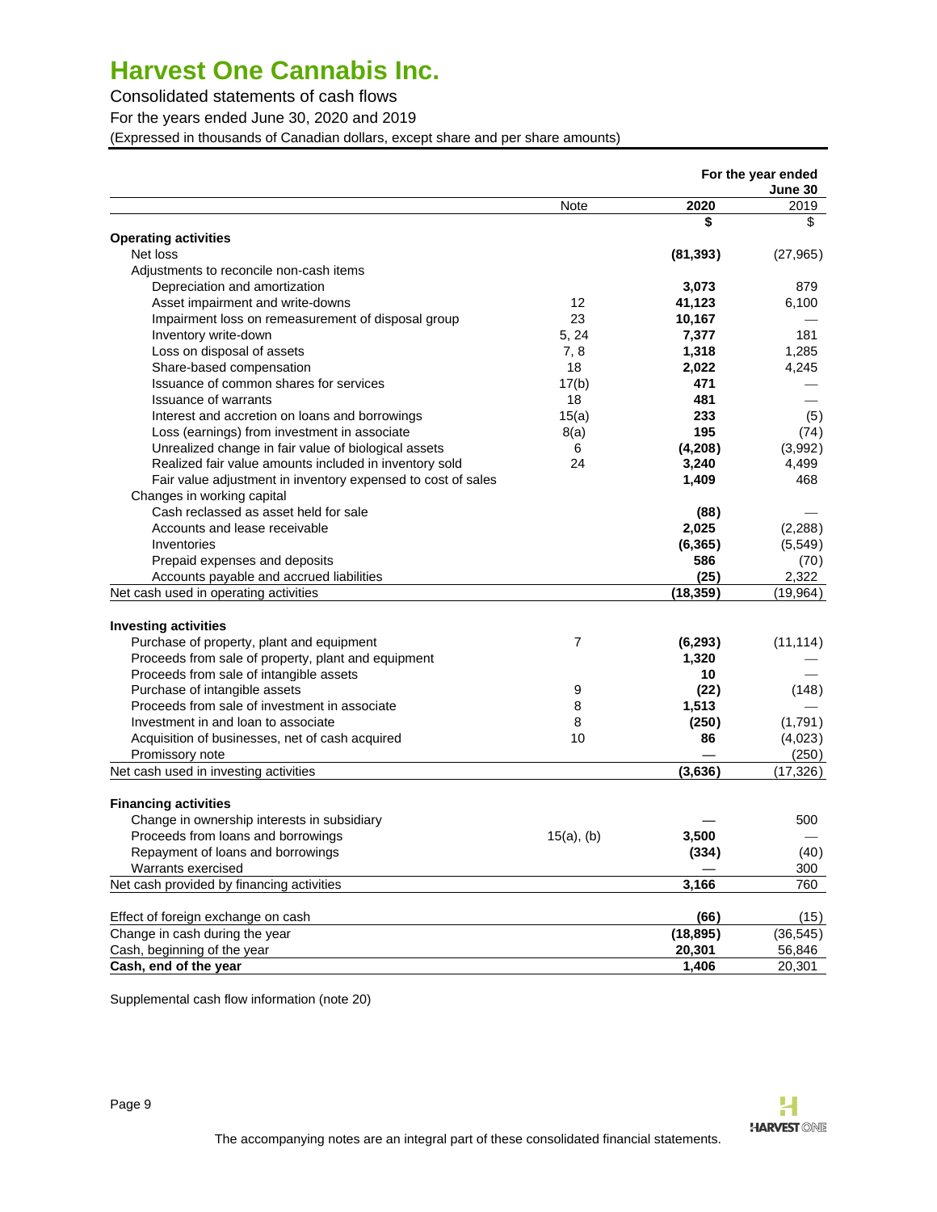# Harvest One Cannabis Inc.

Consolidated statements of cash flows

For the years ended June 30, 2020 and 2019

(Expressed in thousands of Canadian dollars, except share and per share amounts)

| | | For the year ended June 30 | |
|---|---|---|---|
| | Note | **2020** | 2019 |
| | | **$** | $ |
| **Operating activities** | | | |
| Net loss | | **(81,393)** | (27,965) |
| Adjustments to reconcile non-cash items | | | |
| Depreciation and amortization | | **3,073** | 879 |
| Asset impairment and write-downs | 12 | **41,123** | 6,100 |
| Impairment loss on remeasurement of disposal group | 23 | **10,167** | — |
| Inventory write-down | 5, 24 | **7,377** | 181 |
| Loss on disposal of assets | 7, 8 | **1,318** | 1,285 |
| Share-based compensation | 18 | **2,022** | 4,245 |
| Issuance of common shares for services | 17(b) | **471** | — |
| Issuance of warrants | 18 | **481** | — |
| Interest and accretion on loans and borrowings | 15(a) | **233** | (5) |
| Loss (earnings) from investment in associate | 8(a) | **195** | (74) |
| Unrealized change in fair value of biological assets | 6 | **(4,208)** | (3,992) |
| Realized fair value amounts included in inventory sold | 24 | **3,240** | 4,499 |
| Fair value adjustment in inventory expensed to cost of sales | | **1,409** | 468 |
| Changes in working capital | | | |
| Cash reclassed as asset held for sale | | **(88)** | — |
| Accounts and lease receivable | | **2,025** | (2,288) |
| Inventories | | **(6,365)** | (5,549) |
| Prepaid expenses and deposits | | **586** | (70) |
| Accounts payable and accrued liabilities | | **(25)** | 2,322 |
| Net cash used in operating activities | | **(18,359)** | (19,964) |
| | | | |
| **Investing activities** | | | |
| Purchase of property, plant and equipment | 7 | **(6,293)** | (11,114) |
| Proceeds from sale of property, plant and equipment | | **1,320** | — |
| Proceeds from sale of intangible assets | | **10** | — |
| Purchase of intangible assets | 9 | **(22)** | (148) |
| Proceeds from sale of investment in associate | 8 | **1,513** | — |
| Investment in and loan to associate | 8 | **(250)** | (1,791) |
| Acquisition of businesses, net of cash acquired | 10 | **86** | (4,023) |
| Promissory note | | **—** | (250) |
| Net cash used in investing activities | | **(3,636)** | (17,326) |
| | | | |
| **Financing activities** | | | |
| Change in ownership interests in subsidiary | | **—** | 500 |
| Proceeds from loans and borrowings | 15(a), (b) | **3,500** | — |
| Repayment of loans and borrowings | | **(334)** | (40) |
| Warrants exercised | | **—** | 300 |
| Net cash provided by financing activities | | **3,166** | 760 |
| | | | |
| Effect of foreign exchange on cash | | **(66)** | (15) |
| Change in cash during the year | | **(18,895)** | (36,545) |
| Cash, beginning of the year | | **20,301** | 56,846 |
| **Cash, end of the year** | | **1,406** | 20,301 |

Supplemental cash flow information (note 20)

The accompanying notes are an integral part of these consolidated financial statements.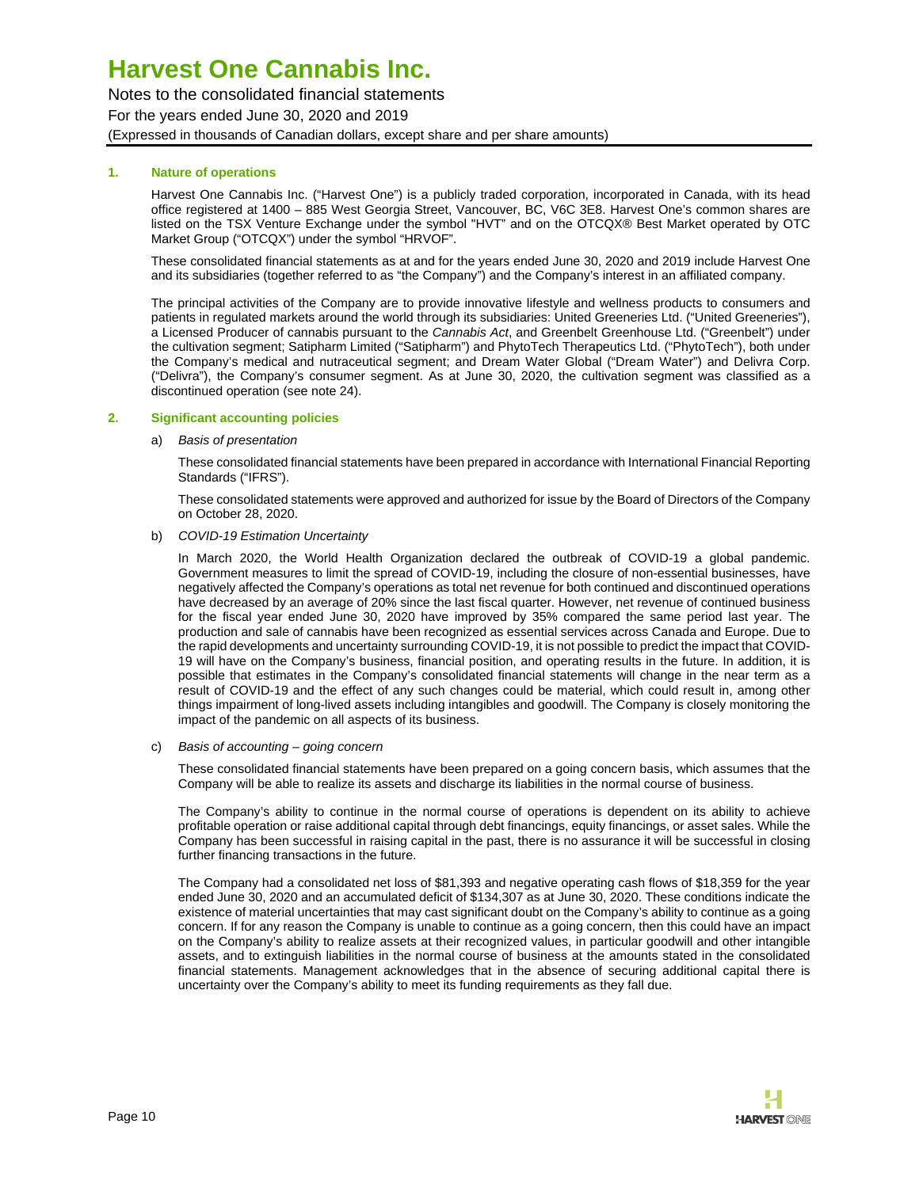## 1. Nature of operations

Harvest One Cannabis Inc. ("Harvest One") is a publicly traded corporation, incorporated in Canada, with its head office registered at 1400 – 885 West Georgia Street, Vancouver, BC, V6C 3E8. Harvest One's common shares are listed on the TSX Venture Exchange under the symbol "HVT" and on the OTCQX® Best Market operated by OTC Market Group ("OTCQX") under the symbol "HRVOF".

These consolidated financial statements as at and for the years ended June 30, 2020 and 2019 include Harvest One and its subsidiaries (together referred to as "the Company") and the Company's interest in an affiliated company.

The principal activities of the Company are to provide innovative lifestyle and wellness products to consumers and patients in regulated markets around the world through its subsidiaries: United Greeneries Ltd. ("United Greeneries"), a Licensed Producer of cannabis pursuant to the *Cannabis Act*, and Greenbelt Greenhouse Ltd. ("Greenbelt") under the cultivation segment; Satipharm Limited ("Satipharm") and PhytoTech Therapeutics Ltd. ("PhytoTech"), both under the Company's medical and nutraceutical segment; and Dream Water Global ("Dream Water") and Delivra Corp. ("Delivra"), the Company's consumer segment. As at June 30, 2020, the cultivation segment was classified as a discontinued operation (see note 24).

## 2. Significant accounting policies

a) *Basis of presentation*

These consolidated financial statements have been prepared in accordance with International Financial Reporting Standards ("IFRS").

These consolidated statements were approved and authorized for issue by the Board of Directors of the Company on October 28, 2020.

b) *COVID-19 Estimation Uncertainty*

In March 2020, the World Health Organization declared the outbreak of COVID-19 a global pandemic. Government measures to limit the spread of COVID-19, including the closure of non-essential businesses, have negatively affected the Company's operations as total net revenue for both continued and discontinued operations have decreased by an average of 20% since the last fiscal quarter. However, net revenue of continued business for the fiscal year ended June 30, 2020 have improved by 35% compared the same period last year. The production and sale of cannabis have been recognized as essential services across Canada and Europe. Due to the rapid developments and uncertainty surrounding COVID-19, it is not possible to predict the impact that COVID-19 will have on the Company's business, financial position, and operating results in the future. In addition, it is possible that estimates in the Company's consolidated financial statements will change in the near term as a result of COVID-19 and the effect of any such changes could be material, which could result in, among other things impairment of long-lived assets including intangibles and goodwill. The Company is closely monitoring the impact of the pandemic on all aspects of its business.

c) *Basis of accounting – going concern*

These consolidated financial statements have been prepared on a going concern basis, which assumes that the Company will be able to realize its assets and discharge its liabilities in the normal course of business.

The Company's ability to continue in the normal course of operations is dependent on its ability to achieve profitable operation or raise additional capital through debt financings, equity financings, or asset sales. While the Company has been successful in raising capital in the past, there is no assurance it will be successful in closing further financing transactions in the future.

The Company had a consolidated net loss of $81,393 and negative operating cash flows of $18,359 for the year ended June 30, 2020 and an accumulated deficit of $134,307 as at June 30, 2020. These conditions indicate the existence of material uncertainties that may cast significant doubt on the Company's ability to continue as a going concern. If for any reason the Company is unable to continue as a going concern, then this could have an impact on the Company's ability to realize assets at their recognized values, in particular goodwill and other intangible assets, and to extinguish liabilities in the normal course of business at the amounts stated in the consolidated financial statements. Management acknowledges that in the absence of securing additional capital there is uncertainty over the Company's ability to meet its funding requirements as they fall due.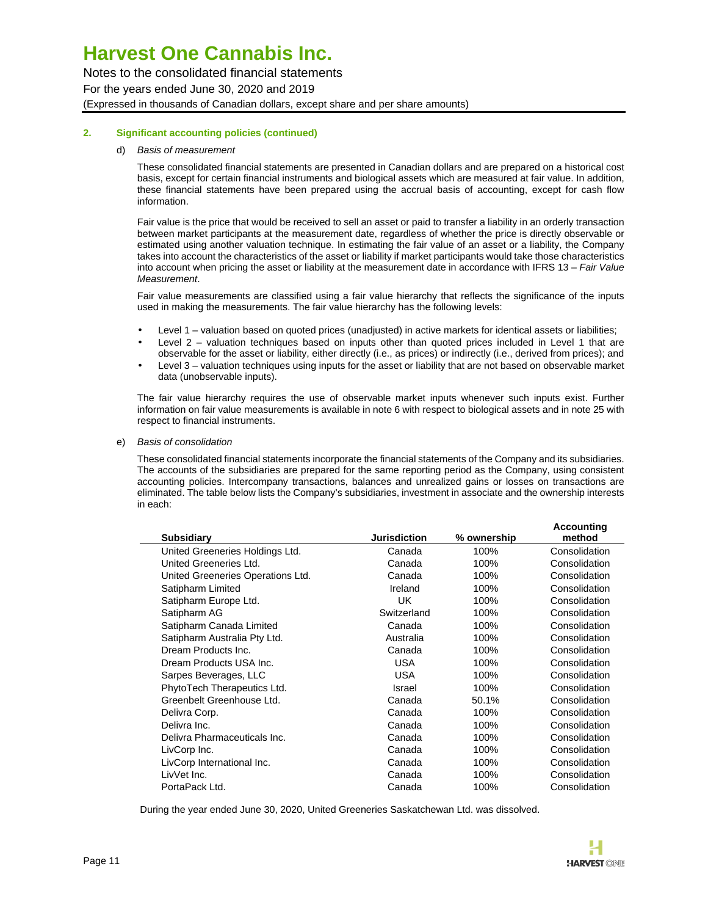## 2. Significant accounting policies (continued)

d) *Basis of measurement*

These consolidated financial statements are presented in Canadian dollars and are prepared on a historical cost basis, except for certain financial instruments and biological assets which are measured at fair value. In addition, these financial statements have been prepared using the accrual basis of accounting, except for cash flow information.

Fair value is the price that would be received to sell an asset or paid to transfer a liability in an orderly transaction between market participants at the measurement date, regardless of whether the price is directly observable or estimated using another valuation technique. In estimating the fair value of an asset or a liability, the Company takes into account the characteristics of the asset or liability if market participants would take those characteristics into account when pricing the asset or liability at the measurement date in accordance with IFRS 13 – *Fair Value Measurement*.

Fair value measurements are classified using a fair value hierarchy that reflects the significance of the inputs used in making the measurements. The fair value hierarchy has the following levels:

- Level 1 – valuation based on quoted prices (unadjusted) in active markets for identical assets or liabilities;
- Level 2 – valuation techniques based on inputs other than quoted prices included in Level 1 that are observable for the asset or liability, either directly (i.e., as prices) or indirectly (i.e., derived from prices); and
- Level 3 – valuation techniques using inputs for the asset or liability that are not based on observable market data (unobservable inputs).

The fair value hierarchy requires the use of observable market inputs whenever such inputs exist. Further information on fair value measurements is available in note 6 with respect to biological assets and in note 25 with respect to financial instruments.

e) *Basis of consolidation*

These consolidated financial statements incorporate the financial statements of the Company and its subsidiaries. The accounts of the subsidiaries are prepared for the same reporting period as the Company, using consistent accounting policies. Intercompany transactions, balances and unrealized gains or losses on transactions are eliminated. The table below lists the Company's subsidiaries, investment in associate and the ownership interests in each:

| Subsidiary | Jurisdiction | % ownership | Accounting method |
|---|---|---|---|
| United Greeneries Holdings Ltd. | Canada | 100% | Consolidation |
| United Greeneries Ltd. | Canada | 100% | Consolidation |
| United Greeneries Operations Ltd. | Canada | 100% | Consolidation |
| Satipharm Limited | Ireland | 100% | Consolidation |
| Satipharm Europe Ltd. | UK | 100% | Consolidation |
| Satipharm AG | Switzerland | 100% | Consolidation |
| Satipharm Canada Limited | Canada | 100% | Consolidation |
| Satipharm Australia Pty Ltd. | Australia | 100% | Consolidation |
| Dream Products Inc. | Canada | 100% | Consolidation |
| Dream Products USA Inc. | USA | 100% | Consolidation |
| Sarpes Beverages, LLC | USA | 100% | Consolidation |
| PhytoTech Therapeutics Ltd. | Israel | 100% | Consolidation |
| Greenbelt Greenhouse Ltd. | Canada | 50.1% | Consolidation |
| Delivra Corp. | Canada | 100% | Consolidation |
| Delivra Inc. | Canada | 100% | Consolidation |
| Delivra Pharmaceuticals Inc. | Canada | 100% | Consolidation |
| LivCorp Inc. | Canada | 100% | Consolidation |
| LivCorp International Inc. | Canada | 100% | Consolidation |
| LivVet Inc. | Canada | 100% | Consolidation |
| PortaPack Ltd. | Canada | 100% | Consolidation |

During the year ended June 30, 2020, United Greeneries Saskatchewan Ltd. was dissolved.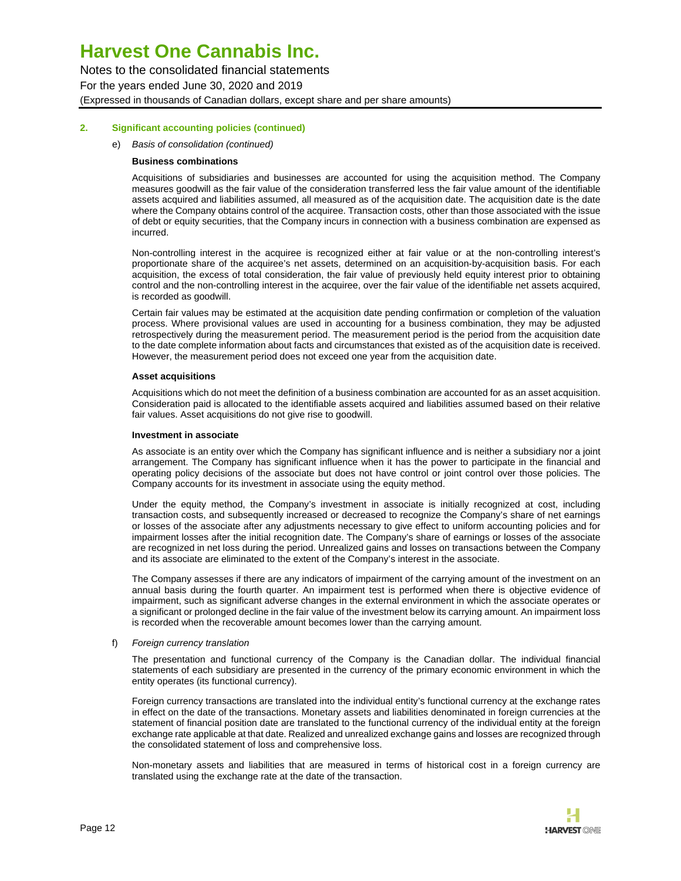## 2. Significant accounting policies (continued)

e) *Basis of consolidation (continued)*

**Business combinations**

Acquisitions of subsidiaries and businesses are accounted for using the acquisition method. The Company measures goodwill as the fair value of the consideration transferred less the fair value amount of the identifiable assets acquired and liabilities assumed, all measured as of the acquisition date. The acquisition date is the date where the Company obtains control of the acquiree. Transaction costs, other than those associated with the issue of debt or equity securities, that the Company incurs in connection with a business combination are expensed as incurred.

Non-controlling interest in the acquiree is recognized either at fair value or at the non-controlling interest's proportionate share of the acquiree's net assets, determined on an acquisition-by-acquisition basis. For each acquisition, the excess of total consideration, the fair value of previously held equity interest prior to obtaining control and the non-controlling interest in the acquiree, over the fair value of the identifiable net assets acquired, is recorded as goodwill.

Certain fair values may be estimated at the acquisition date pending confirmation or completion of the valuation process. Where provisional values are used in accounting for a business combination, they may be adjusted retrospectively during the measurement period. The measurement period is the period from the acquisition date to the date complete information about facts and circumstances that existed as of the acquisition date is received. However, the measurement period does not exceed one year from the acquisition date.

**Asset acquisitions**

Acquisitions which do not meet the definition of a business combination are accounted for as an asset acquisition. Consideration paid is allocated to the identifiable assets acquired and liabilities assumed based on their relative fair values. Asset acquisitions do not give rise to goodwill.

**Investment in associate**

As associate is an entity over which the Company has significant influence and is neither a subsidiary nor a joint arrangement. The Company has significant influence when it has the power to participate in the financial and operating policy decisions of the associate but does not have control or joint control over those policies. The Company accounts for its investment in associate using the equity method.

Under the equity method, the Company's investment in associate is initially recognized at cost, including transaction costs, and subsequently increased or decreased to recognize the Company's share of net earnings or losses of the associate after any adjustments necessary to give effect to uniform accounting policies and for impairment losses after the initial recognition date. The Company's share of earnings or losses of the associate are recognized in net loss during the period. Unrealized gains and losses on transactions between the Company and its associate are eliminated to the extent of the Company's interest in the associate.

The Company assesses if there are any indicators of impairment of the carrying amount of the investment on an annual basis during the fourth quarter. An impairment test is performed when there is objective evidence of impairment, such as significant adverse changes in the external environment in which the associate operates or a significant or prolonged decline in the fair value of the investment below its carrying amount. An impairment loss is recorded when the recoverable amount becomes lower than the carrying amount.

f) *Foreign currency translation*

The presentation and functional currency of the Company is the Canadian dollar. The individual financial statements of each subsidiary are presented in the currency of the primary economic environment in which the entity operates (its functional currency).

Foreign currency transactions are translated into the individual entity's functional currency at the exchange rates in effect on the date of the transactions. Monetary assets and liabilities denominated in foreign currencies at the statement of financial position date are translated to the functional currency of the individual entity at the foreign exchange rate applicable at that date. Realized and unrealized exchange gains and losses are recognized through the consolidated statement of loss and comprehensive loss.

Non-monetary assets and liabilities that are measured in terms of historical cost in a foreign currency are translated using the exchange rate at the date of the transaction.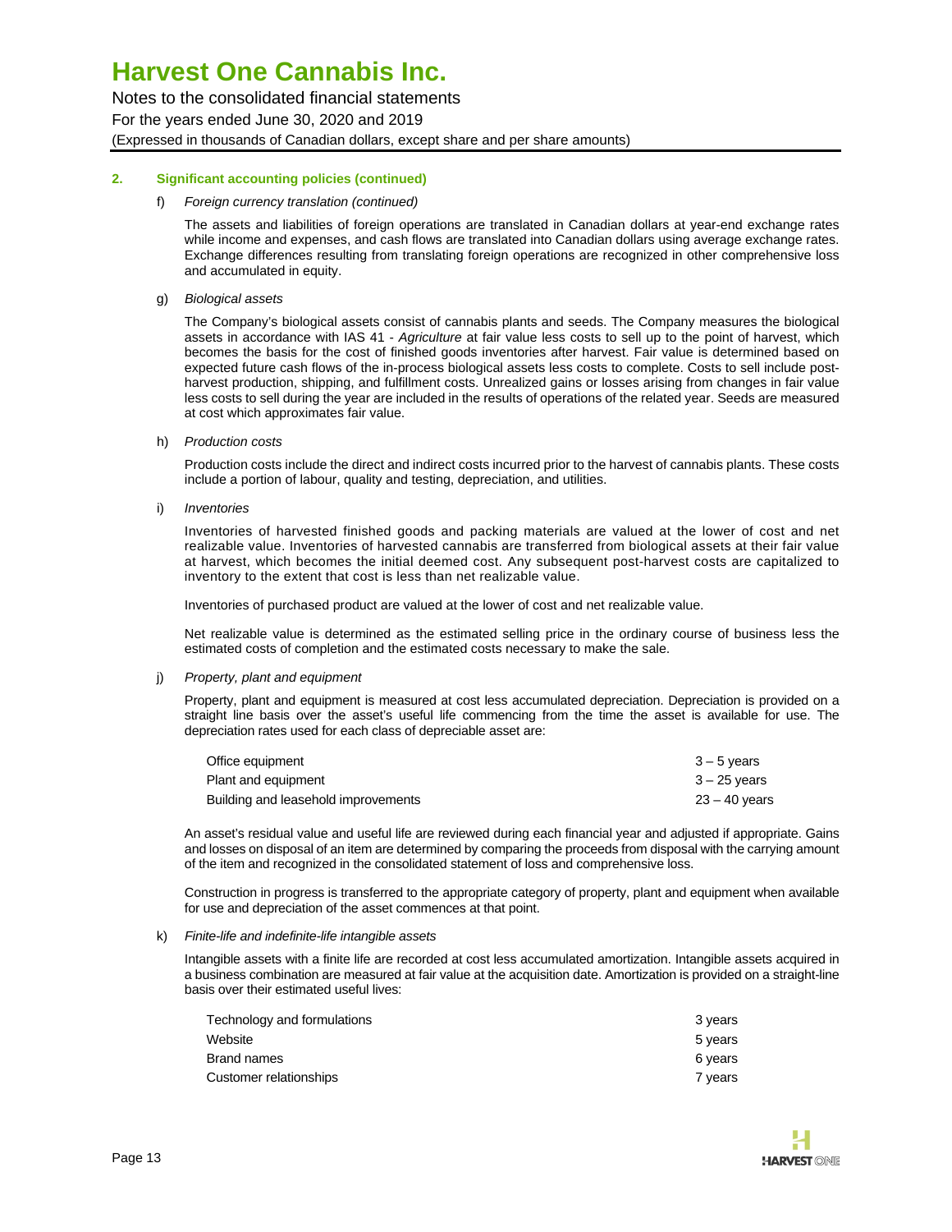## 2. Significant accounting policies (continued)

f) *Foreign currency translation (continued)*

The assets and liabilities of foreign operations are translated in Canadian dollars at year-end exchange rates while income and expenses, and cash flows are translated into Canadian dollars using average exchange rates. Exchange differences resulting from translating foreign operations are recognized in other comprehensive loss and accumulated in equity.

g) *Biological assets*

The Company's biological assets consist of cannabis plants and seeds. The Company measures the biological assets in accordance with IAS 41 - *Agriculture* at fair value less costs to sell up to the point of harvest, which becomes the basis for the cost of finished goods inventories after harvest. Fair value is determined based on expected future cash flows of the in-process biological assets less costs to complete. Costs to sell include post-harvest production, shipping, and fulfillment costs. Unrealized gains or losses arising from changes in fair value less costs to sell during the year are included in the results of operations of the related year. Seeds are measured at cost which approximates fair value.

h) *Production costs*

Production costs include the direct and indirect costs incurred prior to the harvest of cannabis plants. These costs include a portion of labour, quality and testing, depreciation, and utilities.

i) *Inventories*

Inventories of harvested finished goods and packing materials are valued at the lower of cost and net realizable value. Inventories of harvested cannabis are transferred from biological assets at their fair value at harvest, which becomes the initial deemed cost. Any subsequent post-harvest costs are capitalized to inventory to the extent that cost is less than net realizable value.

Inventories of purchased product are valued at the lower of cost and net realizable value.

Net realizable value is determined as the estimated selling price in the ordinary course of business less the estimated costs of completion and the estimated costs necessary to make the sale.

j) *Property, plant and equipment*

Property, plant and equipment is measured at cost less accumulated depreciation. Depreciation is provided on a straight line basis over the asset's useful life commencing from the time the asset is available for use. The depreciation rates used for each class of depreciable asset are:

| | |
|---|---|
| Office equipment | 3 – 5 years |
| Plant and equipment | 3 – 25 years |
| Building and leasehold improvements | 23 – 40 years |

An asset's residual value and useful life are reviewed during each financial year and adjusted if appropriate. Gains and losses on disposal of an item are determined by comparing the proceeds from disposal with the carrying amount of the item and recognized in the consolidated statement of loss and comprehensive loss.

Construction in progress is transferred to the appropriate category of property, plant and equipment when available for use and depreciation of the asset commences at that point.

k) *Finite-life and indefinite-life intangible assets*

Intangible assets with a finite life are recorded at cost less accumulated amortization. Intangible assets acquired in a business combination are measured at fair value at the acquisition date. Amortization is provided on a straight-line basis over their estimated useful lives:

| | |
|---|---|
| Technology and formulations | 3 years |
| Website | 5 years |
| Brand names | 6 years |
| Customer relationships | 7 years |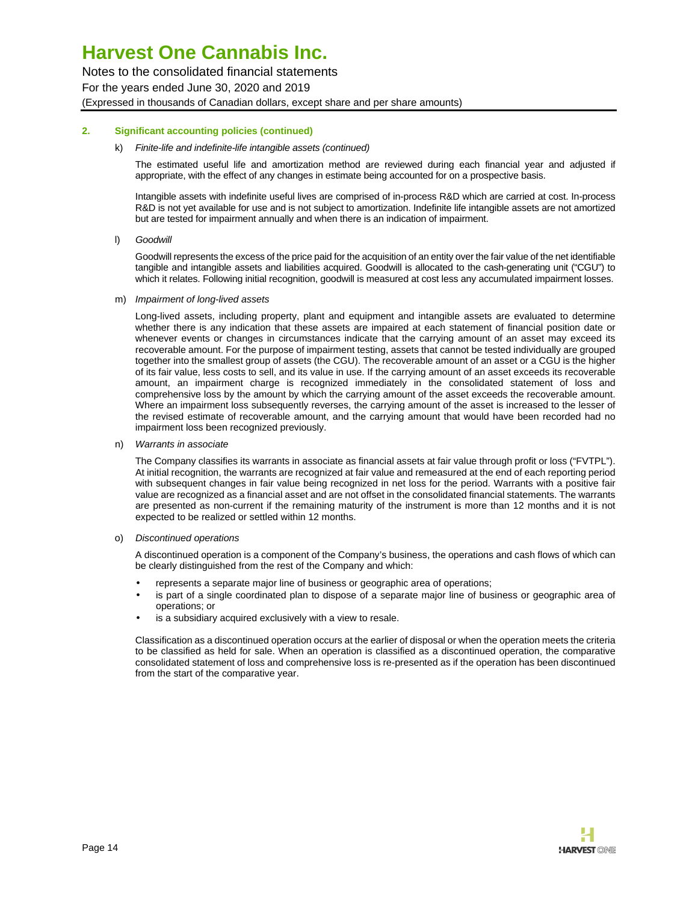## 2. Significant accounting policies (continued)

k) *Finite-life and indefinite-life intangible assets (continued)*

The estimated useful life and amortization method are reviewed during each financial year and adjusted if appropriate, with the effect of any changes in estimate being accounted for on a prospective basis.

Intangible assets with indefinite useful lives are comprised of in-process R&D which are carried at cost. In-process R&D is not yet available for use and is not subject to amortization. Indefinite life intangible assets are not amortized but are tested for impairment annually and when there is an indication of impairment.

l) *Goodwill*

Goodwill represents the excess of the price paid for the acquisition of an entity over the fair value of the net identifiable tangible and intangible assets and liabilities acquired. Goodwill is allocated to the cash-generating unit ("CGU") to which it relates. Following initial recognition, goodwill is measured at cost less any accumulated impairment losses.

m) *Impairment of long-lived assets*

Long-lived assets, including property, plant and equipment and intangible assets are evaluated to determine whether there is any indication that these assets are impaired at each statement of financial position date or whenever events or changes in circumstances indicate that the carrying amount of an asset may exceed its recoverable amount. For the purpose of impairment testing, assets that cannot be tested individually are grouped together into the smallest group of assets (the CGU). The recoverable amount of an asset or a CGU is the higher of its fair value, less costs to sell, and its value in use. If the carrying amount of an asset exceeds its recoverable amount, an impairment charge is recognized immediately in the consolidated statement of loss and comprehensive loss by the amount by which the carrying amount of the asset exceeds the recoverable amount. Where an impairment loss subsequently reverses, the carrying amount of the asset is increased to the lesser of the revised estimate of recoverable amount, and the carrying amount that would have been recorded had no impairment loss been recognized previously.

n) *Warrants in associate*

The Company classifies its warrants in associate as financial assets at fair value through profit or loss ("FVTPL"). At initial recognition, the warrants are recognized at fair value and remeasured at the end of each reporting period with subsequent changes in fair value being recognized in net loss for the period. Warrants with a positive fair value are recognized as a financial asset and are not offset in the consolidated financial statements. The warrants are presented as non-current if the remaining maturity of the instrument is more than 12 months and it is not expected to be realized or settled within 12 months.

o) *Discontinued operations*

A discontinued operation is a component of the Company's business, the operations and cash flows of which can be clearly distinguished from the rest of the Company and which:

- represents a separate major line of business or geographic area of operations;
- is part of a single coordinated plan to dispose of a separate major line of business or geographic area of operations; or
- is a subsidiary acquired exclusively with a view to resale.

Classification as a discontinued operation occurs at the earlier of disposal or when the operation meets the criteria to be classified as held for sale. When an operation is classified as a discontinued operation, the comparative consolidated statement of loss and comprehensive loss is re-presented as if the operation has been discontinued from the start of the comparative year.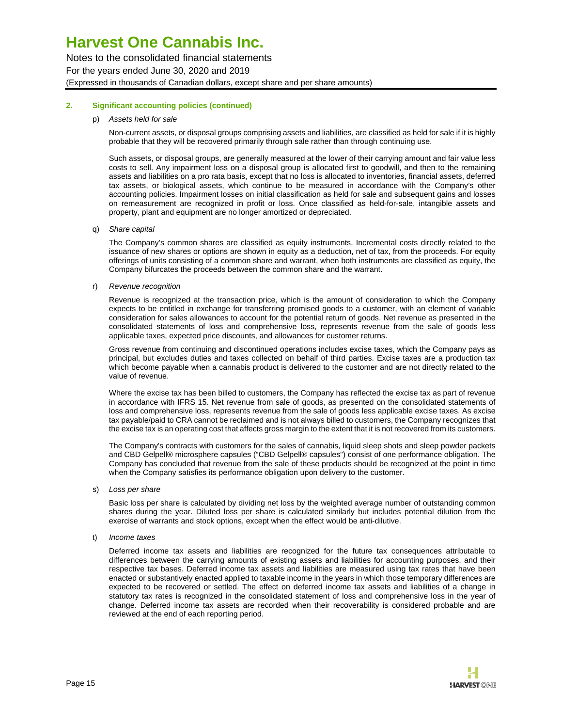## 2. Significant accounting policies (continued)

p) *Assets held for sale*

Non-current assets, or disposal groups comprising assets and liabilities, are classified as held for sale if it is highly probable that they will be recovered primarily through sale rather than through continuing use.

Such assets, or disposal groups, are generally measured at the lower of their carrying amount and fair value less costs to sell. Any impairment loss on a disposal group is allocated first to goodwill, and then to the remaining assets and liabilities on a pro rata basis, except that no loss is allocated to inventories, financial assets, deferred tax assets, or biological assets, which continue to be measured in accordance with the Company's other accounting policies. Impairment losses on initial classification as held for sale and subsequent gains and losses on remeasurement are recognized in profit or loss. Once classified as held-for-sale, intangible assets and property, plant and equipment are no longer amortized or depreciated.

q) *Share capital*

The Company's common shares are classified as equity instruments. Incremental costs directly related to the issuance of new shares or options are shown in equity as a deduction, net of tax, from the proceeds. For equity offerings of units consisting of a common share and warrant, when both instruments are classified as equity, the Company bifurcates the proceeds between the common share and the warrant.

r) *Revenue recognition*

Revenue is recognized at the transaction price, which is the amount of consideration to which the Company expects to be entitled in exchange for transferring promised goods to a customer, with an element of variable consideration for sales allowances to account for the potential return of goods. Net revenue as presented in the consolidated statements of loss and comprehensive loss, represents revenue from the sale of goods less applicable taxes, expected price discounts, and allowances for customer returns.

Gross revenue from continuing and discontinued operations includes excise taxes, which the Company pays as principal, but excludes duties and taxes collected on behalf of third parties. Excise taxes are a production tax which become payable when a cannabis product is delivered to the customer and are not directly related to the value of revenue.

Where the excise tax has been billed to customers, the Company has reflected the excise tax as part of revenue in accordance with IFRS 15. Net revenue from sale of goods, as presented on the consolidated statements of loss and comprehensive loss, represents revenue from the sale of goods less applicable excise taxes. As excise tax payable/paid to CRA cannot be reclaimed and is not always billed to customers, the Company recognizes that the excise tax is an operating cost that affects gross margin to the extent that it is not recovered from its customers.

The Company's contracts with customers for the sales of cannabis, liquid sleep shots and sleep powder packets and CBD Gelpell® microsphere capsules ("CBD Gelpell® capsules") consist of one performance obligation. The Company has concluded that revenue from the sale of these products should be recognized at the point in time when the Company satisfies its performance obligation upon delivery to the customer.

s) *Loss per share*

Basic loss per share is calculated by dividing net loss by the weighted average number of outstanding common shares during the year. Diluted loss per share is calculated similarly but includes potential dilution from the exercise of warrants and stock options, except when the effect would be anti-dilutive.

t) *Income taxes*

Deferred income tax assets and liabilities are recognized for the future tax consequences attributable to differences between the carrying amounts of existing assets and liabilities for accounting purposes, and their respective tax bases. Deferred income tax assets and liabilities are measured using tax rates that have been enacted or substantively enacted applied to taxable income in the years in which those temporary differences are expected to be recovered or settled. The effect on deferred income tax assets and liabilities of a change in statutory tax rates is recognized in the consolidated statement of loss and comprehensive loss in the year of change. Deferred income tax assets are recorded when their recoverability is considered probable and are reviewed at the end of each reporting period.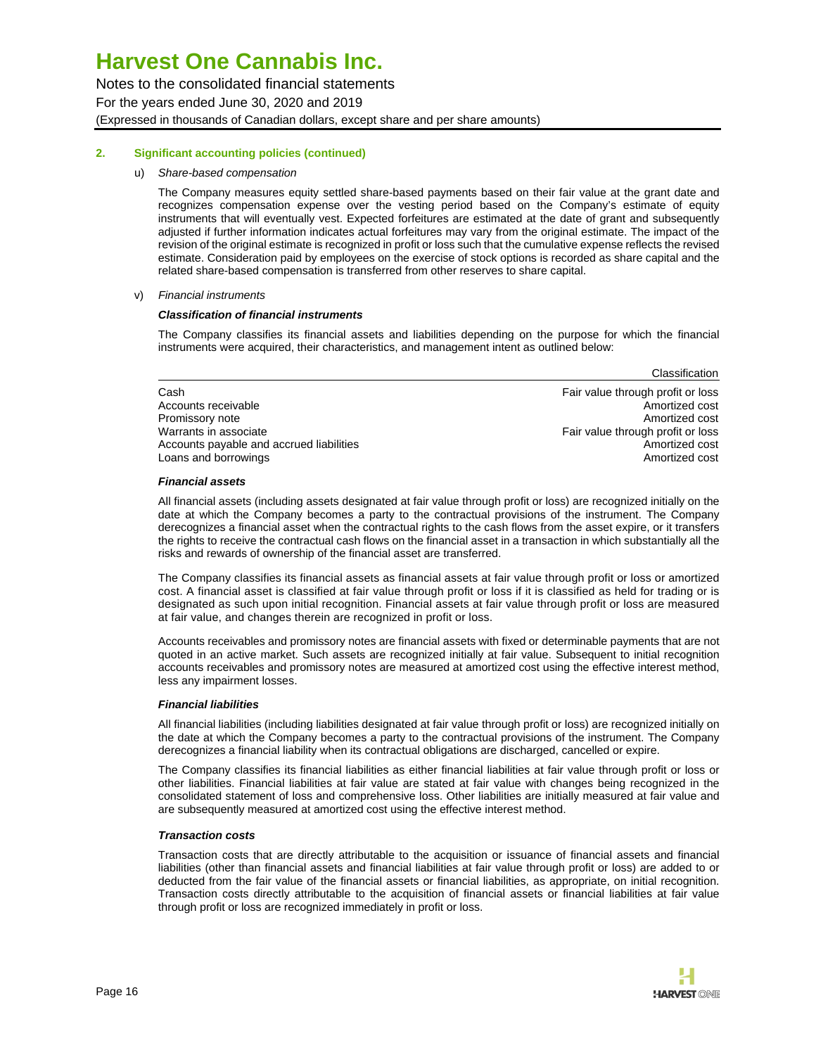## 2. Significant accounting policies (continued)

u) *Share-based compensation*

The Company measures equity settled share-based payments based on their fair value at the grant date and recognizes compensation expense over the vesting period based on the Company's estimate of equity instruments that will eventually vest. Expected forfeitures are estimated at the date of grant and subsequently adjusted if further information indicates actual forfeitures may vary from the original estimate. The impact of the revision of the original estimate is recognized in profit or loss such that the cumulative expense reflects the revised estimate. Consideration paid by employees on the exercise of stock options is recorded as share capital and the related share-based compensation is transferred from other reserves to share capital.

v) *Financial instruments*

***Classification of financial instruments***

The Company classifies its financial assets and liabilities depending on the purpose for which the financial instruments were acquired, their characteristics, and management intent as outlined below:

| | Classification |
|---|---|
| Cash | Fair value through profit or loss |
| Accounts receivable | Amortized cost |
| Promissory note | Amortized cost |
| Warrants in associate | Fair value through profit or loss |
| Accounts payable and accrued liabilities | Amortized cost |
| Loans and borrowings | Amortized cost |

***Financial assets***

All financial assets (including assets designated at fair value through profit or loss) are recognized initially on the date at which the Company becomes a party to the contractual provisions of the instrument. The Company derecognizes a financial asset when the contractual rights to the cash flows from the asset expire, or it transfers the rights to receive the contractual cash flows on the financial asset in a transaction in which substantially all the risks and rewards of ownership of the financial asset are transferred.

The Company classifies its financial assets as financial assets at fair value through profit or loss or amortized cost. A financial asset is classified at fair value through profit or loss if it is classified as held for trading or is designated as such upon initial recognition. Financial assets at fair value through profit or loss are measured at fair value, and changes therein are recognized in profit or loss.

Accounts receivables and promissory notes are financial assets with fixed or determinable payments that are not quoted in an active market. Such assets are recognized initially at fair value. Subsequent to initial recognition accounts receivables and promissory notes are measured at amortized cost using the effective interest method, less any impairment losses.

***Financial liabilities***

All financial liabilities (including liabilities designated at fair value through profit or loss) are recognized initially on the date at which the Company becomes a party to the contractual provisions of the instrument. The Company derecognizes a financial liability when its contractual obligations are discharged, cancelled or expire.

The Company classifies its financial liabilities as either financial liabilities at fair value through profit or loss or other liabilities. Financial liabilities at fair value are stated at fair value with changes being recognized in the consolidated statement of loss and comprehensive loss. Other liabilities are initially measured at fair value and are subsequently measured at amortized cost using the effective interest method.

***Transaction costs***

Transaction costs that are directly attributable to the acquisition or issuance of financial assets and financial liabilities (other than financial assets and financial liabilities at fair value through profit or loss) are added to or deducted from the fair value of the financial assets or financial liabilities, as appropriate, on initial recognition. Transaction costs directly attributable to the acquisition of financial assets or financial liabilities at fair value through profit or loss are recognized immediately in profit or loss.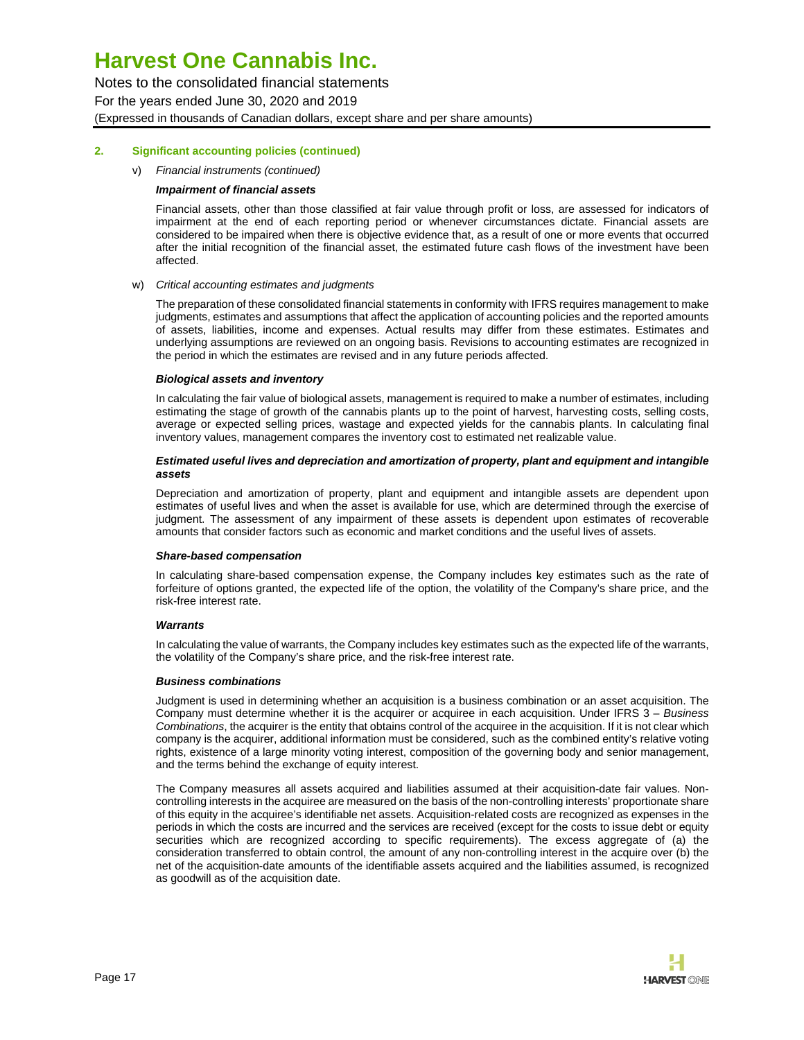## 2. Significant accounting policies (continued)

v) *Financial instruments (continued)*

***Impairment of financial assets***

Financial assets, other than those classified at fair value through profit or loss, are assessed for indicators of impairment at the end of each reporting period or whenever circumstances dictate. Financial assets are considered to be impaired when there is objective evidence that, as a result of one or more events that occurred after the initial recognition of the financial asset, the estimated future cash flows of the investment have been affected.

w) *Critical accounting estimates and judgments*

The preparation of these consolidated financial statements in conformity with IFRS requires management to make judgments, estimates and assumptions that affect the application of accounting policies and the reported amounts of assets, liabilities, income and expenses. Actual results may differ from these estimates. Estimates and underlying assumptions are reviewed on an ongoing basis. Revisions to accounting estimates are recognized in the period in which the estimates are revised and in any future periods affected.

***Biological assets and inventory***

In calculating the fair value of biological assets, management is required to make a number of estimates, including estimating the stage of growth of the cannabis plants up to the point of harvest, harvesting costs, selling costs, average or expected selling prices, wastage and expected yields for the cannabis plants. In calculating final inventory values, management compares the inventory cost to estimated net realizable value.

***Estimated useful lives and depreciation and amortization of property, plant and equipment and intangible assets***

Depreciation and amortization of property, plant and equipment and intangible assets are dependent upon estimates of useful lives and when the asset is available for use, which are determined through the exercise of judgment. The assessment of any impairment of these assets is dependent upon estimates of recoverable amounts that consider factors such as economic and market conditions and the useful lives of assets.

***Share-based compensation***

In calculating share-based compensation expense, the Company includes key estimates such as the rate of forfeiture of options granted, the expected life of the option, the volatility of the Company's share price, and the risk-free interest rate.

***Warrants***

In calculating the value of warrants, the Company includes key estimates such as the expected life of the warrants, the volatility of the Company's share price, and the risk-free interest rate.

***Business combinations***

Judgment is used in determining whether an acquisition is a business combination or an asset acquisition. The Company must determine whether it is the acquirer or acquiree in each acquisition. Under IFRS 3 – *Business Combinations*, the acquirer is the entity that obtains control of the acquiree in the acquisition. If it is not clear which company is the acquirer, additional information must be considered, such as the combined entity's relative voting rights, existence of a large minority voting interest, composition of the governing body and senior management, and the terms behind the exchange of equity interest.

The Company measures all assets acquired and liabilities assumed at their acquisition-date fair values. Non-controlling interests in the acquiree are measured on the basis of the non-controlling interests' proportionate share of this equity in the acquiree's identifiable net assets. Acquisition-related costs are recognized as expenses in the periods in which the costs are incurred and the services are received (except for the costs to issue debt or equity securities which are recognized according to specific requirements). The excess aggregate of (a) the consideration transferred to obtain control, the amount of any non-controlling interest in the acquire over (b) the net of the acquisition-date amounts of the identifiable assets acquired and the liabilities assumed, is recognized as goodwill as of the acquisition date.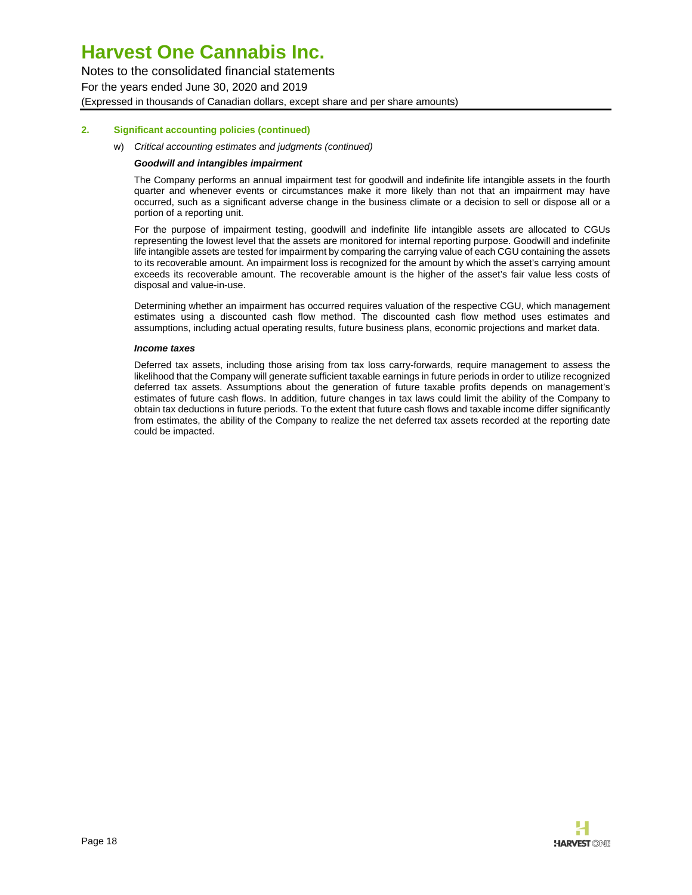## 2. Significant accounting policies (continued)

w) *Critical accounting estimates and judgments (continued)*

***Goodwill and intangibles impairment***

The Company performs an annual impairment test for goodwill and indefinite life intangible assets in the fourth quarter and whenever events or circumstances make it more likely than not that an impairment may have occurred, such as a significant adverse change in the business climate or a decision to sell or dispose all or a portion of a reporting unit.

For the purpose of impairment testing, goodwill and indefinite life intangible assets are allocated to CGUs representing the lowest level that the assets are monitored for internal reporting purpose. Goodwill and indefinite life intangible assets are tested for impairment by comparing the carrying value of each CGU containing the assets to its recoverable amount. An impairment loss is recognized for the amount by which the asset's carrying amount exceeds its recoverable amount. The recoverable amount is the higher of the asset's fair value less costs of disposal and value-in-use.

Determining whether an impairment has occurred requires valuation of the respective CGU, which management estimates using a discounted cash flow method. The discounted cash flow method uses estimates and assumptions, including actual operating results, future business plans, economic projections and market data.

***Income taxes***

Deferred tax assets, including those arising from tax loss carry-forwards, require management to assess the likelihood that the Company will generate sufficient taxable earnings in future periods in order to utilize recognized deferred tax assets. Assumptions about the generation of future taxable profits depends on management's estimates of future cash flows. In addition, future changes in tax laws could limit the ability of the Company to obtain tax deductions in future periods. To the extent that future cash flows and taxable income differ significantly from estimates, the ability of the Company to realize the net deferred tax assets recorded at the reporting date could be impacted.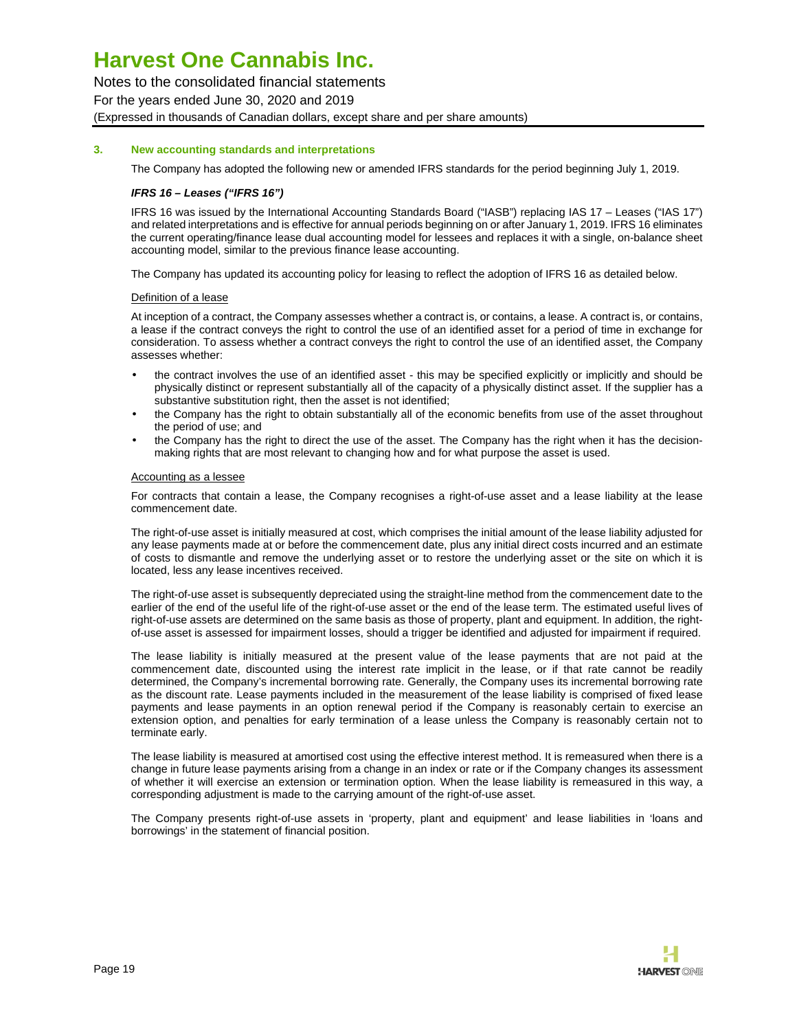### 3. New accounting standards and interpretations

The Company has adopted the following new or amended IFRS standards for the period beginning July 1, 2019.

***IFRS 16 – Leases ("IFRS 16")***

IFRS 16 was issued by the International Accounting Standards Board ("IASB") replacing IAS 17 – Leases ("IAS 17") and related interpretations and is effective for annual periods beginning on or after January 1, 2019. IFRS 16 eliminates the current operating/finance lease dual accounting model for lessees and replaces it with a single, on-balance sheet accounting model, similar to the previous finance lease accounting.

The Company has updated its accounting policy for leasing to reflect the adoption of IFRS 16 as detailed below.

Definition of a lease

At inception of a contract, the Company assesses whether a contract is, or contains, a lease. A contract is, or contains, a lease if the contract conveys the right to control the use of an identified asset for a period of time in exchange for consideration. To assess whether a contract conveys the right to control the use of an identified asset, the Company assesses whether:

- the contract involves the use of an identified asset - this may be specified explicitly or implicitly and should be physically distinct or represent substantially all of the capacity of a physically distinct asset. If the supplier has a substantive substitution right, then the asset is not identified;
- the Company has the right to obtain substantially all of the economic benefits from use of the asset throughout the period of use; and
- the Company has the right to direct the use of the asset. The Company has the right when it has the decision-making rights that are most relevant to changing how and for what purpose the asset is used.

Accounting as a lessee

For contracts that contain a lease, the Company recognises a right-of-use asset and a lease liability at the lease commencement date.

The right-of-use asset is initially measured at cost, which comprises the initial amount of the lease liability adjusted for any lease payments made at or before the commencement date, plus any initial direct costs incurred and an estimate of costs to dismantle and remove the underlying asset or to restore the underlying asset or the site on which it is located, less any lease incentives received.

The right-of-use asset is subsequently depreciated using the straight-line method from the commencement date to the earlier of the end of the useful life of the right-of-use asset or the end of the lease term. The estimated useful lives of right-of-use assets are determined on the same basis as those of property, plant and equipment. In addition, the right-of-use asset is assessed for impairment losses, should a trigger be identified and adjusted for impairment if required.

The lease liability is initially measured at the present value of the lease payments that are not paid at the commencement date, discounted using the interest rate implicit in the lease, or if that rate cannot be readily determined, the Company's incremental borrowing rate. Generally, the Company uses its incremental borrowing rate as the discount rate. Lease payments included in the measurement of the lease liability is comprised of fixed lease payments and lease payments in an option renewal period if the Company is reasonably certain to exercise an extension option, and penalties for early termination of a lease unless the Company is reasonably certain not to terminate early.

The lease liability is measured at amortised cost using the effective interest method. It is remeasured when there is a change in future lease payments arising from a change in an index or rate or if the Company changes its assessment of whether it will exercise an extension or termination option. When the lease liability is remeasured in this way, a corresponding adjustment is made to the carrying amount of the right-of-use asset.

The Company presents right-of-use assets in 'property, plant and equipment' and lease liabilities in 'loans and borrowings' in the statement of financial position.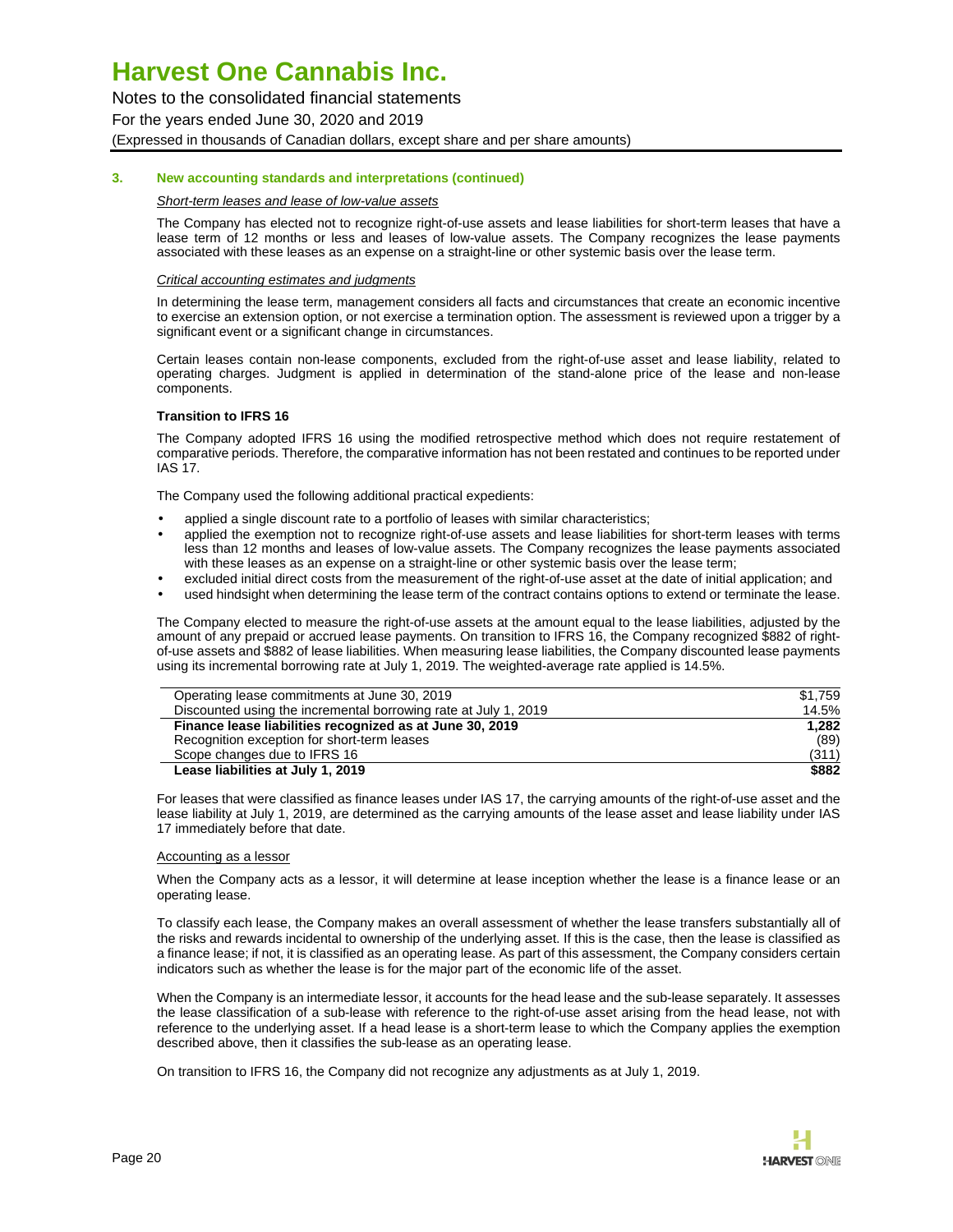### 3. New accounting standards and interpretations (continued)

*Short-term leases and lease of low-value assets*

The Company has elected not to recognize right-of-use assets and lease liabilities for short-term leases that have a lease term of 12 months or less and leases of low-value assets. The Company recognizes the lease payments associated with these leases as an expense on a straight-line or other systemic basis over the lease term.

*Critical accounting estimates and judgments*

In determining the lease term, management considers all facts and circumstances that create an economic incentive to exercise an extension option, or not exercise a termination option. The assessment is reviewed upon a trigger by a significant event or a significant change in circumstances.

Certain leases contain non-lease components, excluded from the right-of-use asset and lease liability, related to operating charges. Judgment is applied in determination of the stand-alone price of the lease and non-lease components.

**Transition to IFRS 16**

The Company adopted IFRS 16 using the modified retrospective method which does not require restatement of comparative periods. Therefore, the comparative information has not been restated and continues to be reported under IAS 17.

The Company used the following additional practical expedients:

- applied a single discount rate to a portfolio of leases with similar characteristics;
- applied the exemption not to recognize right-of-use assets and lease liabilities for short-term leases with terms less than 12 months and leases of low-value assets. The Company recognizes the lease payments associated with these leases as an expense on a straight-line or other systemic basis over the lease term;
- excluded initial direct costs from the measurement of the right-of-use asset at the date of initial application; and
- used hindsight when determining the lease term of the contract contains options to extend or terminate the lease.

The Company elected to measure the right-of-use assets at the amount equal to the lease liabilities, adjusted by the amount of any prepaid or accrued lease payments. On transition to IFRS 16, the Company recognized $882 of right-of-use assets and $882 of lease liabilities. When measuring lease liabilities, the Company discounted lease payments using its incremental borrowing rate at July 1, 2019. The weighted-average rate applied is 14.5%.

| | |
|---|---|
| Operating lease commitments at June 30, 2019 | $1,759 |
| Discounted using the incremental borrowing rate at July 1, 2019 | 14.5% |
| **Finance lease liabilities recognized as at June 30, 2019** | **1,282** |
| Recognition exception for short-term leases | (89) |
| Scope changes due to IFRS 16 | (311) |
| **Lease liabilities at July 1, 2019** | **$882** |

For leases that were classified as finance leases under IAS 17, the carrying amounts of the right-of-use asset and the lease liability at July 1, 2019, are determined as the carrying amounts of the lease asset and lease liability under IAS 17 immediately before that date.

Accounting as a lessor

When the Company acts as a lessor, it will determine at lease inception whether the lease is a finance lease or an operating lease.

To classify each lease, the Company makes an overall assessment of whether the lease transfers substantially all of the risks and rewards incidental to ownership of the underlying asset. If this is the case, then the lease is classified as a finance lease; if not, it is classified as an operating lease. As part of this assessment, the Company considers certain indicators such as whether the lease is for the major part of the economic life of the asset.

When the Company is an intermediate lessor, it accounts for the head lease and the sub-lease separately. It assesses the lease classification of a sub-lease with reference to the right-of-use asset arising from the head lease, not with reference to the underlying asset. If a head lease is a short-term lease to which the Company applies the exemption described above, then it classifies the sub-lease as an operating lease.

On transition to IFRS 16, the Company did not recognize any adjustments as at July 1, 2019.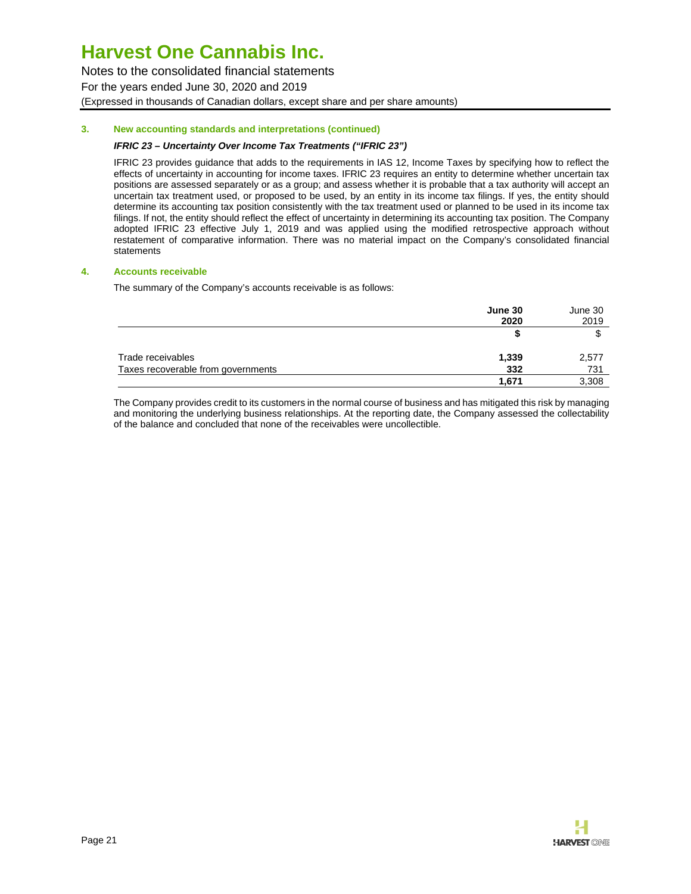### 3. New accounting standards and interpretations (continued)

***IFRIC 23 – Uncertainty Over Income Tax Treatments ("IFRIC 23")***

IFRIC 23 provides guidance that adds to the requirements in IAS 12, Income Taxes by specifying how to reflect the effects of uncertainty in accounting for income taxes. IFRIC 23 requires an entity to determine whether uncertain tax positions are assessed separately or as a group; and assess whether it is probable that a tax authority will accept an uncertain tax treatment used, or proposed to be used, by an entity in its income tax filings. If yes, the entity should determine its accounting tax position consistently with the tax treatment used or planned to be used in its income tax filings. If not, the entity should reflect the effect of uncertainty in determining its accounting tax position. The Company adopted IFRIC 23 effective July 1, 2019 and was applied using the modified retrospective approach without restatement of comparative information. There was no material impact on the Company's consolidated financial statements

### 4. Accounts receivable

The summary of the Company's accounts receivable is as follows:

| | **June 30 2020** | June 30 2019 |
|---|---|---|
| | **$** | $ |
| Trade receivables | **1,339** | 2,577 |
| Taxes recoverable from governments | **332** | 731 |
| | **1,671** | 3,308 |

The Company provides credit to its customers in the normal course of business and has mitigated this risk by managing and monitoring the underlying business relationships. At the reporting date, the Company assessed the collectability of the balance and concluded that none of the receivables were uncollectible.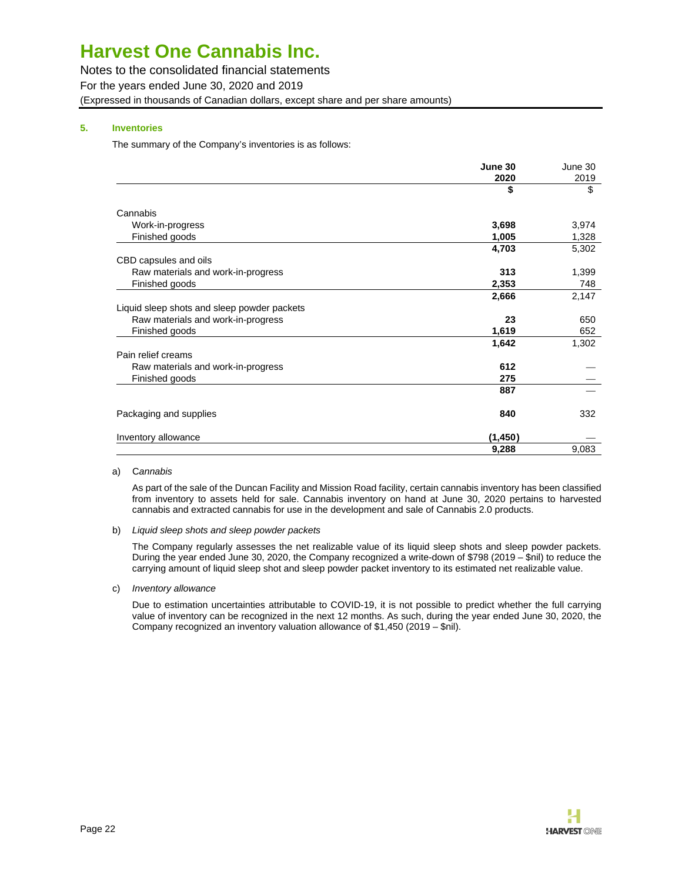# Harvest One Cannabis Inc.

Notes to the consolidated financial statements

For the years ended June 30, 2020 and 2019

(Expressed in thousands of Canadian dollars, except share and per share amounts)

## 5. Inventories

The summary of the Company's inventories is as follows:

| | **June 30 2020** | June 30 2019 |
|---|---|---|
| | **$** | $ |
| Cannabis | | |
| Work-in-progress | **3,698** | 3,974 |
| Finished goods | **1,005** | 1,328 |
| | **4,703** | 5,302 |
| CBD capsules and oils | | |
| Raw materials and work-in-progress | **313** | 1,399 |
| Finished goods | **2,353** | 748 |
| | **2,666** | 2,147 |
| Liquid sleep shots and sleep powder packets | | |
| Raw materials and work-in-progress | **23** | 650 |
| Finished goods | **1,619** | 652 |
| | **1,642** | 1,302 |
| Pain relief creams | | |
| Raw materials and work-in-progress | **612** | — |
| Finished goods | **275** | — |
| | **887** | — |
| Packaging and supplies | **840** | 332 |
| Inventory allowance | **(1,450)** | — |
| | **9,288** | 9,083 |

a) *Cannabis*

As part of the sale of the Duncan Facility and Mission Road facility, certain cannabis inventory has been classified from inventory to assets held for sale. Cannabis inventory on hand at June 30, 2020 pertains to harvested cannabis and extracted cannabis for use in the development and sale of Cannabis 2.0 products.

b) *Liquid sleep shots and sleep powder packets*

The Company regularly assesses the net realizable value of its liquid sleep shots and sleep powder packets. During the year ended June 30, 2020, the Company recognized a write-down of $798 (2019 – $nil) to reduce the carrying amount of liquid sleep shot and sleep powder packet inventory to its estimated net realizable value.

c) *Inventory allowance*

Due to estimation uncertainties attributable to COVID-19, it is not possible to predict whether the full carrying value of inventory can be recognized in the next 12 months. As such, during the year ended June 30, 2020, the Company recognized an inventory valuation allowance of $1,450 (2019 – $nil).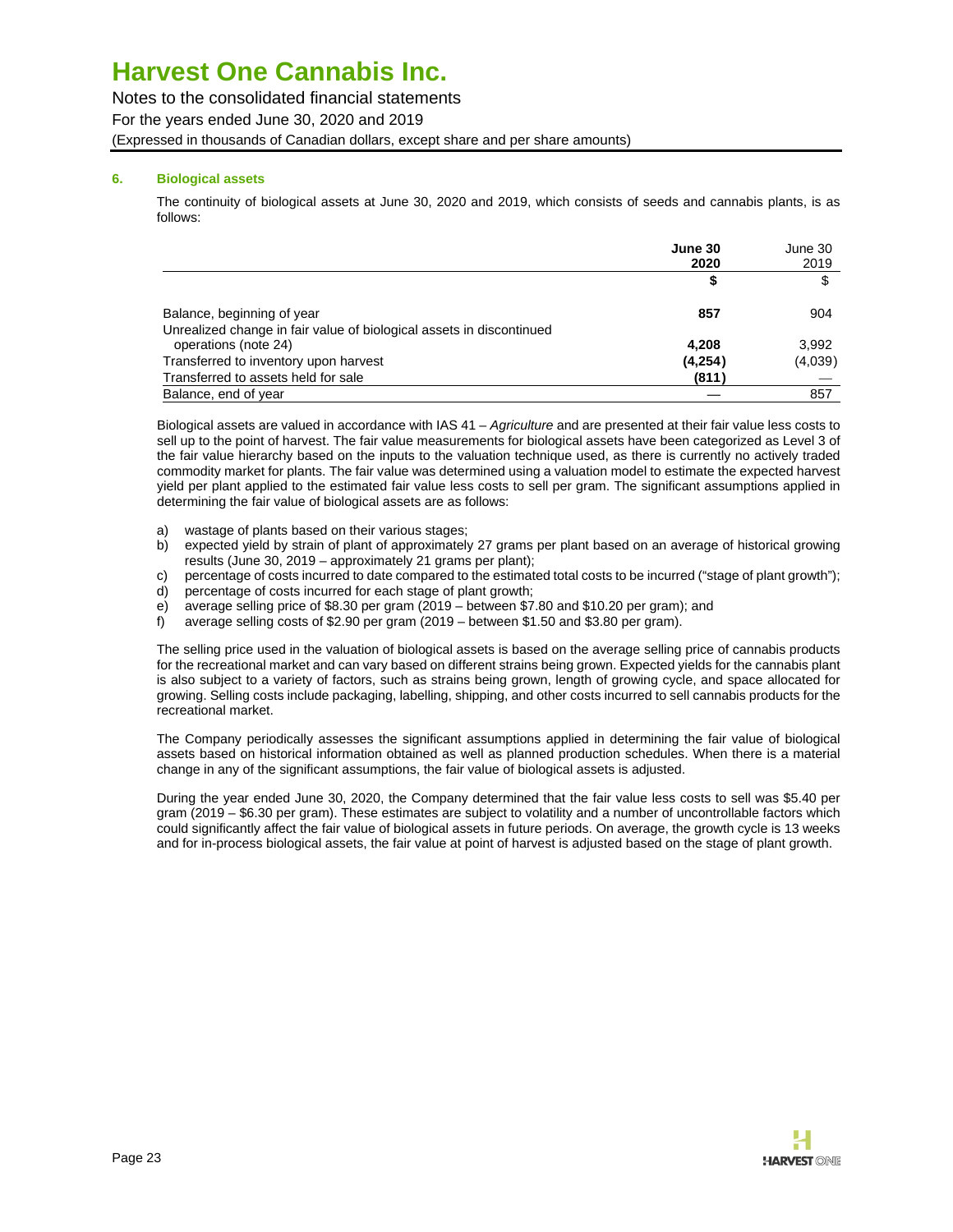# Harvest One Cannabis Inc.

Notes to the consolidated financial statements

For the years ended June 30, 2020 and 2019

(Expressed in thousands of Canadian dollars, except share and per share amounts)

## 6. Biological assets

The continuity of biological assets at June 30, 2020 and 2019, which consists of seeds and cannabis plants, is as follows:

| | **June 30 2020** | June 30 2019 |
|---|---|---|
| | **$** | $ |
| Balance, beginning of year | **857** | 904 |
| Unrealized change in fair value of biological assets in discontinued operations (note 24) | **4,208** | 3,992 |
| Transferred to inventory upon harvest | **(4,254)** | (4,039) |
| Transferred to assets held for sale | **(811)** | — |
| Balance, end of year | — | 857 |

Biological assets are valued in accordance with IAS 41 – *Agriculture* and are presented at their fair value less costs to sell up to the point of harvest. The fair value measurements for biological assets have been categorized as Level 3 of the fair value hierarchy based on the inputs to the valuation technique used, as there is currently no actively traded commodity market for plants. The fair value was determined using a valuation model to estimate the expected harvest yield per plant applied to the estimated fair value less costs to sell per gram. The significant assumptions applied in determining the fair value of biological assets are as follows:

a) wastage of plants based on their various stages;
b) expected yield by strain of plant of approximately 27 grams per plant based on an average of historical growing results (June 30, 2019 – approximately 21 grams per plant);
c) percentage of costs incurred to date compared to the estimated total costs to be incurred ("stage of plant growth");
d) percentage of costs incurred for each stage of plant growth;
e) average selling price of $8.30 per gram (2019 – between $7.80 and $10.20 per gram); and
f) average selling costs of $2.90 per gram (2019 – between $1.50 and $3.80 per gram).

The selling price used in the valuation of biological assets is based on the average selling price of cannabis products for the recreational market and can vary based on different strains being grown. Expected yields for the cannabis plant is also subject to a variety of factors, such as strains being grown, length of growing cycle, and space allocated for growing. Selling costs include packaging, labelling, shipping, and other costs incurred to sell cannabis products for the recreational market.

The Company periodically assesses the significant assumptions applied in determining the fair value of biological assets based on historical information obtained as well as planned production schedules. When there is a material change in any of the significant assumptions, the fair value of biological assets is adjusted.

During the year ended June 30, 2020, the Company determined that the fair value less costs to sell was $5.40 per gram (2019 – $6.30 per gram). These estimates are subject to volatility and a number of uncontrollable factors which could significantly affect the fair value of biological assets in future periods. On average, the growth cycle is 13 weeks and for in-process biological assets, the fair value at point of harvest is adjusted based on the stage of plant growth.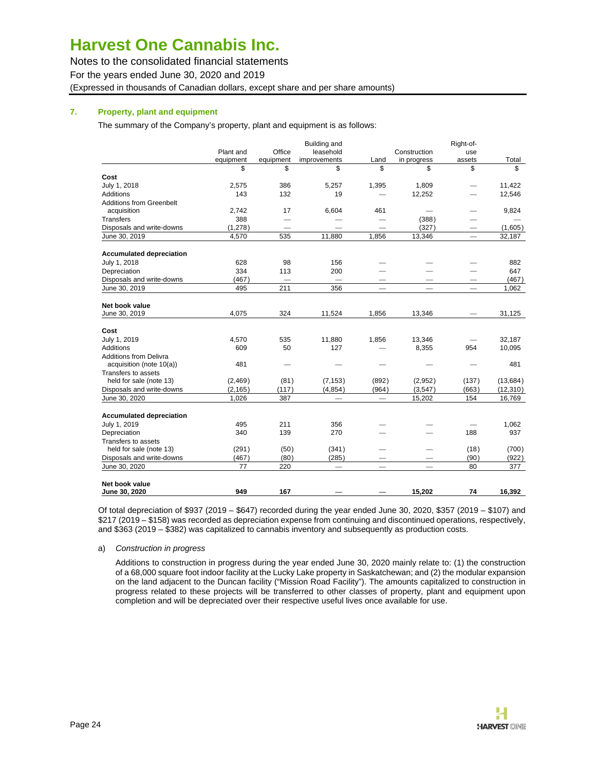# Harvest One Cannabis Inc.

Notes to the consolidated financial statements

For the years ended June 30, 2020 and 2019

(Expressed in thousands of Canadian dollars, except share and per share amounts)

## 7. Property, plant and equipment

The summary of the Company's property, plant and equipment is as follows:

| | Plant and equipment | Office equipment | Building and leasehold improvements | Land | Construction in progress | Right-of-use assets | Total |
|---|---|---|---|---|---|---|---|
| | $ | $ | $ | $ | $ | $ | $ |
| **Cost** | | | | | | | |
| July 1, 2018 | 2,575 | 386 | 5,257 | 1,395 | 1,809 | — | 11,422 |
| Additions | 143 | 132 | 19 | — | 12,252 | — | 12,546 |
| Additions from Greenbelt acquisition | 2,742 | 17 | 6,604 | 461 | — | — | 9,824 |
| Transfers | 388 | — | — | — | (388) | — | — |
| Disposals and write-downs | (1,278) | — | — | — | (327) | — | (1,605) |
| June 30, 2019 | 4,570 | 535 | 11,880 | 1,856 | 13,346 | — | 32,187 |
| **Accumulated depreciation** | | | | | | | |
| July 1, 2018 | 628 | 98 | 156 | — | — | — | 882 |
| Depreciation | 334 | 113 | 200 | — | — | — | 647 |
| Disposals and write-downs | (467) | — | — | — | — | — | (467) |
| June 30, 2019 | 495 | 211 | 356 | — | — | — | 1,062 |
| **Net book value** | | | | | | | |
| June 30, 2019 | 4,075 | 324 | 11,524 | 1,856 | 13,346 | — | 31,125 |
| **Cost** | | | | | | | |
| July 1, 2019 | 4,570 | 535 | 11,880 | 1,856 | 13,346 | — | 32,187 |
| Additions | 609 | 50 | 127 | — | 8,355 | 954 | 10,095 |
| Additions from Delivra acquisition (note 10(a)) | 481 | — | — | — | — | — | 481 |
| Transfers to assets held for sale (note 13) | (2,469) | (81) | (7,153) | (892) | (2,952) | (137) | (13,684) |
| Disposals and write-downs | (2,165) | (117) | (4,854) | (964) | (3,547) | (663) | (12,310) |
| June 30, 2020 | 1,026 | 387 | — | — | 15,202 | 154 | 16,769 |
| **Accumulated depreciation** | | | | | | | |
| July 1, 2019 | 495 | 211 | 356 | — | — | — | 1,062 |
| Depreciation | 340 | 139 | 270 | — | — | 188 | 937 |
| Transfers to assets held for sale (note 13) | (291) | (50) | (341) | — | — | (18) | (700) |
| Disposals and write-downs | (467) | (80) | (285) | — | — | (90) | (922) |
| June 30, 2020 | 77 | 220 | — | — | — | 80 | 377 |
| **Net book value** | | | | | | | |
| **June 30, 2020** | **949** | **167** | **—** | **—** | **15,202** | **74** | **16,392** |

Of total depreciation of $937 (2019 – $647) recorded during the year ended June 30, 2020, $357 (2019 – $107) and $217 (2019 – $158) was recorded as depreciation expense from continuing and discontinued operations, respectively, and $363 (2019 – $382) was capitalized to cannabis inventory and subsequently as production costs.

a) *Construction in progress*

Additions to construction in progress during the year ended June 30, 2020 mainly relate to: (1) the construction of a 68,000 square foot indoor facility at the Lucky Lake property in Saskatchewan; and (2) the modular expansion on the land adjacent to the Duncan facility ("Mission Road Facility"). The amounts capitalized to construction in progress related to these projects will be transferred to other classes of property, plant and equipment upon completion and will be depreciated over their respective useful lives once available for use.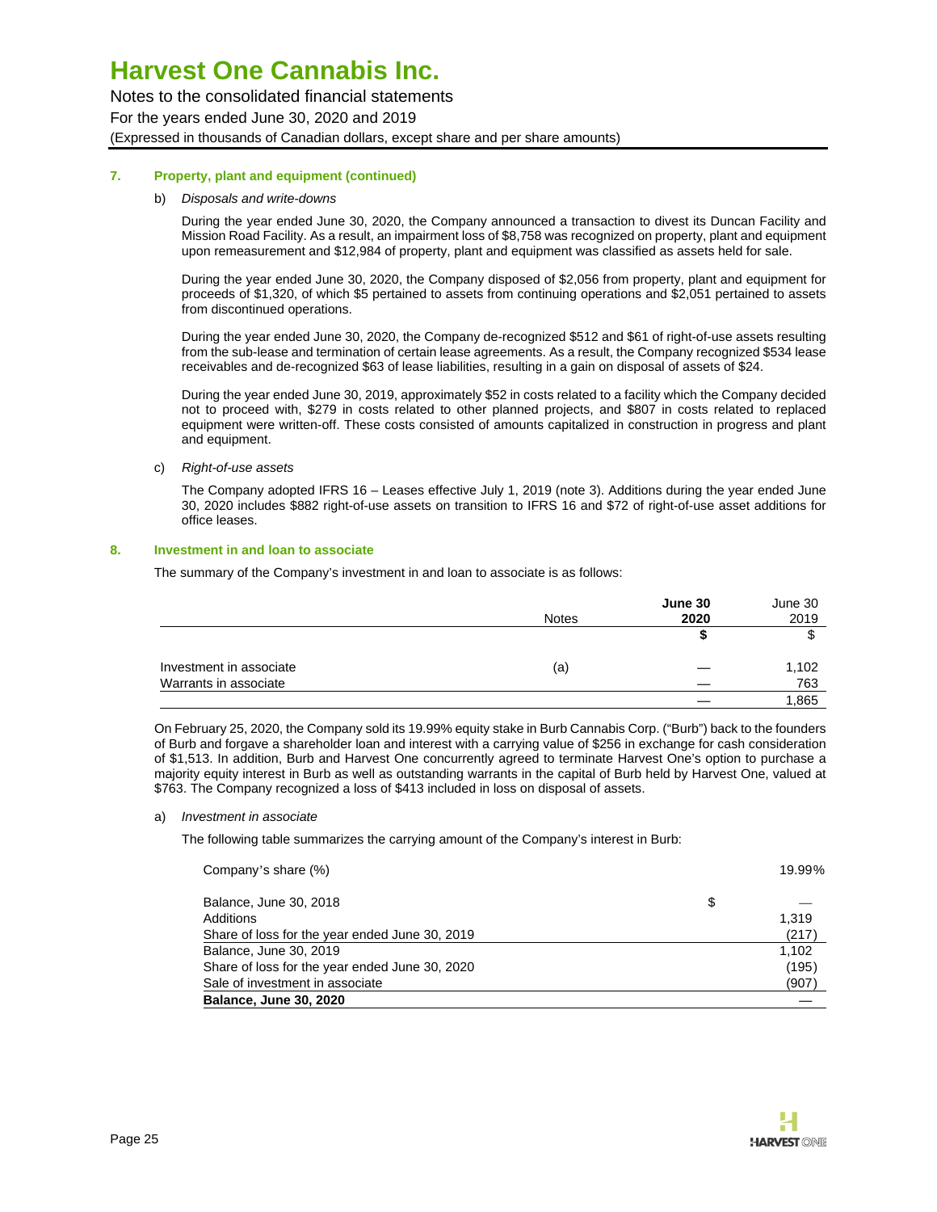# Harvest One Cannabis Inc.

Notes to the consolidated financial statements

For the years ended June 30, 2020 and 2019

(Expressed in thousands of Canadian dollars, except share and per share amounts)

## 7. Property, plant and equipment (continued)

b) *Disposals and write-downs*

During the year ended June 30, 2020, the Company announced a transaction to divest its Duncan Facility and Mission Road Facility. As a result, an impairment loss of $8,758 was recognized on property, plant and equipment upon remeasurement and $12,984 of property, plant and equipment was classified as assets held for sale.

During the year ended June 30, 2020, the Company disposed of $2,056 from property, plant and equipment for proceeds of $1,320, of which $5 pertained to assets from continuing operations and $2,051 pertained to assets from discontinued operations.

During the year ended June 30, 2020, the Company de-recognized $512 and $61 of right-of-use assets resulting from the sub-lease and termination of certain lease agreements. As a result, the Company recognized $534 lease receivables and de-recognized $63 of lease liabilities, resulting in a gain on disposal of assets of $24.

During the year ended June 30, 2019, approximately $52 in costs related to a facility which the Company decided not to proceed with, $279 in costs related to other planned projects, and $807 in costs related to replaced equipment were written-off. These costs consisted of amounts capitalized in construction in progress and plant and equipment.

c) *Right-of-use assets*

The Company adopted IFRS 16 – Leases effective July 1, 2019 (note 3). Additions during the year ended June 30, 2020 includes $882 right-of-use assets on transition to IFRS 16 and $72 of right-of-use asset additions for office leases.

## 8. Investment in and loan to associate

The summary of the Company's investment in and loan to associate is as follows:

| | Notes | **June 30 2020** | June 30 2019 |
|---|---|---|---|
| | | **$** | $ |
| Investment in associate | (a) | — | 1,102 |
| Warrants in associate | | — | 763 |
| | | — | 1,865 |

On February 25, 2020, the Company sold its 19.99% equity stake in Burb Cannabis Corp. ("Burb") back to the founders of Burb and forgave a shareholder loan and interest with a carrying value of $256 in exchange for cash consideration of $1,513. In addition, Burb and Harvest One concurrently agreed to terminate Harvest One's option to purchase a majority equity interest in Burb as well as outstanding warrants in the capital of Burb held by Harvest One, valued at $763. The Company recognized a loss of $413 included in loss on disposal of assets.

a) *Investment in associate*

The following table summarizes the carrying amount of the Company's interest in Burb:

| | | |
|---|---|---|
| Company's share (%) | | 19.99% |
| Balance, June 30, 2018 | $ | — |
| Additions | | 1,319 |
| Share of loss for the year ended June 30, 2019 | | (217) |
| Balance, June 30, 2019 | | 1,102 |
| Share of loss for the year ended June 30, 2020 | | (195) |
| Sale of investment in associate | | (907) |
| **Balance, June 30, 2020** | | — |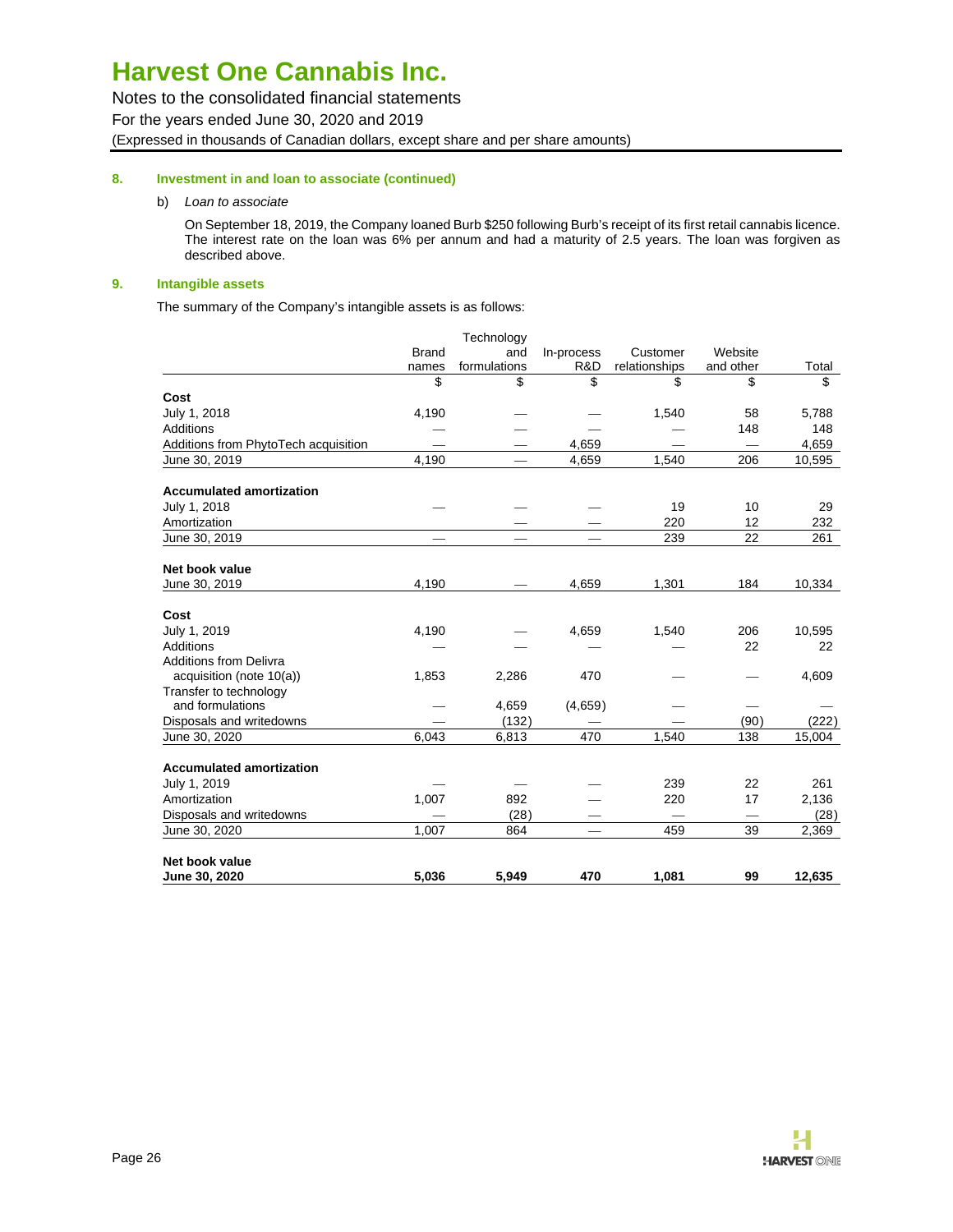# Harvest One Cannabis Inc.

Notes to the consolidated financial statements

For the years ended June 30, 2020 and 2019

(Expressed in thousands of Canadian dollars, except share and per share amounts)

## 8. Investment in and loan to associate (continued)

b) *Loan to associate*

On September 18, 2019, the Company loaned Burb $250 following Burb's receipt of its first retail cannabis licence. The interest rate on the loan was 6% per annum and had a maturity of 2.5 years. The loan was forgiven as described above.

## 9. Intangible assets

The summary of the Company's intangible assets is as follows:

| | Brand names | Technology and formulations | In-process R&D | Customer relationships | Website and other | Total |
|---|---|---|---|---|---|---|
| | $ | $ | $ | $ | $ | $ |
| **Cost** | | | | | | |
| July 1, 2018 | 4,190 | — | — | 1,540 | 58 | 5,788 |
| Additions | — | — | — | — | 148 | 148 |
| Additions from PhytoTech acquisition | — | — | 4,659 | — | — | 4,659 |
| June 30, 2019 | 4,190 | — | 4,659 | 1,540 | 206 | 10,595 |
| **Accumulated amortization** | | | | | | |
| July 1, 2018 | — | — | — | 19 | 10 | 29 |
| Amortization | — | — | — | 220 | 12 | 232 |
| June 30, 2019 | — | — | — | 239 | 22 | 261 |
| **Net book value** | | | | | | |
| June 30, 2019 | 4,190 | — | 4,659 | 1,301 | 184 | 10,334 |
| **Cost** | | | | | | |
| July 1, 2019 | 4,190 | — | 4,659 | 1,540 | 206 | 10,595 |
| Additions | — | — | — | — | 22 | 22 |
| Additions from Delivra acquisition (note 10(a)) | 1,853 | 2,286 | 470 | — | — | 4,609 |
| Transfer to technology and formulations | — | 4,659 | (4,659) | — | — | — |
| Disposals and writedowns | — | (132) | — | — | (90) | (222) |
| June 30, 2020 | 6,043 | 6,813 | 470 | 1,540 | 138 | 15,004 |
| **Accumulated amortization** | | | | | | |
| July 1, 2019 | — | — | — | 239 | 22 | 261 |
| Amortization | 1,007 | 892 | — | 220 | 17 | 2,136 |
| Disposals and writedowns | — | (28) | — | — | — | (28) |
| June 30, 2020 | 1,007 | 864 | — | 459 | 39 | 2,369 |
| **Net book value** | | | | | | |
| **June 30, 2020** | **5,036** | **5,949** | **470** | **1,081** | **99** | **12,635** |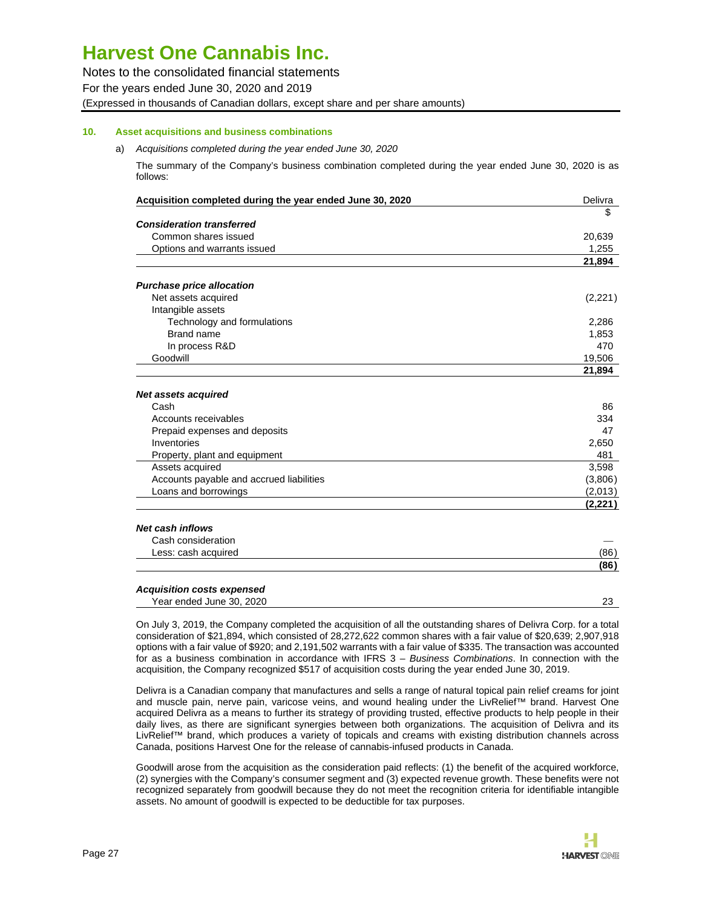## 10. Asset acquisitions and business combinations

a) *Acquisitions completed during the year ended June 30, 2020*

The summary of the Company's business combination completed during the year ended June 30, 2020 is as follows:

| Acquisition completed during the year ended June 30, 2020 | Delivra |
|---|---|
| | $ |
| ***Consideration transferred*** | |
| Common shares issued | 20,639 |
| Options and warrants issued | 1,255 |
| | **21,894** |
| ***Purchase price allocation*** | |
| Net assets acquired | (2,221) |
| Intangible assets | |
| Technology and formulations | 2,286 |
| Brand name | 1,853 |
| In process R&D | 470 |
| Goodwill | 19,506 |
| | **21,894** |
| ***Net assets acquired*** | |
| Cash | 86 |
| Accounts receivables | 334 |
| Prepaid expenses and deposits | 47 |
| Inventories | 2,650 |
| Property, plant and equipment | 481 |
| Assets acquired | 3,598 |
| Accounts payable and accrued liabilities | (3,806) |
| Loans and borrowings | (2,013) |
| | **(2,221)** |
| ***Net cash inflows*** | |
| Cash consideration | — |
| Less: cash acquired | (86) |
| | **(86)** |
| ***Acquisition costs expensed*** | |
| Year ended June 30, 2020 | 23 |

On July 3, 2019, the Company completed the acquisition of all the outstanding shares of Delivra Corp. for a total consideration of $21,894, which consisted of 28,272,622 common shares with a fair value of $20,639; 2,907,918 options with a fair value of $920; and 2,191,502 warrants with a fair value of $335. The transaction was accounted for as a business combination in accordance with IFRS 3 – *Business Combinations*. In connection with the acquisition, the Company recognized $517 of acquisition costs during the year ended June 30, 2019.

Delivra is a Canadian company that manufactures and sells a range of natural topical pain relief creams for joint and muscle pain, nerve pain, varicose veins, and wound healing under the LivRelief™ brand. Harvest One acquired Delivra as a means to further its strategy of providing trusted, effective products to help people in their daily lives, as there are significant synergies between both organizations. The acquisition of Delivra and its LivRelief™ brand, which produces a variety of topicals and creams with existing distribution channels across Canada, positions Harvest One for the release of cannabis-infused products in Canada.

Goodwill arose from the acquisition as the consideration paid reflects: (1) the benefit of the acquired workforce, (2) synergies with the Company's consumer segment and (3) expected revenue growth. These benefits were not recognized separately from goodwill because they do not meet the recognition criteria for identifiable intangible assets. No amount of goodwill is expected to be deductible for tax purposes.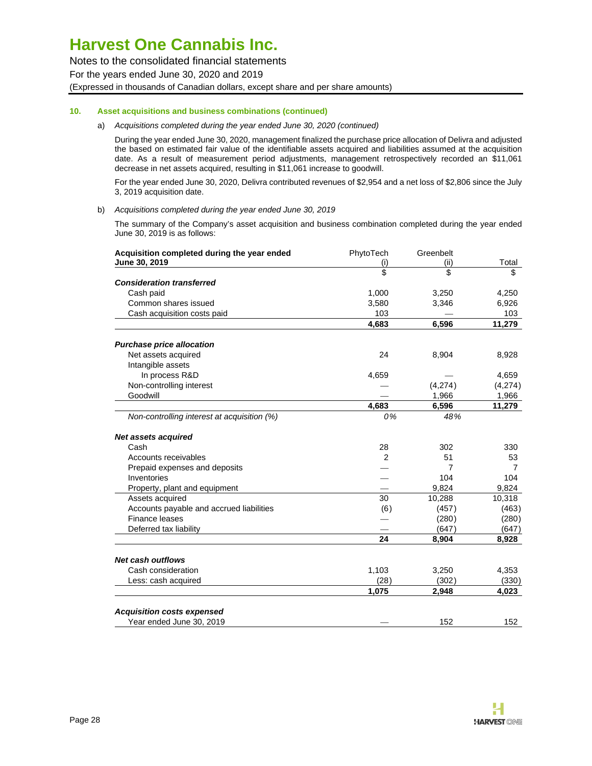# Harvest One Cannabis Inc.

Notes to the consolidated financial statements

For the years ended June 30, 2020 and 2019

(Expressed in thousands of Canadian dollars, except share and per share amounts)

## 10. Asset acquisitions and business combinations (continued)

a) *Acquisitions completed during the year ended June 30, 2020 (continued)*

During the year ended June 30, 2020, management finalized the purchase price allocation of Delivra and adjusted the based on estimated fair value of the identifiable assets acquired and liabilities assumed at the acquisition date. As a result of measurement period adjustments, management retrospectively recorded an $11,061 decrease in net assets acquired, resulting in $11,061 increase to goodwill.

For the year ended June 30, 2020, Delivra contributed revenues of $2,954 and a net loss of $2,806 since the July 3, 2019 acquisition date.

b) *Acquisitions completed during the year ended June 30, 2019*

The summary of the Company's asset acquisition and business combination completed during the year ended June 30, 2019 is as follows:

| Acquisition completed during the year ended June 30, 2019 | PhytoTech (i) | Greenbelt (ii) | Total |
|---|---|---|---|
| | $ | $ | $ |
| ***Consideration transferred*** | | | |
| Cash paid | 1,000 | 3,250 | 4,250 |
| Common shares issued | 3,580 | 3,346 | 6,926 |
| Cash acquisition costs paid | 103 | — | 103 |
| | **4,683** | **6,596** | **11,279** |
| ***Purchase price allocation*** | | | |
| Net assets acquired | 24 | 8,904 | 8,928 |
| Intangible assets | | | |
| In process R&D | 4,659 | — | 4,659 |
| Non-controlling interest | — | (4,274) | (4,274) |
| Goodwill | — | 1,966 | 1,966 |
| | **4,683** | **6,596** | **11,279** |
| *Non-controlling interest at acquisition (%)* | *0%* | *48%* | |
| ***Net assets acquired*** | | | |
| Cash | 28 | 302 | 330 |
| Accounts receivables | 2 | 51 | 53 |
| Prepaid expenses and deposits | — | 7 | 7 |
| Inventories | — | 104 | 104 |
| Property, plant and equipment | — | 9,824 | 9,824 |
| Assets acquired | 30 | 10,288 | 10,318 |
| Accounts payable and accrued liabilities | (6) | (457) | (463) |
| Finance leases | — | (280) | (280) |
| Deferred tax liability | — | (647) | (647) |
| | **24** | **8,904** | **8,928** |
| ***Net cash outflows*** | | | |
| Cash consideration | 1,103 | 3,250 | 4,353 |
| Less: cash acquired | (28) | (302) | (330) |
| | **1,075** | **2,948** | **4,023** |
| ***Acquisition costs expensed*** | | | |
| Year ended June 30, 2019 | — | 152 | 152 |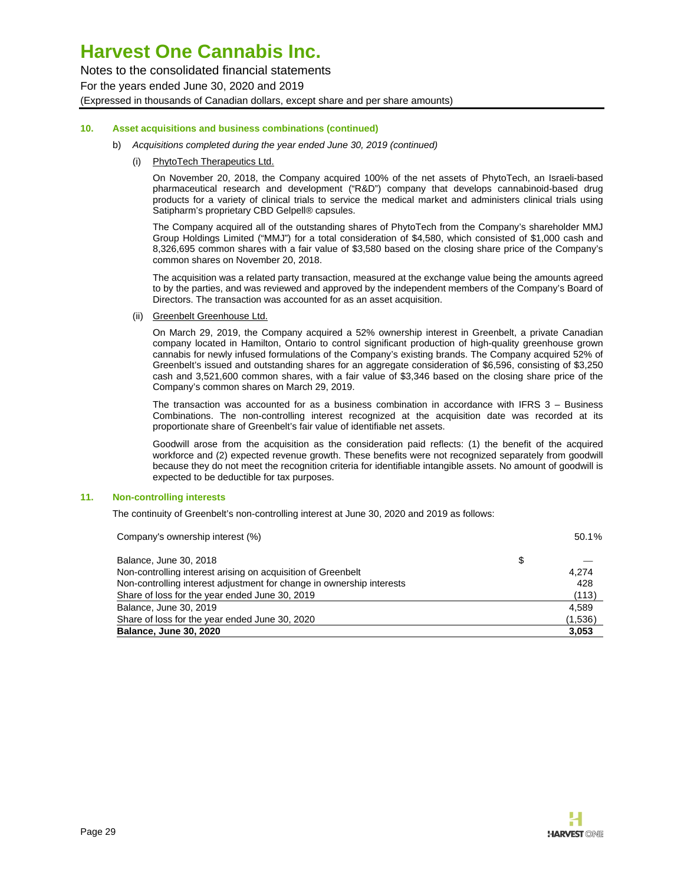# Harvest One Cannabis Inc.

Notes to the consolidated financial statements
For the years ended June 30, 2020 and 2019
(Expressed in thousands of Canadian dollars, except share and per share amounts)

## 10. Asset acquisitions and business combinations (continued)

b) *Acquisitions completed during the year ended June 30, 2019 (continued)*

(i) PhytoTech Therapeutics Ltd.

On November 20, 2018, the Company acquired 100% of the net assets of PhytoTech, an Israeli-based pharmaceutical research and development ("R&D") company that develops cannabinoid-based drug products for a variety of clinical trials to service the medical market and administers clinical trials using Satipharm's proprietary CBD Gelpell® capsules.

The Company acquired all of the outstanding shares of PhytoTech from the Company's shareholder MMJ Group Holdings Limited ("MMJ") for a total consideration of $4,580, which consisted of $1,000 cash and 8,326,695 common shares with a fair value of $3,580 based on the closing share price of the Company's common shares on November 20, 2018.

The acquisition was a related party transaction, measured at the exchange value being the amounts agreed to by the parties, and was reviewed and approved by the independent members of the Company's Board of Directors. The transaction was accounted for as an asset acquisition.

(ii) Greenbelt Greenhouse Ltd.

On March 29, 2019, the Company acquired a 52% ownership interest in Greenbelt, a private Canadian company located in Hamilton, Ontario to control significant production of high-quality greenhouse grown cannabis for newly infused formulations of the Company's existing brands. The Company acquired 52% of Greenbelt's issued and outstanding shares for an aggregate consideration of $6,596, consisting of $3,250 cash and 3,521,600 common shares, with a fair value of $3,346 based on the closing share price of the Company's common shares on March 29, 2019.

The transaction was accounted for as a business combination in accordance with IFRS 3 – Business Combinations. The non-controlling interest recognized at the acquisition date was recorded at its proportionate share of Greenbelt's fair value of identifiable net assets.

Goodwill arose from the acquisition as the consideration paid reflects: (1) the benefit of the acquired workforce and (2) expected revenue growth. These benefits were not recognized separately from goodwill because they do not meet the recognition criteria for identifiable intangible assets. No amount of goodwill is expected to be deductible for tax purposes.

## 11. Non-controlling interests

The continuity of Greenbelt's non-controlling interest at June 30, 2020 and 2019 as follows:

| | | |
|---|---|---|
| Company's ownership interest (%) | | 50.1% |
| Balance, June 30, 2018 | $ | — |
| Non-controlling interest arising on acquisition of Greenbelt | | 4,274 |
| Non-controlling interest adjustment for change in ownership interests | | 428 |
| Share of loss for the year ended June 30, 2019 | | (113) |
| Balance, June 30, 2019 | | 4,589 |
| Share of loss for the year ended June 30, 2020 | | (1,536) |
| **Balance, June 30, 2020** | | **3,053** |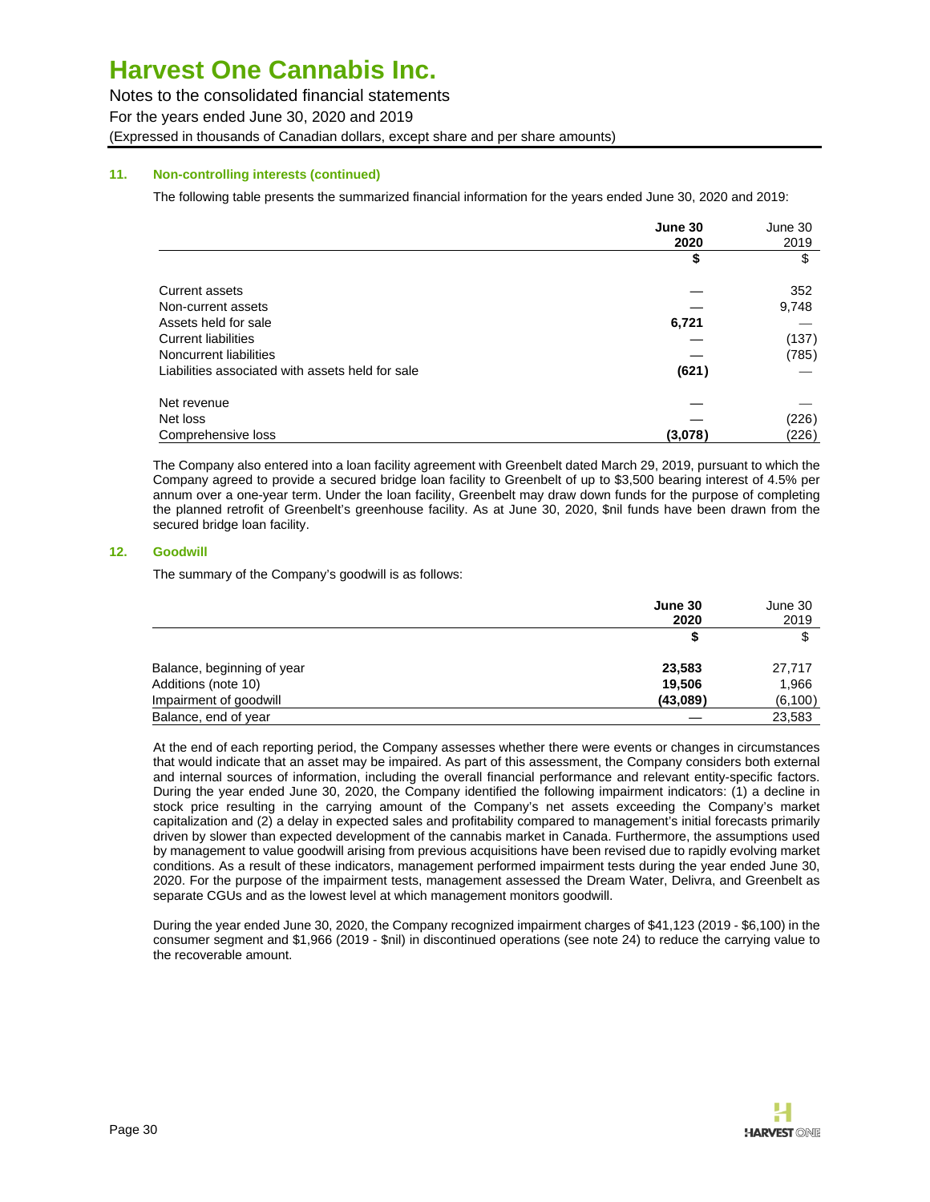# Harvest One Cannabis Inc.

Notes to the consolidated financial statements
For the years ended June 30, 2020 and 2019
(Expressed in thousands of Canadian dollars, except share and per share amounts)

**11. Non-controlling interests (continued)**

The following table presents the summarized financial information for the years ended June 30, 2020 and 2019:

| | **June 30 2020** | June 30 2019 |
|---|---|---|
| | **$** | $ |
| Current assets | — | 352 |
| Non-current assets | — | 9,748 |
| Assets held for sale | **6,721** | — |
| Current liabilities | — | (137) |
| Noncurrent liabilities | — | (785) |
| Liabilities associated with assets held for sale | **(621)** | — |
| Net revenue | — | — |
| Net loss | — | (226) |
| Comprehensive loss | **(3,078)** | (226) |

The Company also entered into a loan facility agreement with Greenbelt dated March 29, 2019, pursuant to which the Company agreed to provide a secured bridge loan facility to Greenbelt of up to $3,500 bearing interest of 4.5% per annum over a one-year term. Under the loan facility, Greenbelt may draw down funds for the purpose of completing the planned retrofit of Greenbelt's greenhouse facility. As at June 30, 2020, $nil funds have been drawn from the secured bridge loan facility.

**12. Goodwill**

The summary of the Company's goodwill is as follows:

| | **June 30 2020** | June 30 2019 |
|---|---|---|
| | **$** | $ |
| Balance, beginning of year | **23,583** | 27,717 |
| Additions (note 10) | **19,506** | 1,966 |
| Impairment of goodwill | **(43,089)** | (6,100) |
| Balance, end of year | — | 23,583 |

At the end of each reporting period, the Company assesses whether there were events or changes in circumstances that would indicate that an asset may be impaired. As part of this assessment, the Company considers both external and internal sources of information, including the overall financial performance and relevant entity-specific factors. During the year ended June 30, 2020, the Company identified the following impairment indicators: (1) a decline in stock price resulting in the carrying amount of the Company's net assets exceeding the Company's market capitalization and (2) a delay in expected sales and profitability compared to management's initial forecasts primarily driven by slower than expected development of the cannabis market in Canada. Furthermore, the assumptions used by management to value goodwill arising from previous acquisitions have been revised due to rapidly evolving market conditions. As a result of these indicators, management performed impairment tests during the year ended June 30, 2020. For the purpose of the impairment tests, management assessed the Dream Water, Delivra, and Greenbelt as separate CGUs and as the lowest level at which management monitors goodwill.

During the year ended June 30, 2020, the Company recognized impairment charges of $41,123 (2019 - $6,100) in the consumer segment and $1,966 (2019 - $nil) in discontinued operations (see note 24) to reduce the carrying value to the recoverable amount.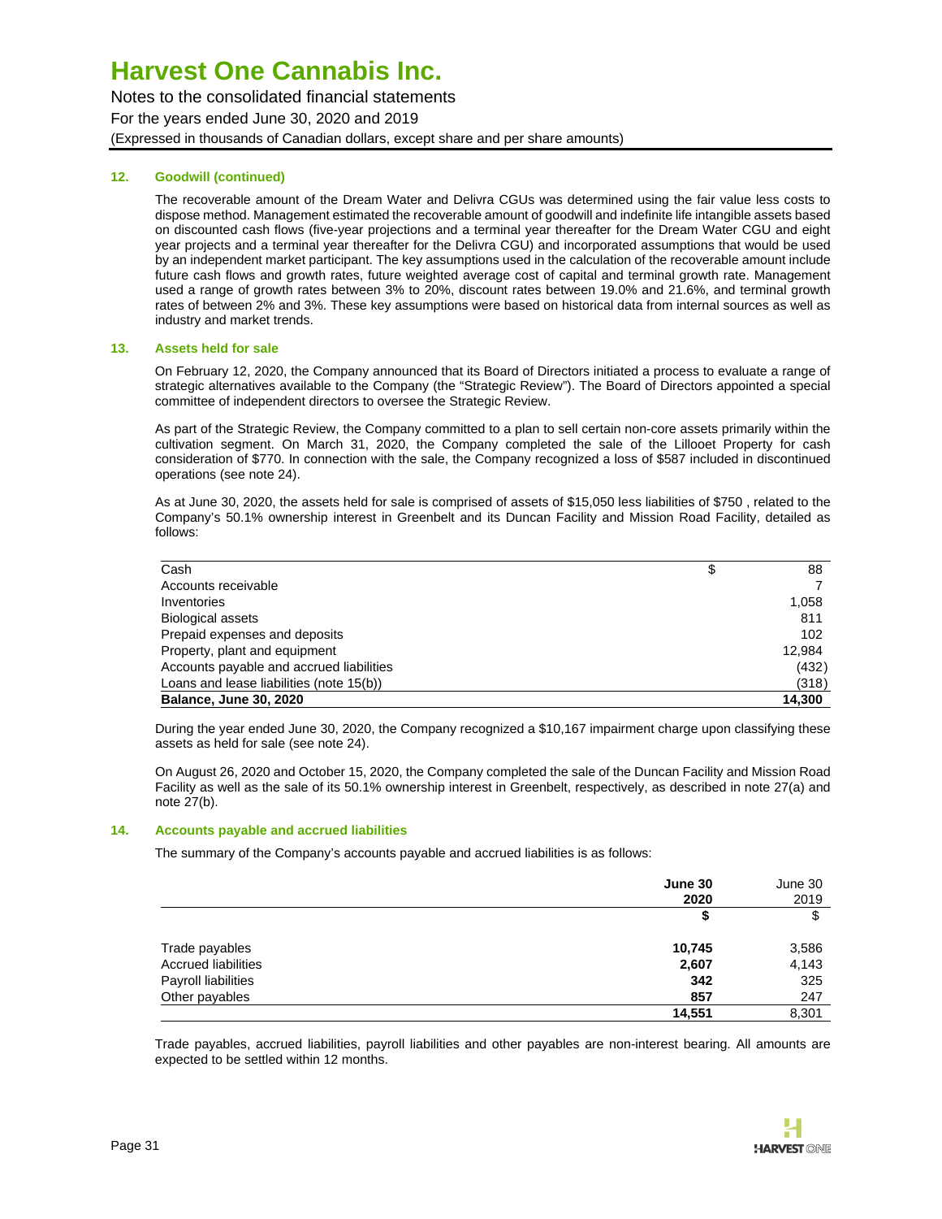## 12. Goodwill (continued)

The recoverable amount of the Dream Water and Delivra CGUs was determined using the fair value less costs to dispose method. Management estimated the recoverable amount of goodwill and indefinite life intangible assets based on discounted cash flows (five-year projections and a terminal year thereafter for the Dream Water CGU and eight year projects and a terminal year thereafter for the Delivra CGU) and incorporated assumptions that would be used by an independent market participant. The key assumptions used in the calculation of the recoverable amount include future cash flows and growth rates, future weighted average cost of capital and terminal growth rate. Management used a range of growth rates between 3% to 20%, discount rates between 19.0% and 21.6%, and terminal growth rates of between 2% and 3%. These key assumptions were based on historical data from internal sources as well as industry and market trends.

## 13. Assets held for sale

On February 12, 2020, the Company announced that its Board of Directors initiated a process to evaluate a range of strategic alternatives available to the Company (the "Strategic Review"). The Board of Directors appointed a special committee of independent directors to oversee the Strategic Review.

As part of the Strategic Review, the Company committed to a plan to sell certain non-core assets primarily within the cultivation segment. On March 31, 2020, the Company completed the sale of the Lillooet Property for cash consideration of $770. In connection with the sale, the Company recognized a loss of $587 included in discontinued operations (see note 24).

As at June 30, 2020, the assets held for sale is comprised of assets of $15,050 less liabilities of $750 , related to the Company's 50.1% ownership interest in Greenbelt and its Duncan Facility and Mission Road Facility, detailed as follows:

| | | |
|---|---|---|
| Cash | $ | 88 |
| Accounts receivable | | 7 |
| Inventories | | 1,058 |
| Biological assets | | 811 |
| Prepaid expenses and deposits | | 102 |
| Property, plant and equipment | | 12,984 |
| Accounts payable and accrued liabilities | | (432) |
| Loans and lease liabilities (note 15(b)) | | (318) |
| **Balance, June 30, 2020** | | **14,300** |

During the year ended June 30, 2020, the Company recognized a $10,167 impairment charge upon classifying these assets as held for sale (see note 24).

On August 26, 2020 and October 15, 2020, the Company completed the sale of the Duncan Facility and Mission Road Facility as well as the sale of its 50.1% ownership interest in Greenbelt, respectively, as described in note 27(a) and note 27(b).

## 14. Accounts payable and accrued liabilities

The summary of the Company's accounts payable and accrued liabilities is as follows:

| | **June 30 2020** | June 30 2019 |
|---|---|---|
| | **$** | $ |
| Trade payables | **10,745** | 3,586 |
| Accrued liabilities | **2,607** | 4,143 |
| Payroll liabilities | **342** | 325 |
| Other payables | **857** | 247 |
| | **14,551** | 8,301 |

Trade payables, accrued liabilities, payroll liabilities and other payables are non-interest bearing. All amounts are expected to be settled within 12 months.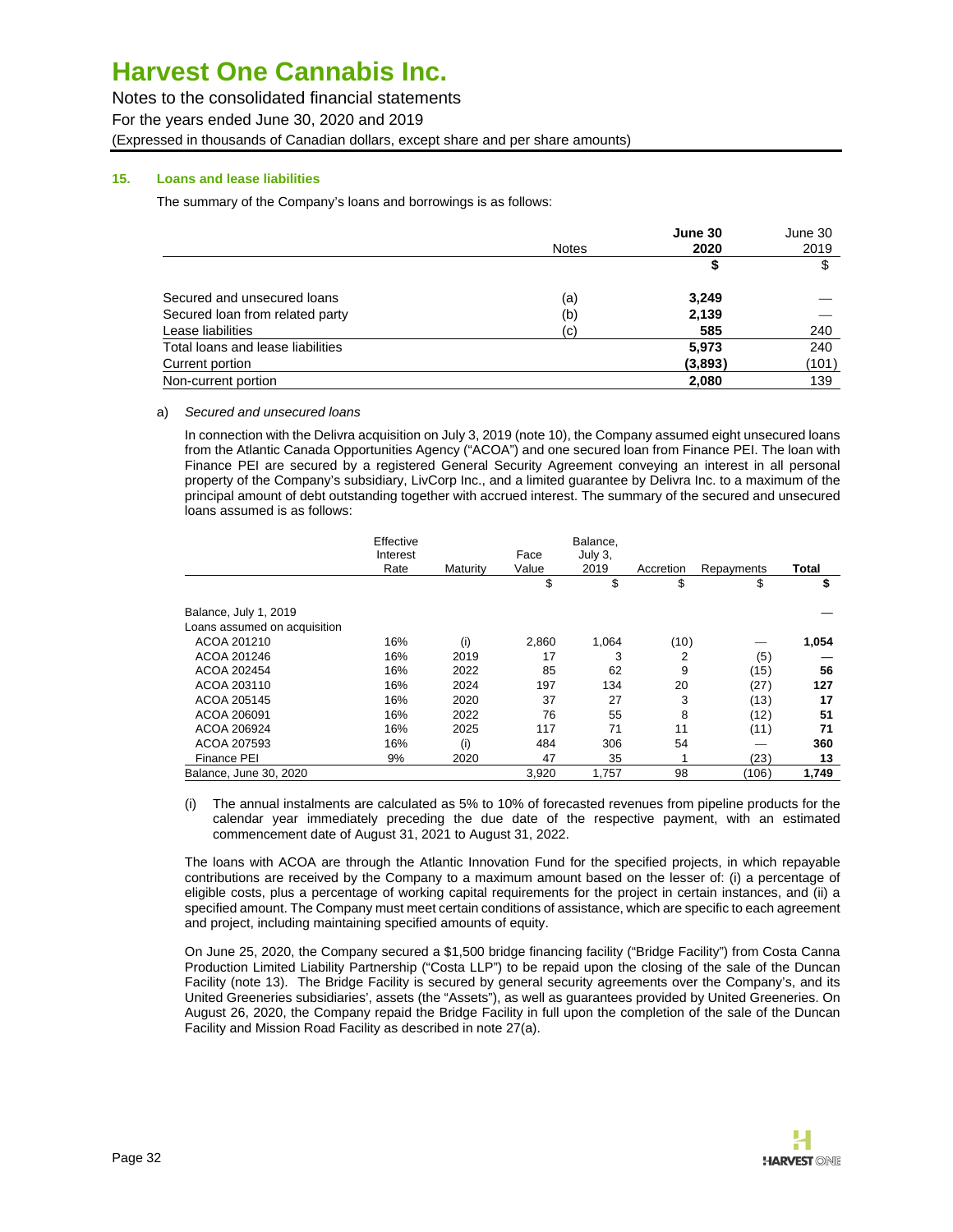# Harvest One Cannabis Inc.

Notes to the consolidated financial statements

For the years ended June 30, 2020 and 2019

(Expressed in thousands of Canadian dollars, except share and per share amounts)

## 15. Loans and lease liabilities

The summary of the Company's loans and borrowings is as follows:

| | Notes | **June 30 2020** | June 30 2019 |
|---|---|---|---|
| | | **$** | $ |
| Secured and unsecured loans | (a) | **3,249** | — |
| Secured loan from related party | (b) | **2,139** | — |
| Lease liabilities | (c) | **585** | 240 |
| Total loans and lease liabilities | | **5,973** | 240 |
| Current portion | | **(3,893)** | (101) |
| Non-current portion | | **2,080** | 139 |

a) *Secured and unsecured loans*

In connection with the Delivra acquisition on July 3, 2019 (note 10), the Company assumed eight unsecured loans from the Atlantic Canada Opportunities Agency ("ACOA") and one secured loan from Finance PEI. The loan with Finance PEI are secured by a registered General Security Agreement conveying an interest in all personal property of the Company's subsidiary, LivCorp Inc., and a limited guarantee by Delivra Inc. to a maximum of the principal amount of debt outstanding together with accrued interest. The summary of the secured and unsecured loans assumed is as follows:

| | Effective Interest Rate | Maturity | Face Value | Balance, July 3, 2019 | Accretion | Repayments | **Total** |
|---|---|---|---|---|---|---|---|
| | | | $ | $ | $ | $ | **$** |
| Balance, July 1, 2019 | | | | | | | — |
| Loans assumed on acquisition | | | | | | | |
| ACOA 201210 | 16% | (i) | 2,860 | 1,064 | (10) | — | **1,054** |
| ACOA 201246 | 16% | 2019 | 17 | 3 | 2 | (5) | — |
| ACOA 202454 | 16% | 2022 | 85 | 62 | 9 | (15) | **56** |
| ACOA 203110 | 16% | 2024 | 197 | 134 | 20 | (27) | **127** |
| ACOA 205145 | 16% | 2020 | 37 | 27 | 3 | (13) | **17** |
| ACOA 206091 | 16% | 2022 | 76 | 55 | 8 | (12) | **51** |
| ACOA 206924 | 16% | 2025 | 117 | 71 | 11 | (11) | **71** |
| ACOA 207593 | 16% | (i) | 484 | 306 | 54 | — | **360** |
| Finance PEI | 9% | 2020 | 47 | 35 | 1 | (23) | **13** |
| Balance, June 30, 2020 | | | 3,920 | 1,757 | 98 | (106) | **1,749** |

(i) The annual instalments are calculated as 5% to 10% of forecasted revenues from pipeline products for the calendar year immediately preceding the due date of the respective payment, with an estimated commencement date of August 31, 2021 to August 31, 2022.

The loans with ACOA are through the Atlantic Innovation Fund for the specified projects, in which repayable contributions are received by the Company to a maximum amount based on the lesser of: (i) a percentage of eligible costs, plus a percentage of working capital requirements for the project in certain instances, and (ii) a specified amount. The Company must meet certain conditions of assistance, which are specific to each agreement and project, including maintaining specified amounts of equity.

On June 25, 2020, the Company secured a $1,500 bridge financing facility ("Bridge Facility") from Costa Canna Production Limited Liability Partnership ("Costa LLP") to be repaid upon the closing of the sale of the Duncan Facility (note 13). The Bridge Facility is secured by general security agreements over the Company's, and its United Greeneries subsidiaries', assets (the "Assets"), as well as guarantees provided by United Greeneries. On August 26, 2020, the Company repaid the Bridge Facility in full upon the completion of the sale of the Duncan Facility and Mission Road Facility as described in note 27(a).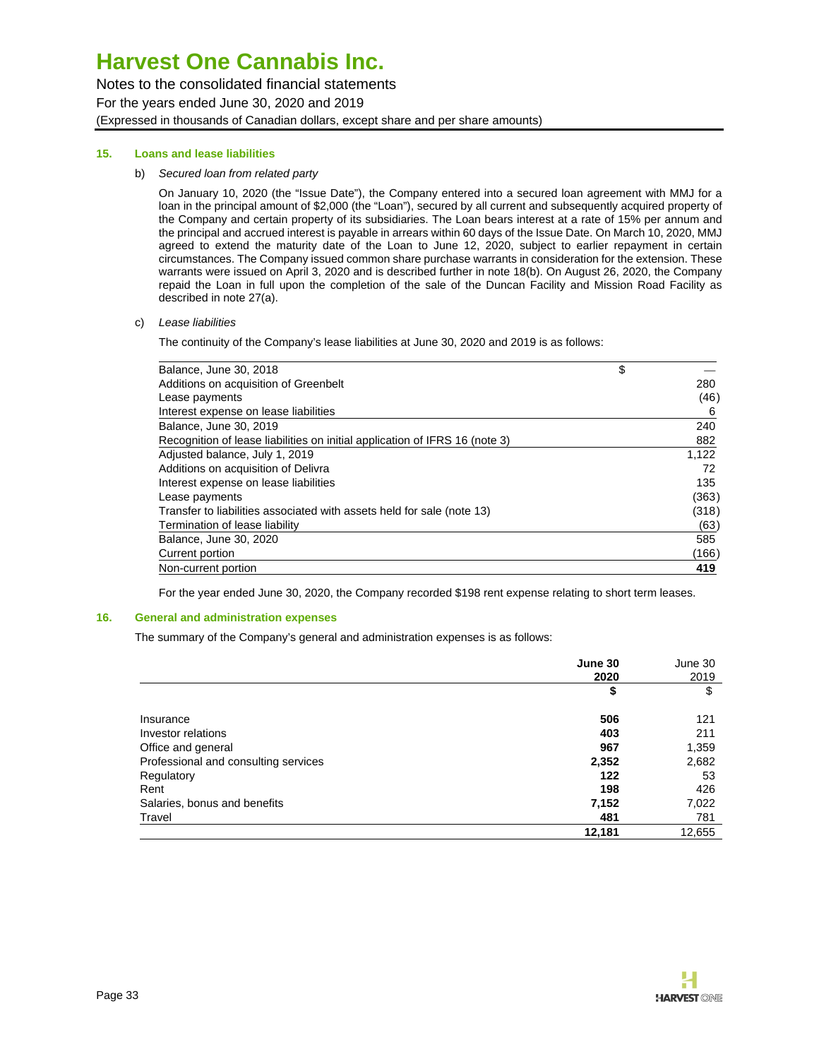# Harvest One Cannabis Inc.

Notes to the consolidated financial statements

For the years ended June 30, 2020 and 2019

(Expressed in thousands of Canadian dollars, except share and per share amounts)

## 15. Loans and lease liabilities

b) *Secured loan from related party*

On January 10, 2020 (the "Issue Date"), the Company entered into a secured loan agreement with MMJ for a loan in the principal amount of $2,000 (the "Loan"), secured by all current and subsequently acquired property of the Company and certain property of its subsidiaries. The Loan bears interest at a rate of 15% per annum and the principal and accrued interest is payable in arrears within 60 days of the Issue Date. On March 10, 2020, MMJ agreed to extend the maturity date of the Loan to June 12, 2020, subject to earlier repayment in certain circumstances. The Company issued common share purchase warrants in consideration for the extension. These warrants were issued on April 3, 2020 and is described further in note 18(b). On August 26, 2020, the Company repaid the Loan in full upon the completion of the sale of the Duncan Facility and Mission Road Facility as described in note 27(a).

c) *Lease liabilities*

The continuity of the Company's lease liabilities at June 30, 2020 and 2019 is as follows:

| | $ |
|---|---|
| Balance, June 30, 2018 | — |
| Additions on acquisition of Greenbelt | 280 |
| Lease payments | (46) |
| Interest expense on lease liabilities | 6 |
| Balance, June 30, 2019 | 240 |
| Recognition of lease liabilities on initial application of IFRS 16 (note 3) | 882 |
| Adjusted balance, July 1, 2019 | 1,122 |
| Additions on acquisition of Delivra | 72 |
| Interest expense on lease liabilities | 135 |
| Lease payments | (363) |
| Transfer to liabilities associated with assets held for sale (note 13) | (318) |
| Termination of lease liability | (63) |
| Balance, June 30, 2020 | 585 |
| Current portion | (166) |
| Non-current portion | **419** |

For the year ended June 30, 2020, the Company recorded $198 rent expense relating to short term leases.

## 16. General and administration expenses

The summary of the Company's general and administration expenses is as follows:

| | **June 30 2020** | June 30 2019 |
|---|---|---|
| | **$** | $ |
| Insurance | **506** | 121 |
| Investor relations | **403** | 211 |
| Office and general | **967** | 1,359 |
| Professional and consulting services | **2,352** | 2,682 |
| Regulatory | **122** | 53 |
| Rent | **198** | 426 |
| Salaries, bonus and benefits | **7,152** | 7,022 |
| Travel | **481** | 781 |
| | **12,181** | 12,655 |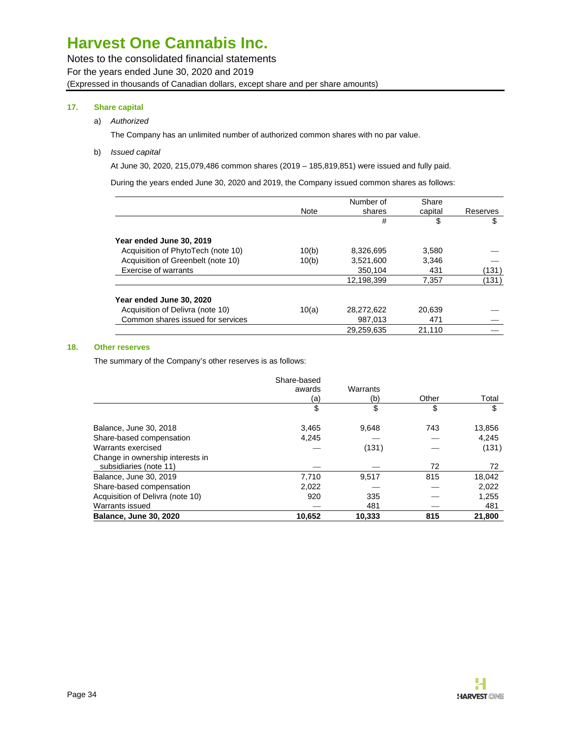# Harvest One Cannabis Inc.

Notes to the consolidated financial statements
For the years ended June 30, 2020 and 2019
(Expressed in thousands of Canadian dollars, except share and per share amounts)

## 17. Share capital

a) *Authorized*

The Company has an unlimited number of authorized common shares with no par value.

b) *Issued capital*

At June 30, 2020, 215,079,486 common shares (2019 – 185,819,851) were issued and fully paid.

During the years ended June 30, 2020 and 2019, the Company issued common shares as follows:

| | Note | Number of shares | Share capital | Reserves |
|---|---|---|---|---|
| | | # | $ | $ |
| **Year ended June 30, 2019** | | | | |
| Acquisition of PhytoTech (note 10) | 10(b) | 8,326,695 | 3,580 | — |
| Acquisition of Greenbelt (note 10) | 10(b) | 3,521,600 | 3,346 | — |
| Exercise of warrants | | 350,104 | 431 | (131) |
| | | 12,198,399 | 7,357 | (131) |
| **Year ended June 30, 2020** | | | | |
| Acquisition of Delivra (note 10) | 10(a) | 28,272,622 | 20,639 | — |
| Common shares issued for services | | 987,013 | 471 | — |
| | | 29,259,635 | 21,110 | — |

## 18. Other reserves

The summary of the Company's other reserves is as follows:

| | Share-based awards (a) | Warrants (b) | Other | Total |
|---|---|---|---|---|
| | $ | $ | $ | $ |
| Balance, June 30, 2018 | 3,465 | 9,648 | 743 | 13,856 |
| Share-based compensation | 4,245 | — | — | 4,245 |
| Warrants exercised | — | (131) | — | (131) |
| Change in ownership interests in subsidiaries (note 11) | — | — | 72 | 72 |
| Balance, June 30, 2019 | 7,710 | 9,517 | 815 | 18,042 |
| Share-based compensation | 2,022 | — | — | 2,022 |
| Acquisition of Delivra (note 10) | 920 | 335 | — | 1,255 |
| Warrants issued | — | 481 | — | 481 |
| **Balance, June 30, 2020** | **10,652** | **10,333** | **815** | **21,800** |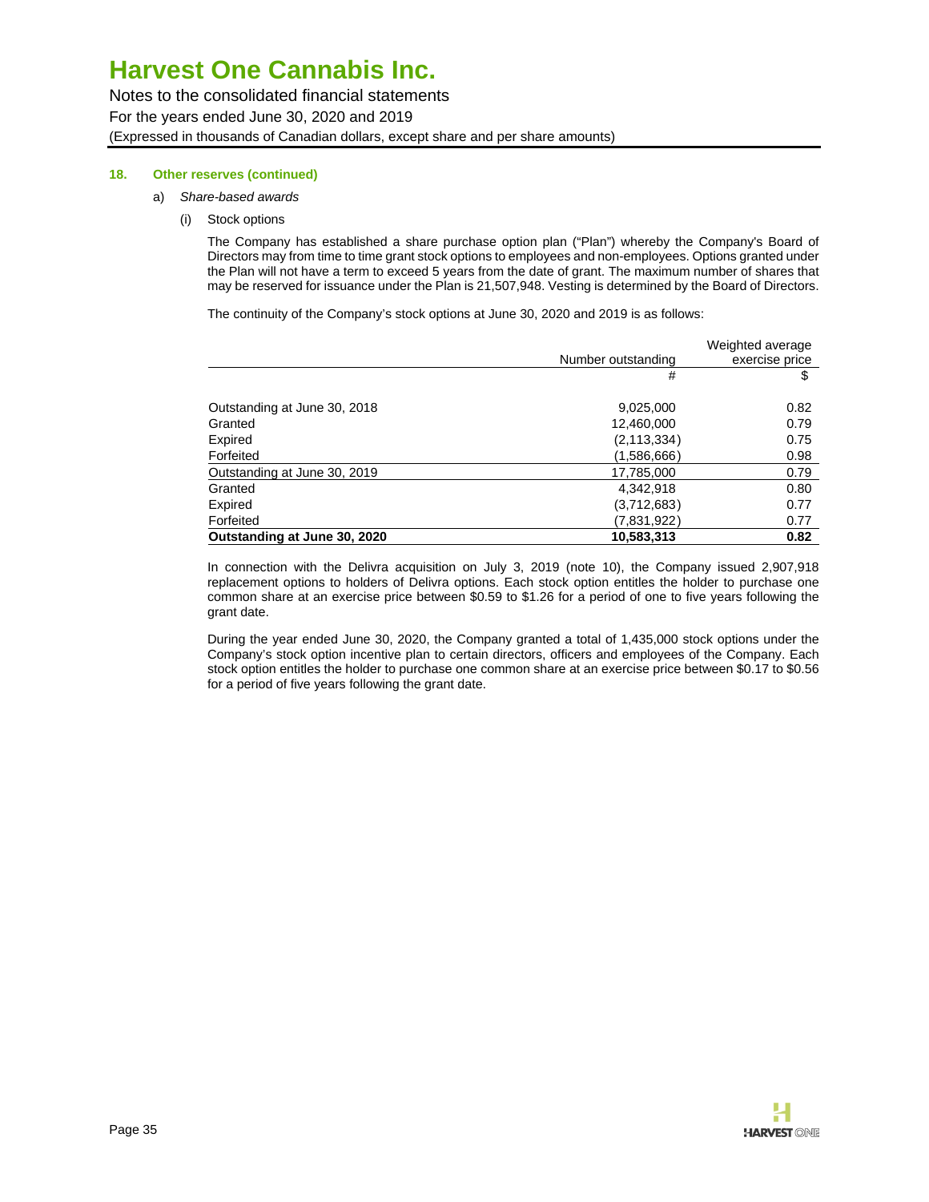# Harvest One Cannabis Inc.

Notes to the consolidated financial statements
For the years ended June 30, 2020 and 2019
(Expressed in thousands of Canadian dollars, except share and per share amounts)

### 18. Other reserves (continued)

a) *Share-based awards*

(i) Stock options

The Company has established a share purchase option plan ("Plan") whereby the Company's Board of Directors may from time to time grant stock options to employees and non-employees. Options granted under the Plan will not have a term to exceed 5 years from the date of grant. The maximum number of shares that may be reserved for issuance under the Plan is 21,507,948. Vesting is determined by the Board of Directors.

The continuity of the Company's stock options at June 30, 2020 and 2019 is as follows:

| | Number outstanding | Weighted average exercise price |
|---|---|---|
| | # | $ |
| Outstanding at June 30, 2018 | 9,025,000 | 0.82 |
| Granted | 12,460,000 | 0.79 |
| Expired | (2,113,334) | 0.75 |
| Forfeited | (1,586,666) | 0.98 |
| Outstanding at June 30, 2019 | 17,785,000 | 0.79 |
| Granted | 4,342,918 | 0.80 |
| Expired | (3,712,683) | 0.77 |
| Forfeited | (7,831,922) | 0.77 |
| **Outstanding at June 30, 2020** | **10,583,313** | **0.82** |

In connection with the Delivra acquisition on July 3, 2019 (note 10), the Company issued 2,907,918 replacement options to holders of Delivra options. Each stock option entitles the holder to purchase one common share at an exercise price between $0.59 to $1.26 for a period of one to five years following the grant date.

During the year ended June 30, 2020, the Company granted a total of 1,435,000 stock options under the Company's stock option incentive plan to certain directors, officers and employees of the Company. Each stock option entitles the holder to purchase one common share at an exercise price between $0.17 to $0.56 for a period of five years following the grant date.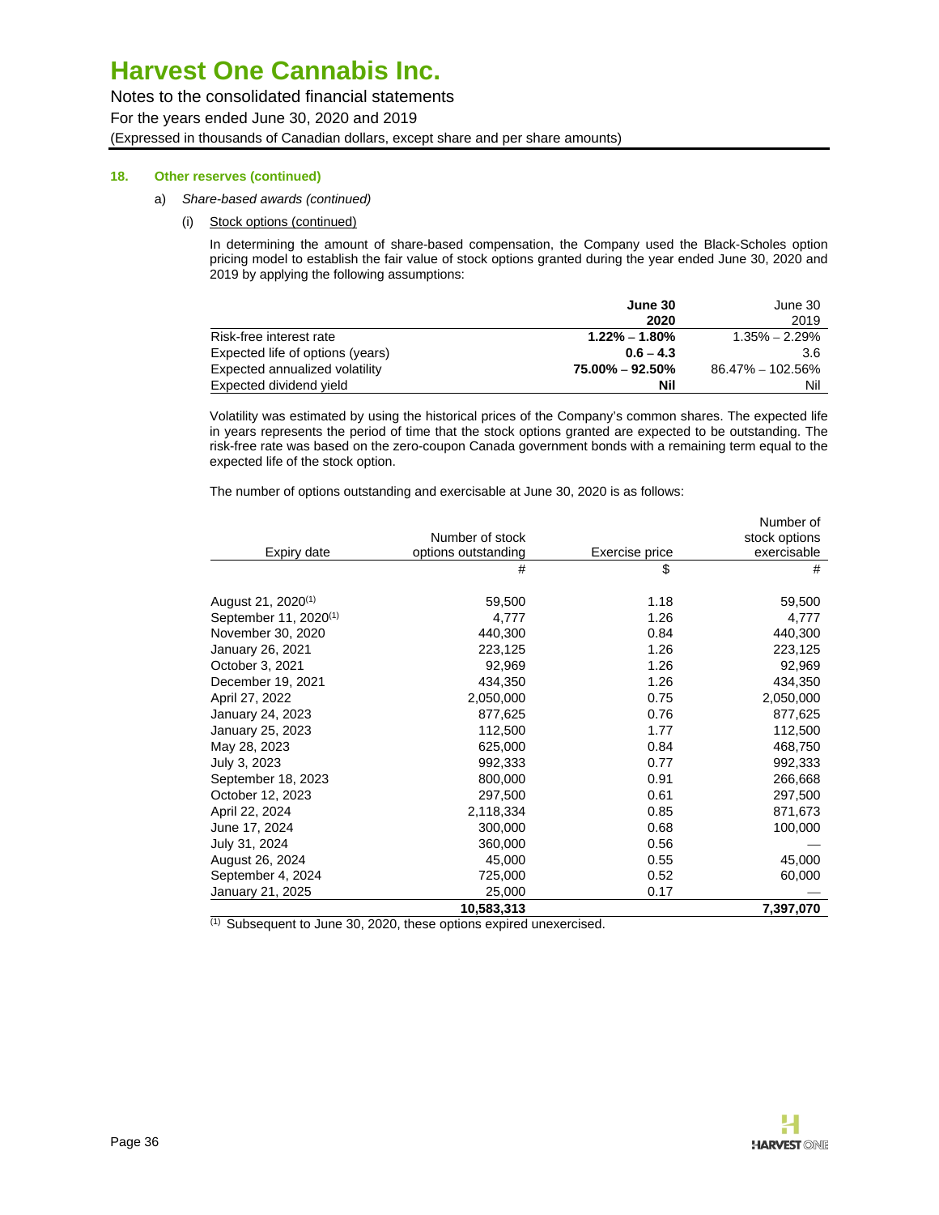# Harvest One Cannabis Inc.

Notes to the consolidated financial statements

For the years ended June 30, 2020 and 2019

(Expressed in thousands of Canadian dollars, except share and per share amounts)

**18. Other reserves (continued)**

a) *Share-based awards (continued)*

(i) Stock options (continued)

In determining the amount of share-based compensation, the Company used the Black-Scholes option pricing model to establish the fair value of stock options granted during the year ended June 30, 2020 and 2019 by applying the following assumptions:

| | **June 30 2020** | June 30 2019 |
|---|---|---|
| Risk-free interest rate | **1.22% – 1.80%** | 1.35% – 2.29% |
| Expected life of options (years) | **0.6 – 4.3** | 3.6 |
| Expected annualized volatility | **75.00% – 92.50%** | 86.47% – 102.56% |
| Expected dividend yield | **Nil** | Nil |

Volatility was estimated by using the historical prices of the Company's common shares. The expected life in years represents the period of time that the stock options granted are expected to be outstanding. The risk-free rate was based on the zero-coupon Canada government bonds with a remaining term equal to the expected life of the stock option.

The number of options outstanding and exercisable at June 30, 2020 is as follows:

| Expiry date | Number of stock options outstanding | Exercise price | Number of stock options exercisable |
|---|---|---|---|
| | # | $ | # |
| August 21, 2020[1] | 59,500 | 1.18 | 59,500 |
| September 11, 2020[1] | 4,777 | 1.26 | 4,777 |
| November 30, 2020 | 440,300 | 0.84 | 440,300 |
| January 26, 2021 | 223,125 | 1.26 | 223,125 |
| October 3, 2021 | 92,969 | 1.26 | 92,969 |
| December 19, 2021 | 434,350 | 1.26 | 434,350 |
| April 27, 2022 | 2,050,000 | 0.75 | 2,050,000 |
| January 24, 2023 | 877,625 | 0.76 | 877,625 |
| January 25, 2023 | 112,500 | 1.77 | 112,500 |
| May 28, 2023 | 625,000 | 0.84 | 468,750 |
| July 3, 2023 | 992,333 | 0.77 | 992,333 |
| September 18, 2023 | 800,000 | 0.91 | 266,668 |
| October 12, 2023 | 297,500 | 0.61 | 297,500 |
| April 22, 2024 | 2,118,334 | 0.85 | 871,673 |
| June 17, 2024 | 300,000 | 0.68 | 100,000 |
| July 31, 2024 | 360,000 | 0.56 | — |
| August 26, 2024 | 45,000 | 0.55 | 45,000 |
| September 4, 2024 | 725,000 | 0.52 | 60,000 |
| January 21, 2025 | 25,000 | 0.17 | — |
| | **10,583,313** | | **7,397,070** |

[1] Subsequent to June 30, 2020, these options expired unexercised.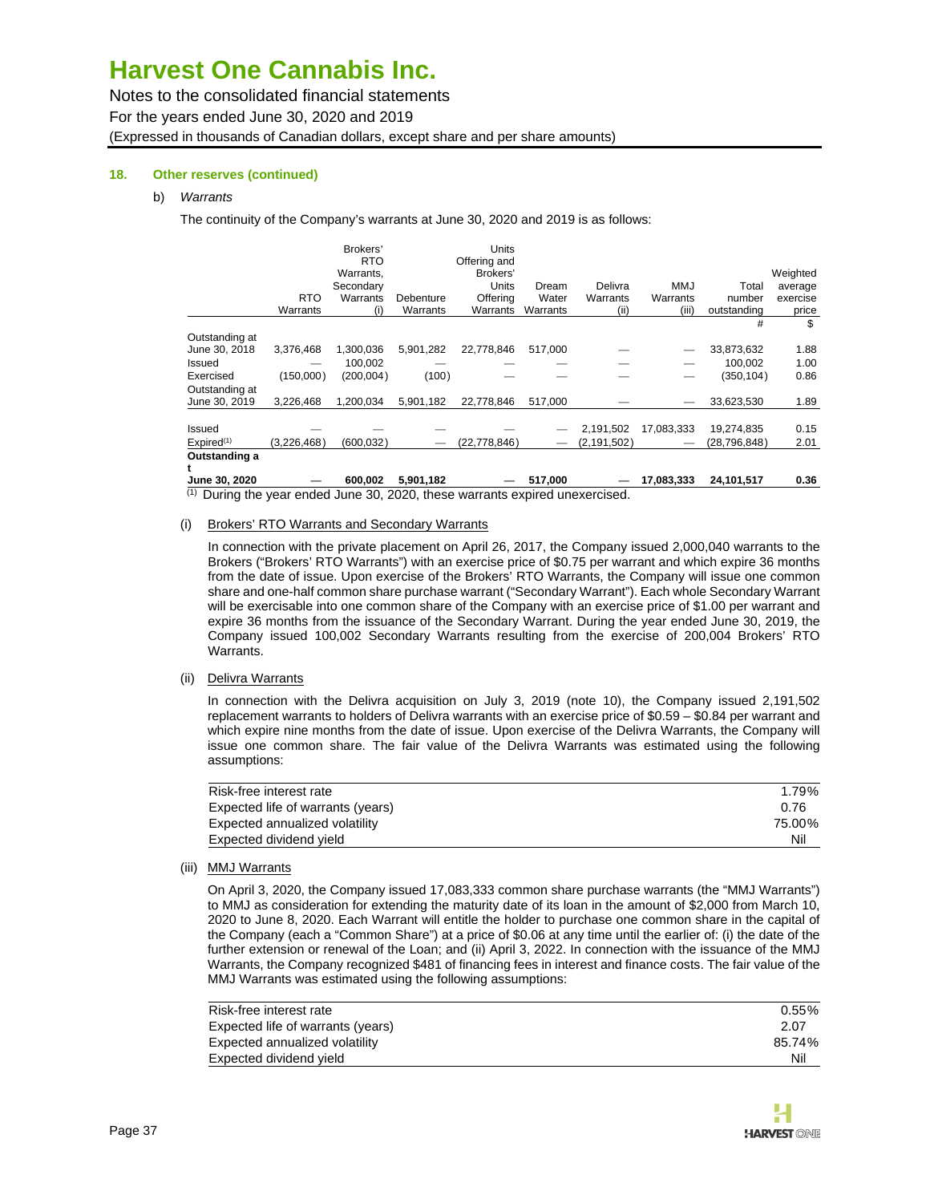# Harvest One Cannabis Inc.

Notes to the consolidated financial statements

For the years ended June 30, 2020 and 2019

(Expressed in thousands of Canadian dollars, except share and per share amounts)

**18. Other reserves (continued)**

b) *Warrants*

The continuity of the Company's warrants at June 30, 2020 and 2019 is as follows:

| | RTO Warrants | Brokers' RTO Warrants, Secondary Warrants (i) | Debenture Warrants | Units Offering and Brokers' Units Offering Warrants | Dream Water Warrants | Delivra Warrants (ii) | MMJ Warrants (iii) | Total number outstanding | Weighted average exercise price |
|---|---|---|---|---|---|---|---|---|---|
| | | | | | | | | # | $ |
| Outstanding at June 30, 2018 | 3,376,468 | 1,300,036 | 5,901,282 | 22,778,846 | 517,000 | — | — | 33,873,632 | 1.88 |
| Issued | — | 100,002 | — | — | — | — | — | 100,002 | 1.00 |
| Exercised | (150,000) | (200,004) | (100) | — | — | — | — | (350,104) | 0.86 |
| Outstanding at June 30, 2019 | 3,226,468 | 1,200,034 | 5,901,182 | 22,778,846 | 517,000 | — | — | 33,623,530 | 1.89 |
| Issued | — | — | — | — | — | 2,191,502 | 17,083,333 | 19,274,835 | 0.15 |
| Expired[(1)] | (3,226,468) | (600,032) | — | (22,778,846) | — | (2,191,502) | — | (28,796,848) | 2.01 |
| **Outstanding at June 30, 2020** | **—** | **600,002** | **5,901,182** | **—** | **517,000** | **—** | **17,083,333** | **24,101,517** | **0.36** |

(1) During the year ended June 30, 2020, these warrants expired unexercised.

(i) Brokers' RTO Warrants and Secondary Warrants

In connection with the private placement on April 26, 2017, the Company issued 2,000,040 warrants to the Brokers ("Brokers' RTO Warrants") with an exercise price of $0.75 per warrant and which expire 36 months from the date of issue. Upon exercise of the Brokers' RTO Warrants, the Company will issue one common share and one-half common share purchase warrant ("Secondary Warrant"). Each whole Secondary Warrant will be exercisable into one common share of the Company with an exercise price of $1.00 per warrant and expire 36 months from the issuance of the Secondary Warrant. During the year ended June 30, 2019, the Company issued 100,002 Secondary Warrants resulting from the exercise of 200,004 Brokers' RTO Warrants.

(ii) Delivra Warrants

In connection with the Delivra acquisition on July 3, 2019 (note 10), the Company issued 2,191,502 replacement warrants to holders of Delivra warrants with an exercise price of $0.59 – $0.84 per warrant and which expire nine months from the date of issue. Upon exercise of the Delivra Warrants, the Company will issue one common share. The fair value of the Delivra Warrants was estimated using the following assumptions:

| | |
|---|---|
| Risk-free interest rate | 1.79% |
| Expected life of warrants (years) | 0.76 |
| Expected annualized volatility | 75.00% |
| Expected dividend yield | Nil |

(iii) MMJ Warrants

On April 3, 2020, the Company issued 17,083,333 common share purchase warrants (the "MMJ Warrants") to MMJ as consideration for extending the maturity date of its loan in the amount of $2,000 from March 10, 2020 to June 8, 2020. Each Warrant will entitle the holder to purchase one common share in the capital of the Company (each a "Common Share") at a price of $0.06 at any time until the earlier of: (i) the date of the further extension or renewal of the Loan; and (ii) April 3, 2022. In connection with the issuance of the MMJ Warrants, the Company recognized $481 of financing fees in interest and finance costs. The fair value of the MMJ Warrants was estimated using the following assumptions:

| | |
|---|---|
| Risk-free interest rate | 0.55% |
| Expected life of warrants (years) | 2.07 |
| Expected annualized volatility | 85.74% |
| Expected dividend yield | Nil |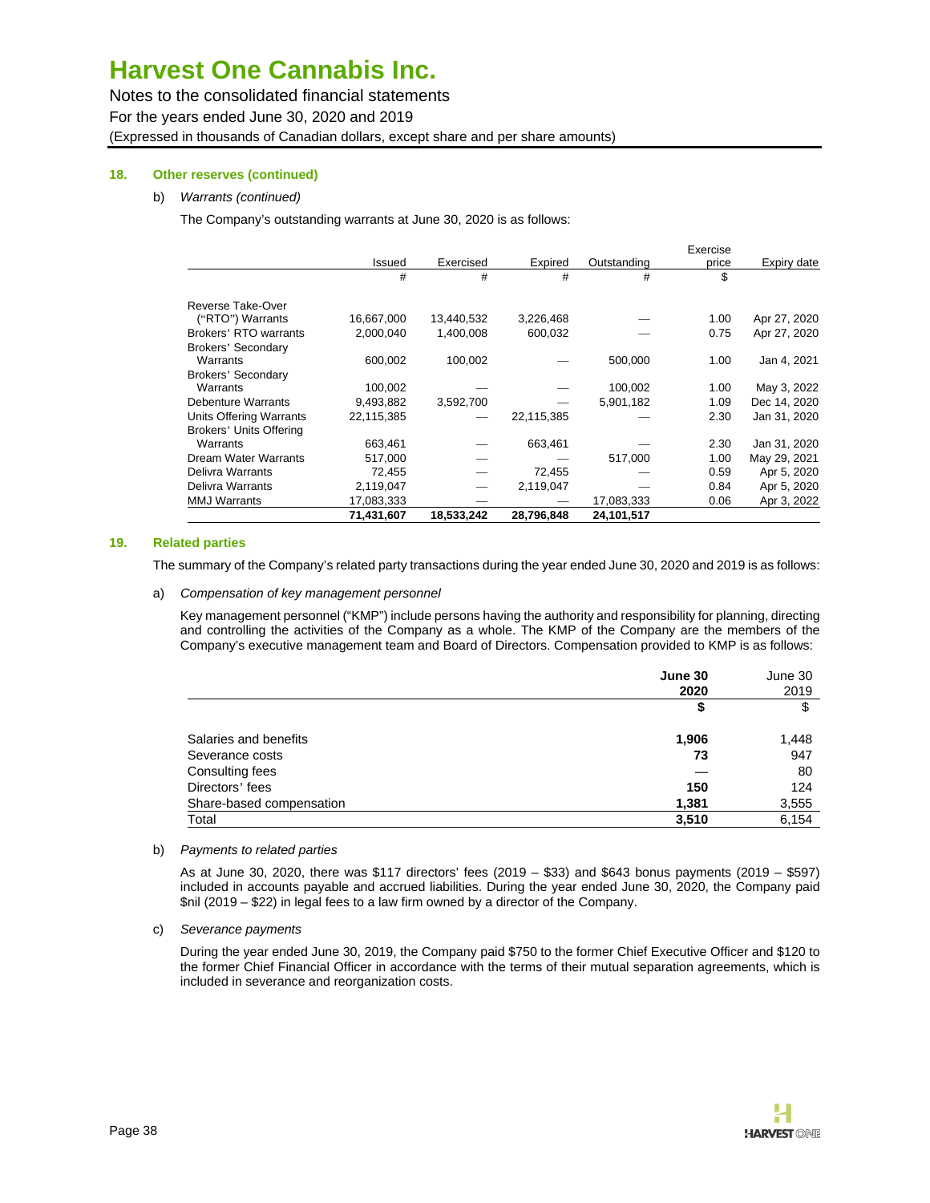### 18. Other reserves (continued)

b) *Warrants (continued)*

The Company's outstanding warrants at June 30, 2020 is as follows:

| | Issued | Exercised | Expired | Outstanding | Exercise price | Expiry date |
|---|---|---|---|---|---|---|
| | # | # | # | # | $ | |
| Reverse Take-Over ("RTO") Warrants | 16,667,000 | 13,440,532 | 3,226,468 | — | 1.00 | Apr 27, 2020 |
| Brokers' RTO warrants | 2,000,040 | 1,400,008 | 600,032 | — | 0.75 | Apr 27, 2020 |
| Brokers' Secondary Warrants | 600,002 | 100,002 | — | 500,000 | 1.00 | Jan 4, 2021 |
| Brokers' Secondary Warrants | 100,002 | — | — | 100,002 | 1.00 | May 3, 2022 |
| Debenture Warrants | 9,493,882 | 3,592,700 | — | 5,901,182 | 1.09 | Dec 14, 2020 |
| Units Offering Warrants | 22,115,385 | — | 22,115,385 | — | 2.30 | Jan 31, 2020 |
| Brokers' Units Offering Warrants | 663,461 | — | 663,461 | — | 2.30 | Jan 31, 2020 |
| Dream Water Warrants | 517,000 | — | — | 517,000 | 1.00 | May 29, 2021 |
| Delivra Warrants | 72,455 | — | 72,455 | — | 0.59 | Apr 5, 2020 |
| Delivra Warrants | 2,119,047 | — | 2,119,047 | — | 0.84 | Apr 5, 2020 |
| MMJ Warrants | 17,083,333 | — | — | 17,083,333 | 0.06 | Apr 3, 2022 |
| | **71,431,607** | **18,533,242** | **28,796,848** | **24,101,517** | | |

### 19. Related parties

The summary of the Company's related party transactions during the year ended June 30, 2020 and 2019 is as follows:

a) *Compensation of key management personnel*

Key management personnel ("KMP") include persons having the authority and responsibility for planning, directing and controlling the activities of the Company as a whole. The KMP of the Company are the members of the Company's executive management team and Board of Directors. Compensation provided to KMP is as follows:

| | **June 30 2020** | June 30 2019 |
|---|---|---|
| | **$** | $ |
| Salaries and benefits | **1,906** | 1,448 |
| Severance costs | **73** | 947 |
| Consulting fees | **—** | 80 |
| Directors' fees | **150** | 124 |
| Share-based compensation | **1,381** | 3,555 |
| Total | **3,510** | 6,154 |

b) *Payments to related parties*

As at June 30, 2020, there was $117 directors' fees (2019 – $33) and $643 bonus payments (2019 – $597) included in accounts payable and accrued liabilities. During the year ended June 30, 2020, the Company paid $nil (2019 – $22) in legal fees to a law firm owned by a director of the Company.

c) *Severance payments*

During the year ended June 30, 2019, the Company paid $750 to the former Chief Executive Officer and $120 to the former Chief Financial Officer in accordance with the terms of their mutual separation agreements, which is included in severance and reorganization costs.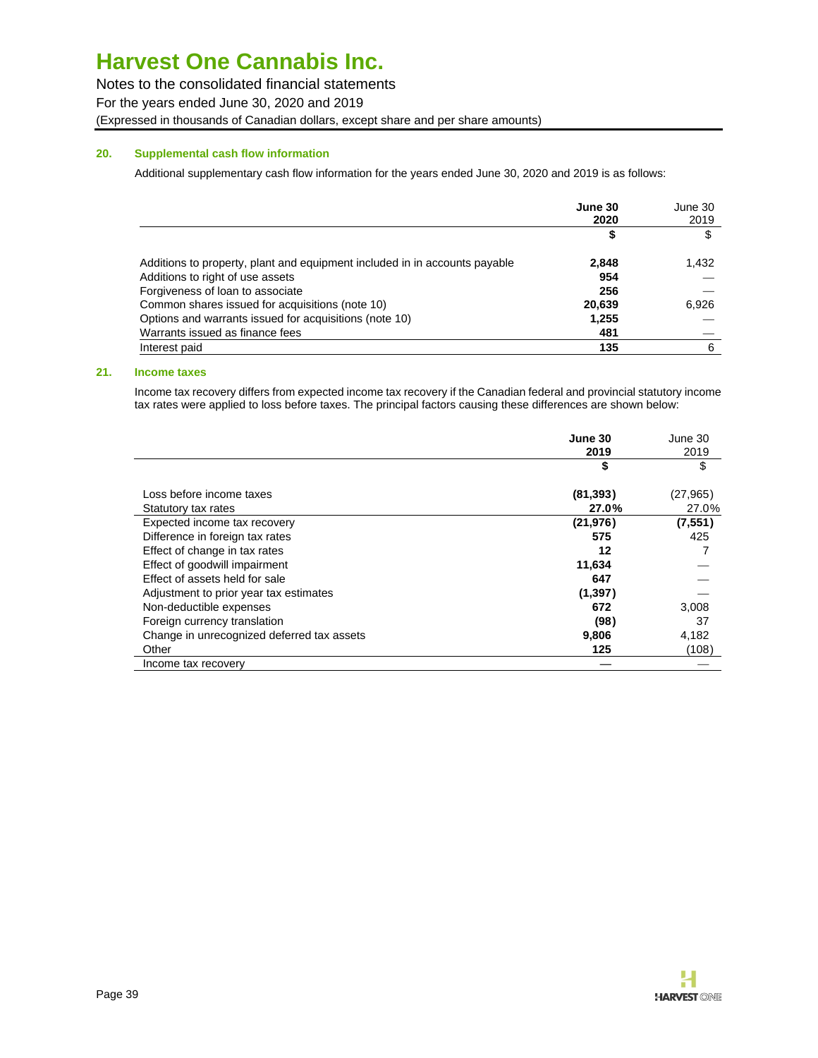# Harvest One Cannabis Inc.

Notes to the consolidated financial statements

For the years ended June 30, 2020 and 2019

(Expressed in thousands of Canadian dollars, except share and per share amounts)

## 20. Supplemental cash flow information

Additional supplementary cash flow information for the years ended June 30, 2020 and 2019 is as follows:

| | **June 30 2020** | June 30 2019 |
|---|---|---|
| | **$** | $ |
| Additions to property, plant and equipment included in in accounts payable | **2,848** | 1,432 |
| Additions to right of use assets | **954** | — |
| Forgiveness of loan to associate | **256** | — |
| Common shares issued for acquisitions (note 10) | **20,639** | 6,926 |
| Options and warrants issued for acquisitions (note 10) | **1,255** | — |
| Warrants issued as finance fees | **481** | — |
| Interest paid | **135** | 6 |

## 21. Income taxes

Income tax recovery differs from expected income tax recovery if the Canadian federal and provincial statutory income tax rates were applied to loss before taxes. The principal factors causing these differences are shown below:

| | **June 30 2019** | June 30 2019 |
|---|---|---|
| | **$** | $ |
| Loss before income taxes | **(81,393)** | (27,965) |
| Statutory tax rates | **27.0%** | 27.0% |
| Expected income tax recovery | **(21,976)** | **(7,551)** |
| Difference in foreign tax rates | **575** | 425 |
| Effect of change in tax rates | **12** | 7 |
| Effect of goodwill impairment | **11,634** | — |
| Effect of assets held for sale | **647** | — |
| Adjustment to prior year tax estimates | **(1,397)** | — |
| Non-deductible expenses | **672** | 3,008 |
| Foreign currency translation | **(98)** | 37 |
| Change in unrecognized deferred tax assets | **9,806** | 4,182 |
| Other | **125** | (108) |
| Income tax recovery | **—** | — |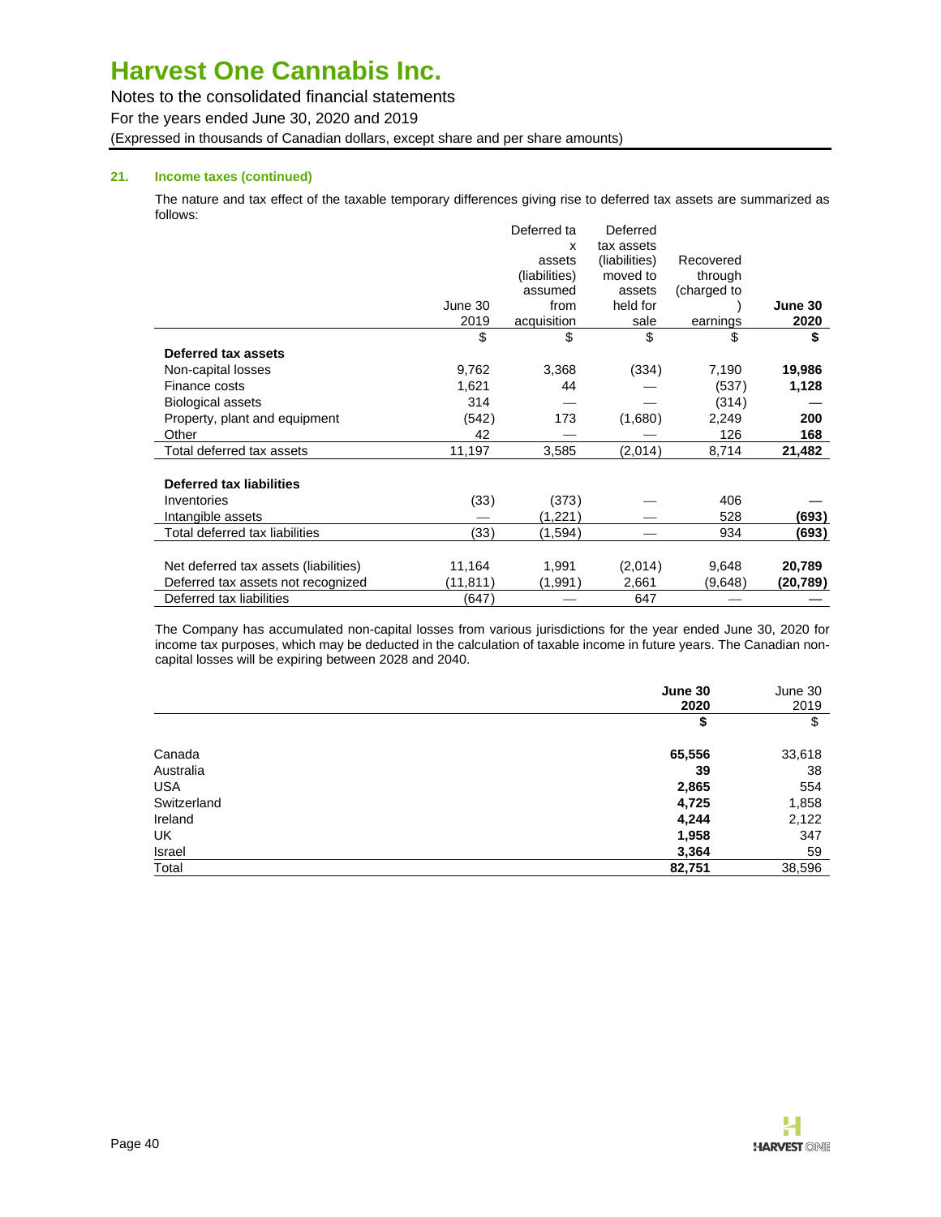# Harvest One Cannabis Inc.

Notes to the consolidated financial statements

For the years ended June 30, 2020 and 2019

(Expressed in thousands of Canadian dollars, except share and per share amounts)

**21. Income taxes (continued)**

The nature and tax effect of the taxable temporary differences giving rise to deferred tax assets are summarized as follows:

| | June 30 2019 | Deferred tax assets (liabilities) assumed from acquisition | Deferred tax assets (liabilities) moved to assets held for sale | Recovered through (charged to) earnings | **June 30 2020** |
|---|---|---|---|---|---|
| | $ | $ | $ | $ | **$** |
| **Deferred tax assets** | | | | | |
| Non-capital losses | 9,762 | 3,368 | (334) | 7,190 | **19,986** |
| Finance costs | 1,621 | 44 | — | (537) | **1,128** |
| Biological assets | 314 | — | — | (314) | **—** |
| Property, plant and equipment | (542) | 173 | (1,680) | 2,249 | **200** |
| Other | 42 | — | — | 126 | **168** |
| Total deferred tax assets | 11,197 | 3,585 | (2,014) | 8,714 | **21,482** |
| | | | | | |
| **Deferred tax liabilities** | | | | | |
| Inventories | (33) | (373) | — | 406 | **—** |
| Intangible assets | — | (1,221) | — | 528 | **(693)** |
| Total deferred tax liabilities | (33) | (1,594) | — | 934 | **(693)** |
| | | | | | |
| Net deferred tax assets (liabilities) | 11,164 | 1,991 | (2,014) | 9,648 | **20,789** |
| Deferred tax assets not recognized | (11,811) | (1,991) | 2,661 | (9,648) | **(20,789)** |
| Deferred tax liabilities | (647) | — | 647 | — | **—** |

The Company has accumulated non-capital losses from various jurisdictions for the year ended June 30, 2020 for income tax purposes, which may be deducted in the calculation of taxable income in future years. The Canadian non-capital losses will be expiring between 2028 and 2040.

| | **June 30 2020** | June 30 2019 |
|---|---|---|
| | **$** | $ |
| Canada | **65,556** | 33,618 |
| Australia | **39** | 38 |
| USA | **2,865** | 554 |
| Switzerland | **4,725** | 1,858 |
| Ireland | **4,244** | 2,122 |
| UK | **1,958** | 347 |
| Israel | **3,364** | 59 |
| Total | **82,751** | 38,596 |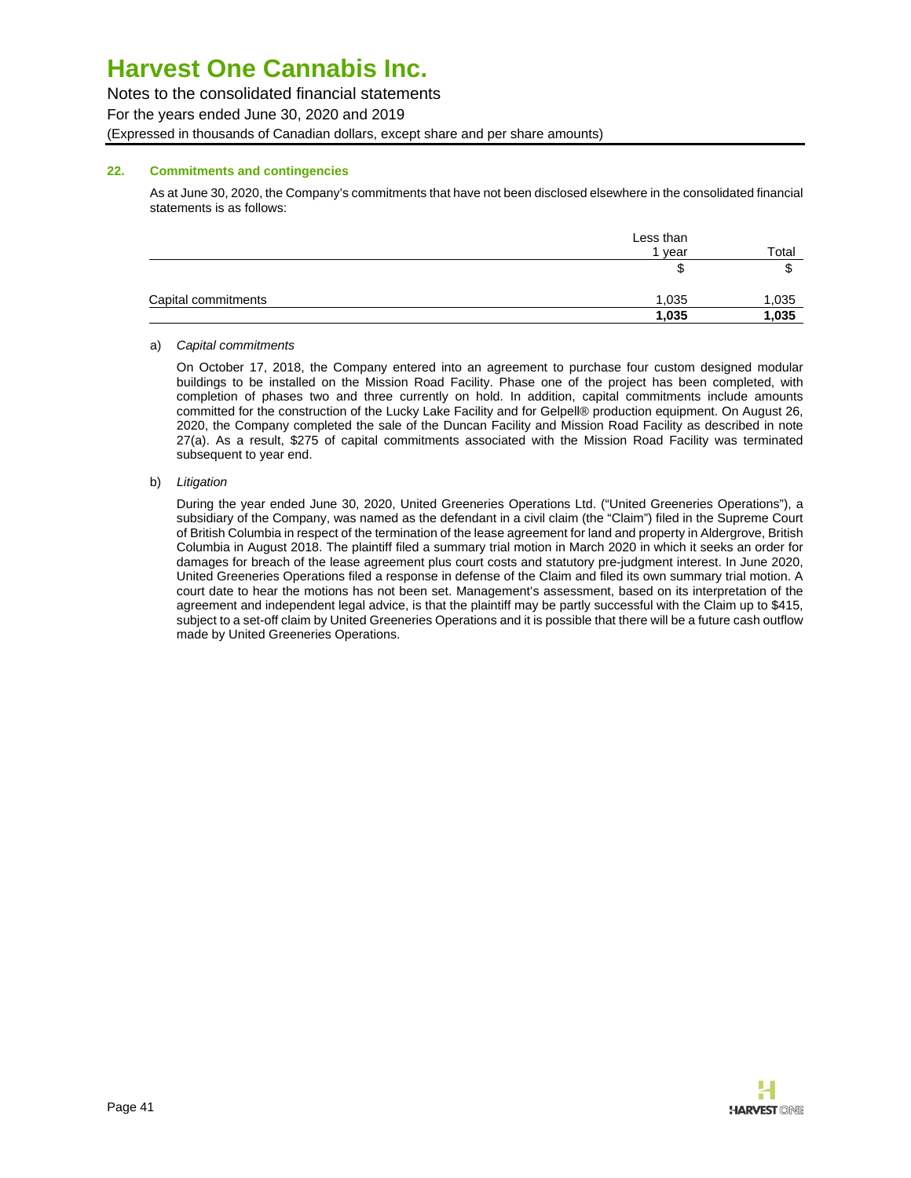## 22. Commitments and contingencies

As at June 30, 2020, the Company's commitments that have not been disclosed elsewhere in the consolidated financial statements is as follows:

| | Less than 1 year | Total |
|---|---|---|
| | $ | $ |
| Capital commitments | 1,035 | 1,035 |
| | **1,035** | **1,035** |

a) *Capital commitments*

On October 17, 2018, the Company entered into an agreement to purchase four custom designed modular buildings to be installed on the Mission Road Facility. Phase one of the project has been completed, with completion of phases two and three currently on hold. In addition, capital commitments include amounts committed for the construction of the Lucky Lake Facility and for Gelpell® production equipment. On August 26, 2020, the Company completed the sale of the Duncan Facility and Mission Road Facility as described in note 27(a). As a result, $275 of capital commitments associated with the Mission Road Facility was terminated subsequent to year end.

b) *Litigation*

During the year ended June 30, 2020, United Greeneries Operations Ltd. ("United Greeneries Operations"), a subsidiary of the Company, was named as the defendant in a civil claim (the "Claim") filed in the Supreme Court of British Columbia in respect of the termination of the lease agreement for land and property in Aldergrove, British Columbia in August 2018. The plaintiff filed a summary trial motion in March 2020 in which it seeks an order for damages for breach of the lease agreement plus court costs and statutory pre-judgment interest. In June 2020, United Greeneries Operations filed a response in defense of the Claim and filed its own summary trial motion. A court date to hear the motions has not been set. Management's assessment, based on its interpretation of the agreement and independent legal advice, is that the plaintiff may be partly successful with the Claim up to $415, subject to a set-off claim by United Greeneries Operations and it is possible that there will be a future cash outflow made by United Greeneries Operations.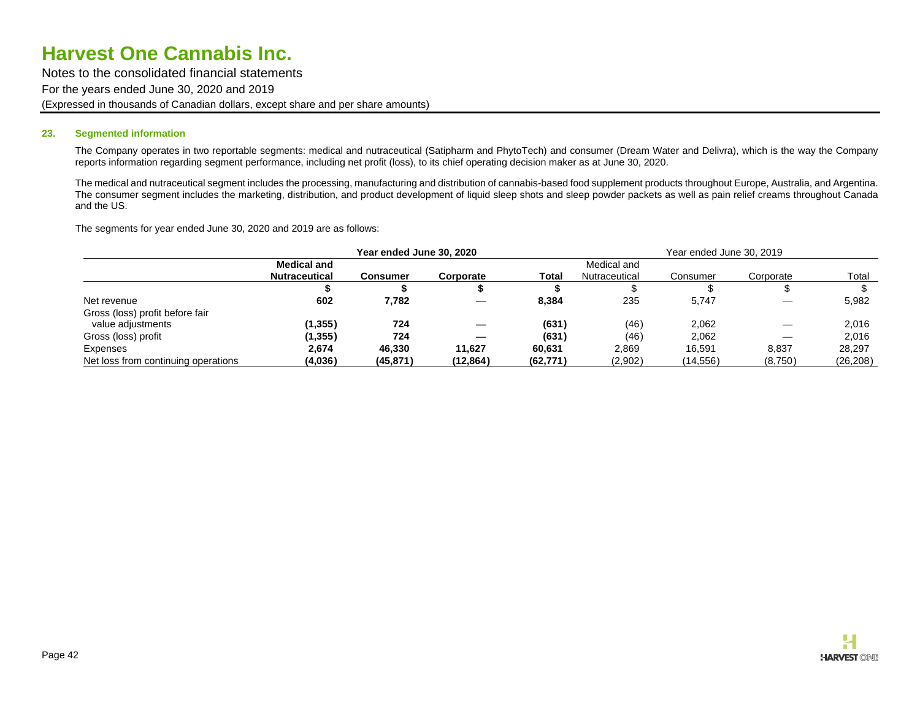### 23. Segmented information

The Company operates in two reportable segments: medical and nutraceutical (Satipharm and PhytoTech) and consumer (Dream Water and Delivra), which is the way the Company reports information regarding segment performance, including net profit (loss), to its chief operating decision maker as at June 30, 2020.

The medical and nutraceutical segment includes the processing, manufacturing and distribution of cannabis-based food supplement products throughout Europe, Australia, and Argentina. The consumer segment includes the marketing, distribution, and product development of liquid sleep shots and sleep powder packets as well as pain relief creams throughout Canada and the US.

The segments for year ended June 30, 2020 and 2019 are as follows:

| | **Year ended June 30, 2020** | | | | Year ended June 30, 2019 | | | |
|---|---|---|---|---|---|---|---|---|
| | **Medical and Nutraceutical** | **Consumer** | **Corporate** | **Total** | Medical and Nutraceutical | Consumer | Corporate | Total |
| | **$** | **$** | **$** | **$** | $ | $ | $ | $ |
| Net revenue | **602** | **7,782** | **—** | **8,384** | 235 | 5,747 | — | 5,982 |
| Gross (loss) profit before fair value adjustments | **(1,355)** | **724** | **—** | **(631)** | (46) | 2,062 | — | 2,016 |
| Gross (loss) profit | **(1,355)** | **724** | **—** | **(631)** | (46) | 2,062 | — | 2,016 |
| Expenses | **2,674** | **46,330** | **11,627** | **60,631** | 2,869 | 16,591 | 8,837 | 28,297 |
| Net loss from continuing operations | **(4,036)** | **(45,871)** | **(12,864)** | **(62,771)** | (2,902) | (14,556) | (8,750) | (26,208) |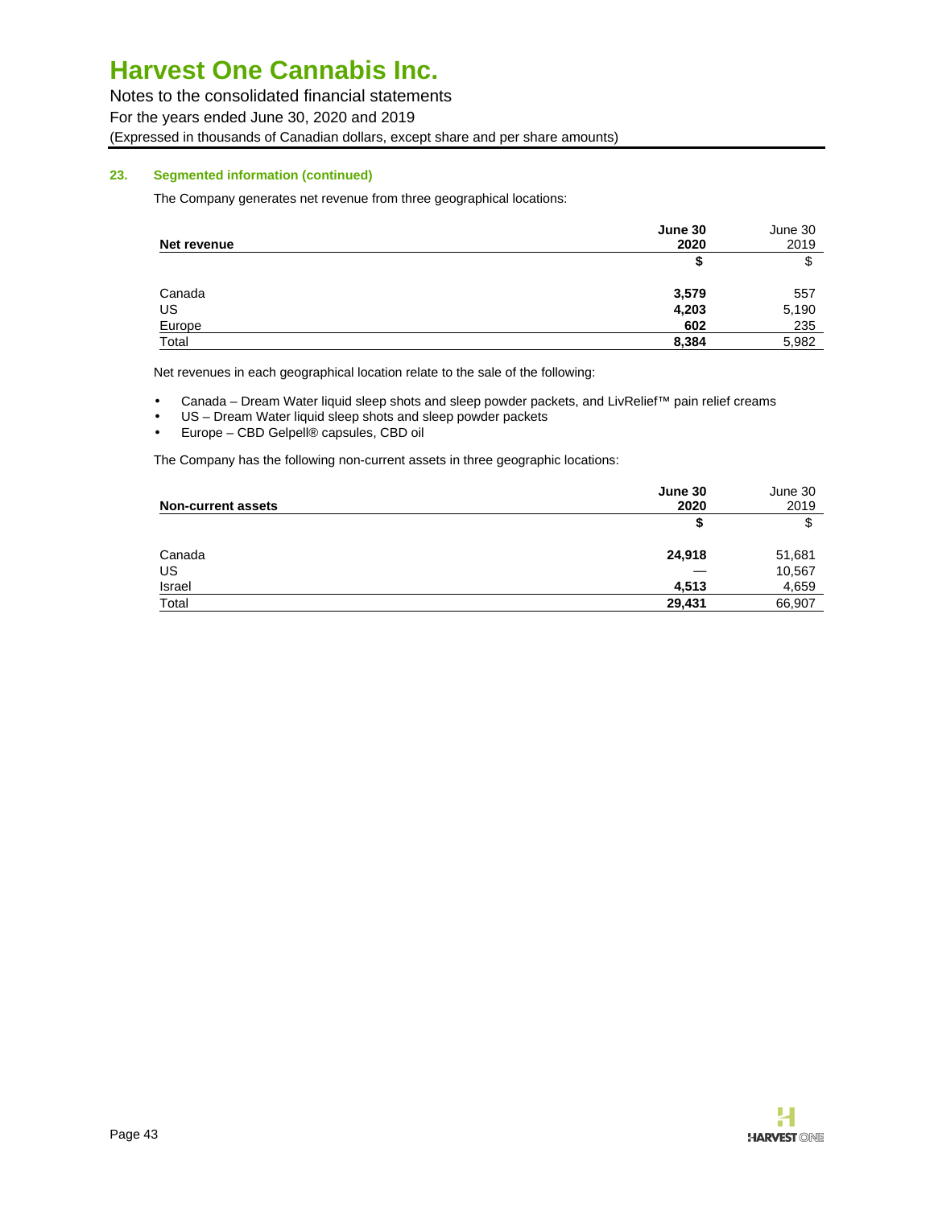### 23. Segmented information (continued)

The Company generates net revenue from three geographical locations:

| Net revenue | June 30 2020 | June 30 2019 |
|---|---|---|
| | **$** | $ |
| Canada | **3,579** | 557 |
| US | **4,203** | 5,190 |
| Europe | **602** | 235 |
| Total | **8,384** | 5,982 |

Net revenues in each geographical location relate to the sale of the following:

- Canada – Dream Water liquid sleep shots and sleep powder packets, and LivRelief™ pain relief creams
- US – Dream Water liquid sleep shots and sleep powder packets
- Europe – CBD Gelpell® capsules, CBD oil

The Company has the following non-current assets in three geographic locations:

| Non-current assets | June 30 2020 | June 30 2019 |
|---|---|---|
| | **$** | $ |
| Canada | **24,918** | 51,681 |
| US | **—** | 10,567 |
| Israel | **4,513** | 4,659 |
| Total | **29,431** | 66,907 |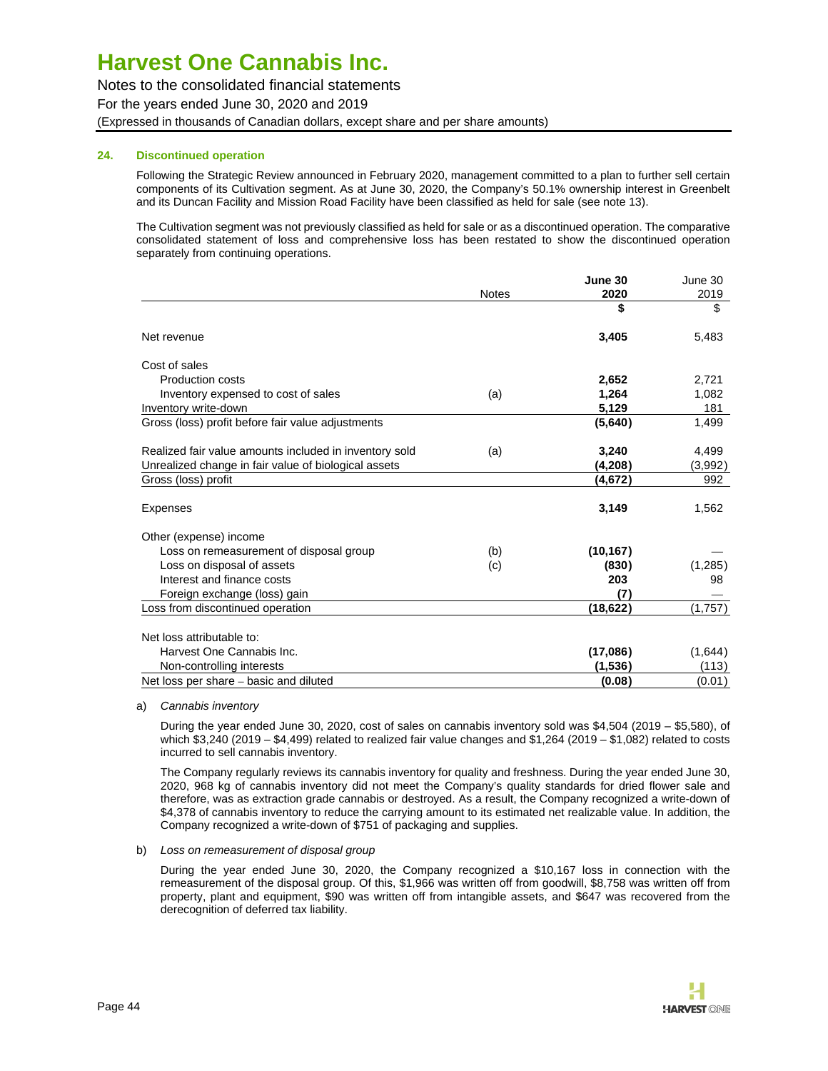# Harvest One Cannabis Inc.

Notes to the consolidated financial statements

For the years ended June 30, 2020 and 2019

(Expressed in thousands of Canadian dollars, except share and per share amounts)

## 24. Discontinued operation

Following the Strategic Review announced in February 2020, management committed to a plan to further sell certain components of its Cultivation segment. As at June 30, 2020, the Company's 50.1% ownership interest in Greenbelt and its Duncan Facility and Mission Road Facility have been classified as held for sale (see note 13).

The Cultivation segment was not previously classified as held for sale or as a discontinued operation. The comparative consolidated statement of loss and comprehensive loss has been restated to show the discontinued operation separately from continuing operations.

| | Notes | **June 30 2020** | June 30 2019 |
|---|---|---|---|
| | | **$** | $ |
| Net revenue | | **3,405** | 5,483 |
| Cost of sales | | | |
| Production costs | | **2,652** | 2,721 |
| Inventory expensed to cost of sales | (a) | **1,264** | 1,082 |
| Inventory write-down | | **5,129** | 181 |
| Gross (loss) profit before fair value adjustments | | **(5,640)** | 1,499 |
| Realized fair value amounts included in inventory sold | (a) | **3,240** | 4,499 |
| Unrealized change in fair value of biological assets | | **(4,208)** | (3,992) |
| Gross (loss) profit | | **(4,672)** | 992 |
| Expenses | | **3,149** | 1,562 |
| Other (expense) income | | | |
| Loss on remeasurement of disposal group | (b) | **(10,167)** | — |
| Loss on disposal of assets | (c) | **(830)** | (1,285) |
| Interest and finance costs | | **203** | 98 |
| Foreign exchange (loss) gain | | **(7)** | — |
| Loss from discontinued operation | | **(18,622)** | (1,757) |
| Net loss attributable to: | | | |
| Harvest One Cannabis Inc. | | **(17,086)** | (1,644) |
| Non-controlling interests | | **(1,536)** | (113) |
| Net loss per share – basic and diluted | | **(0.08)** | (0.01) |

a) *Cannabis inventory*

During the year ended June 30, 2020, cost of sales on cannabis inventory sold was $4,504 (2019 – $5,580), of which $3,240 (2019 – $4,499) related to realized fair value changes and $1,264 (2019 – $1,082) related to costs incurred to sell cannabis inventory.

The Company regularly reviews its cannabis inventory for quality and freshness. During the year ended June 30, 2020, 968 kg of cannabis inventory did not meet the Company's quality standards for dried flower sale and therefore, was as extraction grade cannabis or destroyed. As a result, the Company recognized a write-down of $4,378 of cannabis inventory to reduce the carrying amount to its estimated net realizable value. In addition, the Company recognized a write-down of $751 of packaging and supplies.

b) *Loss on remeasurement of disposal group*

During the year ended June 30, 2020, the Company recognized a $10,167 loss in connection with the remeasurement of the disposal group. Of this, $1,966 was written off from goodwill, $8,758 was written off from property, plant and equipment, $90 was written off from intangible assets, and $647 was recovered from the derecognition of deferred tax liability.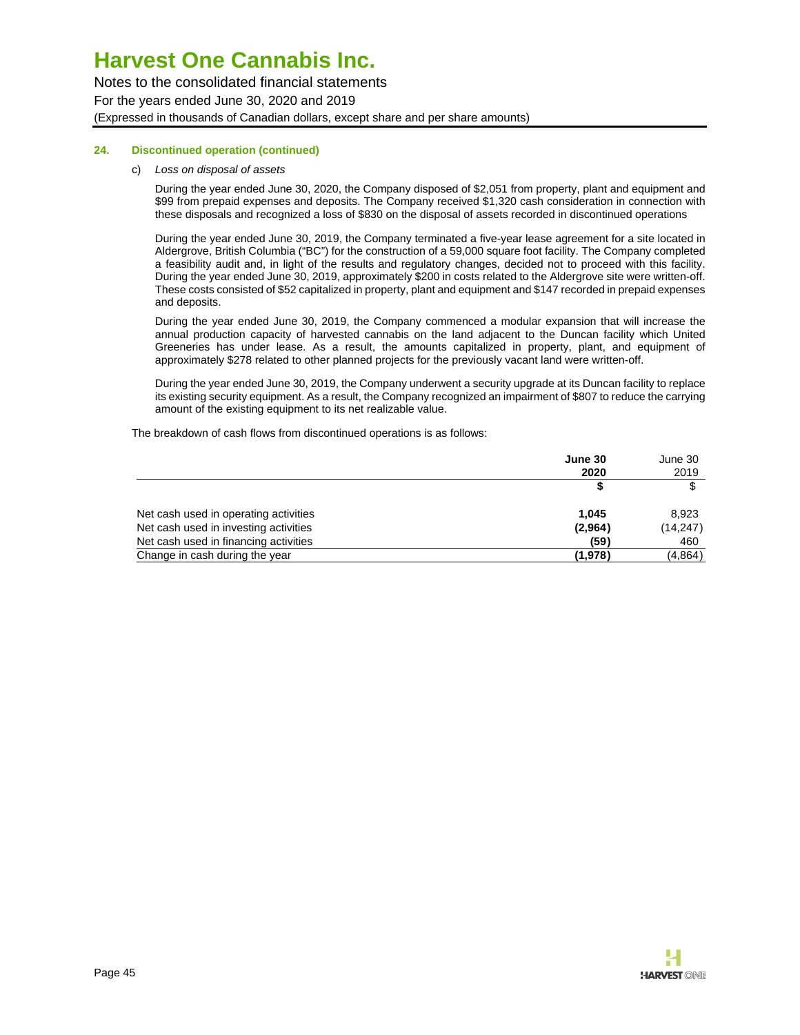### 24. Discontinued operation (continued)

c) *Loss on disposal of assets*

During the year ended June 30, 2020, the Company disposed of $2,051 from property, plant and equipment and $99 from prepaid expenses and deposits. The Company received $1,320 cash consideration in connection with these disposals and recognized a loss of $830 on the disposal of assets recorded in discontinued operations

During the year ended June 30, 2019, the Company terminated a five-year lease agreement for a site located in Aldergrove, British Columbia ("BC") for the construction of a 59,000 square foot facility. The Company completed a feasibility audit and, in light of the results and regulatory changes, decided not to proceed with this facility. During the year ended June 30, 2019, approximately $200 in costs related to the Aldergrove site were written-off. These costs consisted of $52 capitalized in property, plant and equipment and $147 recorded in prepaid expenses and deposits.

During the year ended June 30, 2019, the Company commenced a modular expansion that will increase the annual production capacity of harvested cannabis on the land adjacent to the Duncan facility which United Greeneries has under lease. As a result, the amounts capitalized in property, plant, and equipment of approximately $278 related to other planned projects for the previously vacant land were written-off.

During the year ended June 30, 2019, the Company underwent a security upgrade at its Duncan facility to replace its existing security equipment. As a result, the Company recognized an impairment of $807 to reduce the carrying amount of the existing equipment to its net realizable value.

The breakdown of cash flows from discontinued operations is as follows:

| | **June 30 2020** | June 30 2019 |
|---|---|---|
| | **$** | $ |
| Net cash used in operating activities | **1,045** | 8,923 |
| Net cash used in investing activities | **(2,964)** | (14,247) |
| Net cash used in financing activities | **(59)** | 460 |
| Change in cash during the year | **(1,978)** | (4,864) |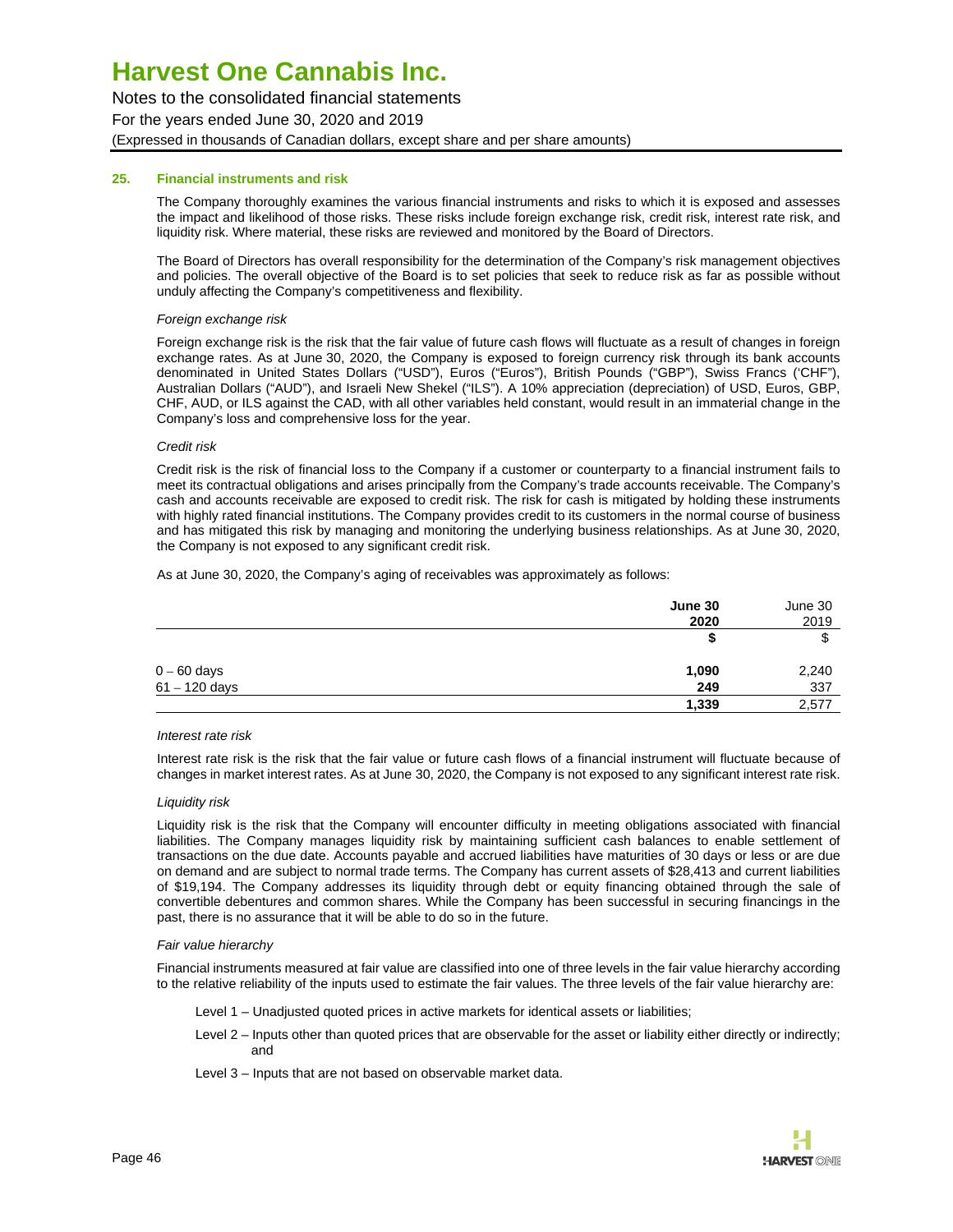# Harvest One Cannabis Inc.

Notes to the consolidated financial statements
For the years ended June 30, 2020 and 2019
(Expressed in thousands of Canadian dollars, except share and per share amounts)

## 25. Financial instruments and risk

The Company thoroughly examines the various financial instruments and risks to which it is exposed and assesses the impact and likelihood of those risks. These risks include foreign exchange risk, credit risk, interest rate risk, and liquidity risk. Where material, these risks are reviewed and monitored by the Board of Directors.

The Board of Directors has overall responsibility for the determination of the Company's risk management objectives and policies. The overall objective of the Board is to set policies that seek to reduce risk as far as possible without unduly affecting the Company's competitiveness and flexibility.

*Foreign exchange risk*

Foreign exchange risk is the risk that the fair value of future cash flows will fluctuate as a result of changes in foreign exchange rates. As at June 30, 2020, the Company is exposed to foreign currency risk through its bank accounts denominated in United States Dollars ("USD"), Euros ("Euros"), British Pounds ("GBP"), Swiss Francs ('CHF"), Australian Dollars ("AUD"), and Israeli New Shekel ("ILS"). A 10% appreciation (depreciation) of USD, Euros, GBP, CHF, AUD, or ILS against the CAD, with all other variables held constant, would result in an immaterial change in the Company's loss and comprehensive loss for the year.

*Credit risk*

Credit risk is the risk of financial loss to the Company if a customer or counterparty to a financial instrument fails to meet its contractual obligations and arises principally from the Company's trade accounts receivable. The Company's cash and accounts receivable are exposed to credit risk. The risk for cash is mitigated by holding these instruments with highly rated financial institutions. The Company provides credit to its customers in the normal course of business and has mitigated this risk by managing and monitoring the underlying business relationships. As at June 30, 2020, the Company is not exposed to any significant credit risk.

As at June 30, 2020, the Company's aging of receivables was approximately as follows:

| | **June 30 2020** | June 30 2019 |
|---|---|---|
| | **\$** | \$ |
| 0 – 60 days | **1,090** | 2,240 |
| 61 – 120 days | **249** | 337 |
| | **1,339** | 2,577 |

*Interest rate risk*

Interest rate risk is the risk that the fair value or future cash flows of a financial instrument will fluctuate because of changes in market interest rates. As at June 30, 2020, the Company is not exposed to any significant interest rate risk.

*Liquidity risk*

Liquidity risk is the risk that the Company will encounter difficulty in meeting obligations associated with financial liabilities. The Company manages liquidity risk by maintaining sufficient cash balances to enable settlement of transactions on the due date. Accounts payable and accrued liabilities have maturities of 30 days or less or are due on demand and are subject to normal trade terms. The Company has current assets of \$28,413 and current liabilities of \$19,194. The Company addresses its liquidity through debt or equity financing obtained through the sale of convertible debentures and common shares. While the Company has been successful in securing financings in the past, there is no assurance that it will be able to do so in the future.

*Fair value hierarchy*

Financial instruments measured at fair value are classified into one of three levels in the fair value hierarchy according to the relative reliability of the inputs used to estimate the fair values. The three levels of the fair value hierarchy are:

Level 1 – Unadjusted quoted prices in active markets for identical assets or liabilities;

Level 2 – Inputs other than quoted prices that are observable for the asset or liability either directly or indirectly; and

Level 3 – Inputs that are not based on observable market data.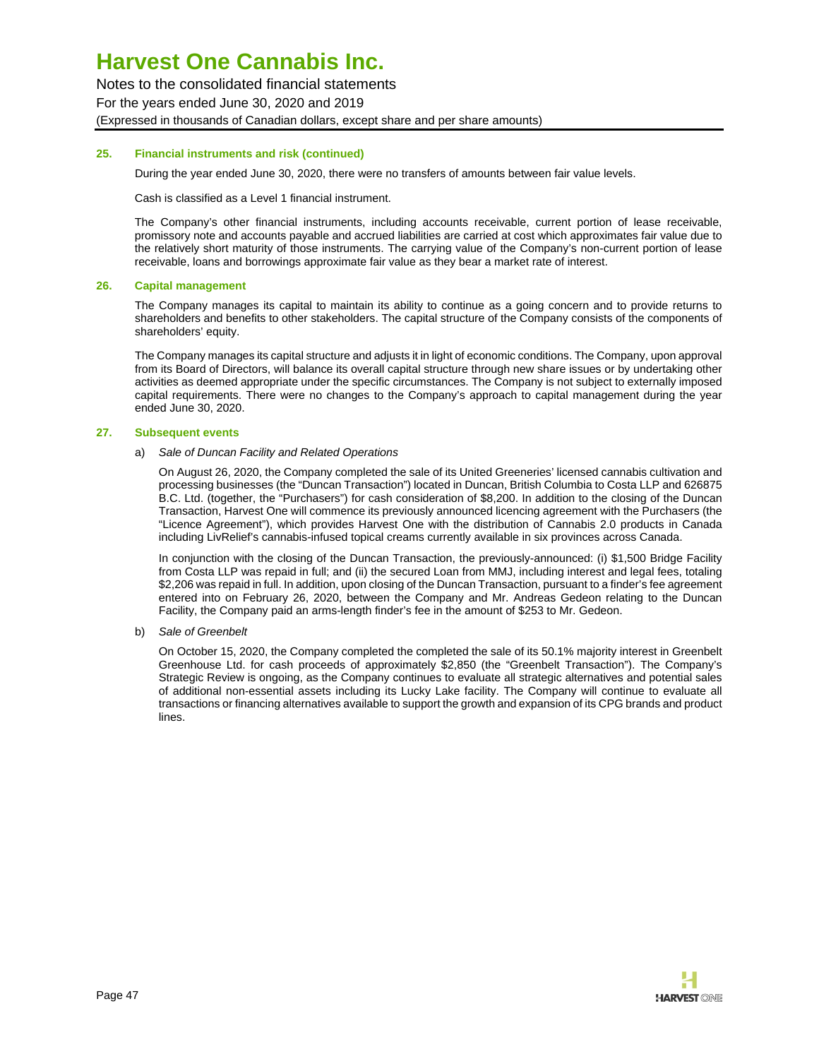### 25. Financial instruments and risk (continued)

During the year ended June 30, 2020, there were no transfers of amounts between fair value levels.

Cash is classified as a Level 1 financial instrument.

The Company's other financial instruments, including accounts receivable, current portion of lease receivable, promissory note and accounts payable and accrued liabilities are carried at cost which approximates fair value due to the relatively short maturity of those instruments. The carrying value of the Company's non-current portion of lease receivable, loans and borrowings approximate fair value as they bear a market rate of interest.

### 26. Capital management

The Company manages its capital to maintain its ability to continue as a going concern and to provide returns to shareholders and benefits to other stakeholders. The capital structure of the Company consists of the components of shareholders' equity.

The Company manages its capital structure and adjusts it in light of economic conditions. The Company, upon approval from its Board of Directors, will balance its overall capital structure through new share issues or by undertaking other activities as deemed appropriate under the specific circumstances. The Company is not subject to externally imposed capital requirements. There were no changes to the Company's approach to capital management during the year ended June 30, 2020.

### 27. Subsequent events

a) *Sale of Duncan Facility and Related Operations*

On August 26, 2020, the Company completed the sale of its United Greeneries' licensed cannabis cultivation and processing businesses (the "Duncan Transaction") located in Duncan, British Columbia to Costa LLP and 626875 B.C. Ltd. (together, the "Purchasers") for cash consideration of $8,200. In addition to the closing of the Duncan Transaction, Harvest One will commence its previously announced licencing agreement with the Purchasers (the "Licence Agreement"), which provides Harvest One with the distribution of Cannabis 2.0 products in Canada including LivRelief's cannabis-infused topical creams currently available in six provinces across Canada.

In conjunction with the closing of the Duncan Transaction, the previously-announced: (i) $1,500 Bridge Facility from Costa LLP was repaid in full; and (ii) the secured Loan from MMJ, including interest and legal fees, totaling $2,206 was repaid in full. In addition, upon closing of the Duncan Transaction, pursuant to a finder's fee agreement entered into on February 26, 2020, between the Company and Mr. Andreas Gedeon relating to the Duncan Facility, the Company paid an arms-length finder's fee in the amount of $253 to Mr. Gedeon.

b) *Sale of Greenbelt*

On October 15, 2020, the Company completed the completed the sale of its 50.1% majority interest in Greenbelt Greenhouse Ltd. for cash proceeds of approximately $2,850 (the "Greenbelt Transaction"). The Company's Strategic Review is ongoing, as the Company continues to evaluate all strategic alternatives and potential sales of additional non-essential assets including its Lucky Lake facility. The Company will continue to evaluate all transactions or financing alternatives available to support the growth and expansion of its CPG brands and product lines.